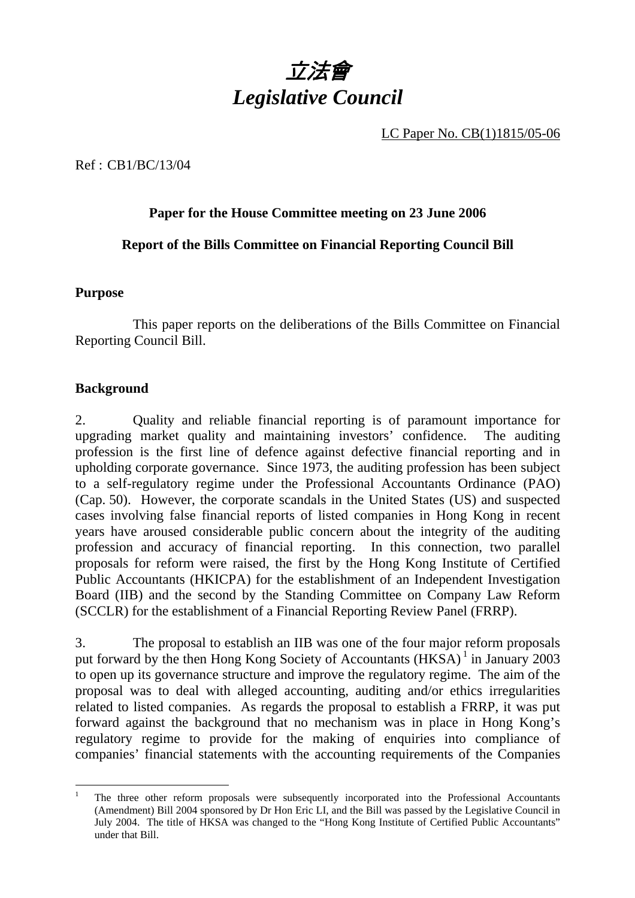# 立法會
# *Legislative Council*

LC Paper No. CB(1)1815/05-06

Ref : CB1/BC/13/04

**Paper for the House Committee meeting on 23 June 2006**

**Report of the Bills Committee on Financial Reporting Council Bill**

## Purpose

This paper reports on the deliberations of the Bills Committee on Financial Reporting Council Bill.

## Background

2. Quality and reliable financial reporting is of paramount importance for upgrading market quality and maintaining investors' confidence. The auditing profession is the first line of defence against defective financial reporting and in upholding corporate governance. Since 1973, the auditing profession has been subject to a self-regulatory regime under the Professional Accountants Ordinance (PAO) (Cap. 50). However, the corporate scandals in the United States (US) and suspected cases involving false financial reports of listed companies in Hong Kong in recent years have aroused considerable public concern about the integrity of the auditing profession and accuracy of financial reporting. In this connection, two parallel proposals for reform were raised, the first by the Hong Kong Institute of Certified Public Accountants (HKICPA) for the establishment of an Independent Investigation Board (IIB) and the second by the Standing Committee on Company Law Reform (SCCLR) for the establishment of a Financial Reporting Review Panel (FRRP).

3. The proposal to establish an IIB was one of the four major reform proposals put forward by the then Hong Kong Society of Accountants (HKSA)[1] in January 2003 to open up its governance structure and improve the regulatory regime. The aim of the proposal was to deal with alleged accounting, auditing and/or ethics irregularities related to listed companies. As regards the proposal to establish a FRRP, it was put forward against the background that no mechanism was in place in Hong Kong's regulatory regime to provide for the making of enquiries into compliance of companies' financial statements with the accounting requirements of the Companies

---

[1] The three other reform proposals were subsequently incorporated into the Professional Accountants (Amendment) Bill 2004 sponsored by Dr Hon Eric LI, and the Bill was passed by the Legislative Council in July 2004. The title of HKSA was changed to the "Hong Kong Institute of Certified Public Accountants" under that Bill.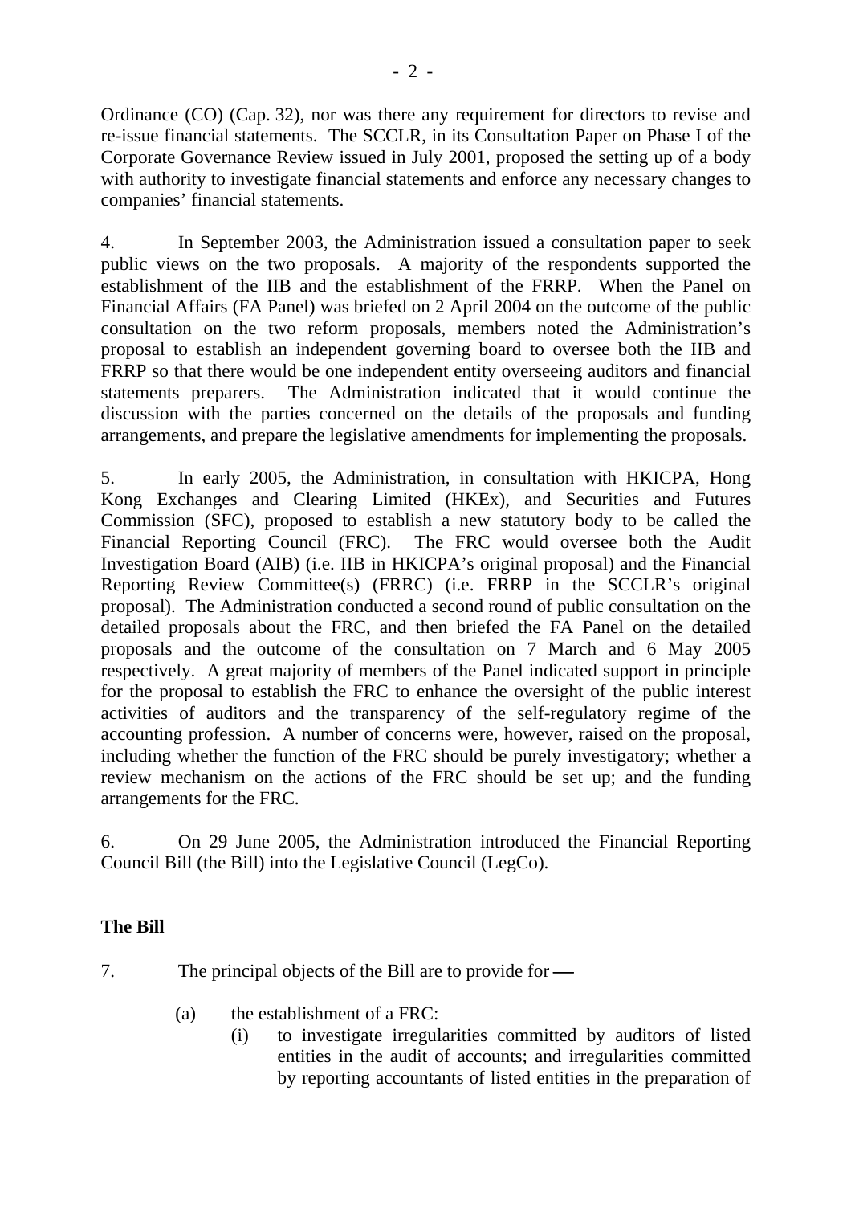Ordinance (CO) (Cap. 32), nor was there any requirement for directors to revise and re-issue financial statements. The SCCLR, in its Consultation Paper on Phase I of the Corporate Governance Review issued in July 2001, proposed the setting up of a body with authority to investigate financial statements and enforce any necessary changes to companies' financial statements.

4. In September 2003, the Administration issued a consultation paper to seek public views on the two proposals. A majority of the respondents supported the establishment of the IIB and the establishment of the FRRP. When the Panel on Financial Affairs (FA Panel) was briefed on 2 April 2004 on the outcome of the public consultation on the two reform proposals, members noted the Administration's proposal to establish an independent governing board to oversee both the IIB and FRRP so that there would be one independent entity overseeing auditors and financial statements preparers. The Administration indicated that it would continue the discussion with the parties concerned on the details of the proposals and funding arrangements, and prepare the legislative amendments for implementing the proposals.

5. In early 2005, the Administration, in consultation with HKICPA, Hong Kong Exchanges and Clearing Limited (HKEx), and Securities and Futures Commission (SFC), proposed to establish a new statutory body to be called the Financial Reporting Council (FRC). The FRC would oversee both the Audit Investigation Board (AIB) (i.e. IIB in HKICPA's original proposal) and the Financial Reporting Review Committee(s) (FRRC) (i.e. FRRP in the SCCLR's original proposal). The Administration conducted a second round of public consultation on the detailed proposals about the FRC, and then briefed the FA Panel on the detailed proposals and the outcome of the consultation on 7 March and 6 May 2005 respectively. A great majority of members of the Panel indicated support in principle for the proposal to establish the FRC to enhance the oversight of the public interest activities of auditors and the transparency of the self-regulatory regime of the accounting profession. A number of concerns were, however, raised on the proposal, including whether the function of the FRC should be purely investigatory; whether a review mechanism on the actions of the FRC should be set up; and the funding arrangements for the FRC.

6. On 29 June 2005, the Administration introduced the Financial Reporting Council Bill (the Bill) into the Legislative Council (LegCo).

**The Bill**

7. The principal objects of the Bill are to provide for ―

(a) the establishment of a FRC:

(i) to investigate irregularities committed by auditors of listed entities in the audit of accounts; and irregularities committed by reporting accountants of listed entities in the preparation of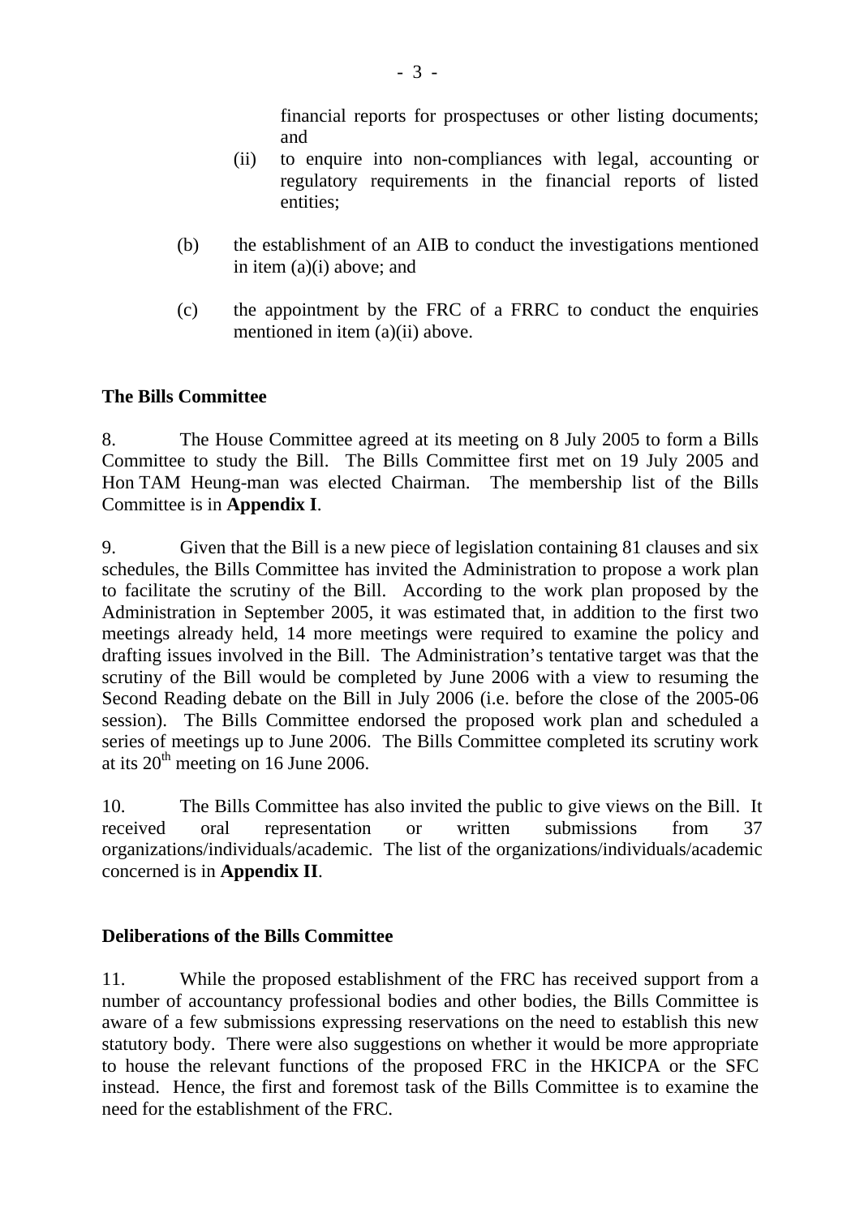financial reports for prospectuses or other listing documents; and

   (ii) to enquire into non-compliances with legal, accounting or regulatory requirements in the financial reports of listed entities;

(b) the establishment of an AIB to conduct the investigations mentioned in item (a)(i) above; and

(c) the appointment by the FRC of a FRRC to conduct the enquiries mentioned in item (a)(ii) above.

**The Bills Committee**

8. The House Committee agreed at its meeting on 8 July 2005 to form a Bills Committee to study the Bill. The Bills Committee first met on 19 July 2005 and Hon TAM Heung-man was elected Chairman. The membership list of the Bills Committee is in **Appendix I**.

9. Given that the Bill is a new piece of legislation containing 81 clauses and six schedules, the Bills Committee has invited the Administration to propose a work plan to facilitate the scrutiny of the Bill. According to the work plan proposed by the Administration in September 2005, it was estimated that, in addition to the first two meetings already held, 14 more meetings were required to examine the policy and drafting issues involved in the Bill. The Administration's tentative target was that the scrutiny of the Bill would be completed by June 2006 with a view to resuming the Second Reading debate on the Bill in July 2006 (i.e. before the close of the 2005-06 session). The Bills Committee endorsed the proposed work plan and scheduled a series of meetings up to June 2006. The Bills Committee completed its scrutiny work at its 20th meeting on 16 June 2006.

10. The Bills Committee has also invited the public to give views on the Bill. It received oral representation or written submissions from 37 organizations/individuals/academic. The list of the organizations/individuals/academic concerned is in **Appendix II**.

**Deliberations of the Bills Committee**

11. While the proposed establishment of the FRC has received support from a number of accountancy professional bodies and other bodies, the Bills Committee is aware of a few submissions expressing reservations on the need to establish this new statutory body. There were also suggestions on whether it would be more appropriate to house the relevant functions of the proposed FRC in the HKICPA or the SFC instead. Hence, the first and foremost task of the Bills Committee is to examine the need for the establishment of the FRC.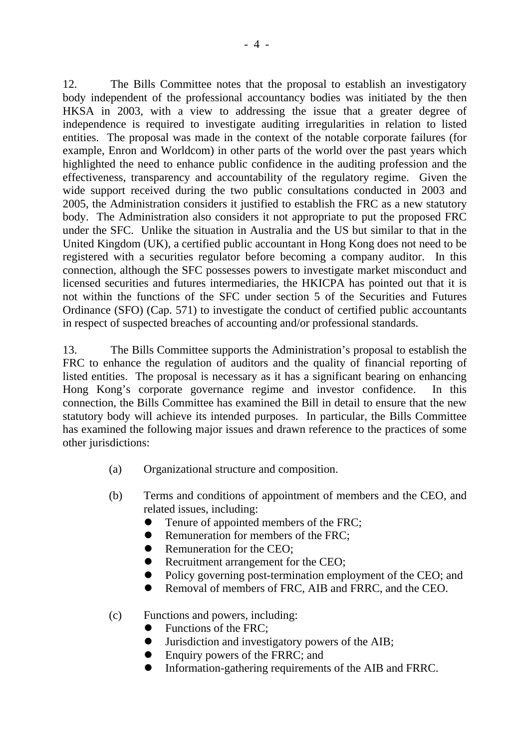12. The Bills Committee notes that the proposal to establish an investigatory body independent of the professional accountancy bodies was initiated by the then HKSA in 2003, with a view to addressing the issue that a greater degree of independence is required to investigate auditing irregularities in relation to listed entities. The proposal was made in the context of the notable corporate failures (for example, Enron and Worldcom) in other parts of the world over the past years which highlighted the need to enhance public confidence in the auditing profession and the effectiveness, transparency and accountability of the regulatory regime. Given the wide support received during the two public consultations conducted in 2003 and 2005, the Administration considers it justified to establish the FRC as a new statutory body. The Administration also considers it not appropriate to put the proposed FRC under the SFC. Unlike the situation in Australia and the US but similar to that in the United Kingdom (UK), a certified public accountant in Hong Kong does not need to be registered with a securities regulator before becoming a company auditor. In this connection, although the SFC possesses powers to investigate market misconduct and licensed securities and futures intermediaries, the HKICPA has pointed out that it is not within the functions of the SFC under section 5 of the Securities and Futures Ordinance (SFO) (Cap. 571) to investigate the conduct of certified public accountants in respect of suspected breaches of accounting and/or professional standards.

13. The Bills Committee supports the Administration's proposal to establish the FRC to enhance the regulation of auditors and the quality of financial reporting of listed entities. The proposal is necessary as it has a significant bearing on enhancing Hong Kong's corporate governance regime and investor confidence. In this connection, the Bills Committee has examined the Bill in detail to ensure that the new statutory body will achieve its intended purposes. In particular, the Bills Committee has examined the following major issues and drawn reference to the practices of some other jurisdictions:

(a) Organizational structure and composition.

(b) Terms and conditions of appointment of members and the CEO, and related issues, including:
- Tenure of appointed members of the FRC;
- Remuneration for members of the FRC;
- Remuneration for the CEO;
- Recruitment arrangement for the CEO;
- Policy governing post-termination employment of the CEO; and
- Removal of members of FRC, AIB and FRRC, and the CEO.

(c) Functions and powers, including:
- Functions of the FRC;
- Jurisdiction and investigatory powers of the AIB;
- Enquiry powers of the FRRC; and
- Information-gathering requirements of the AIB and FRRC.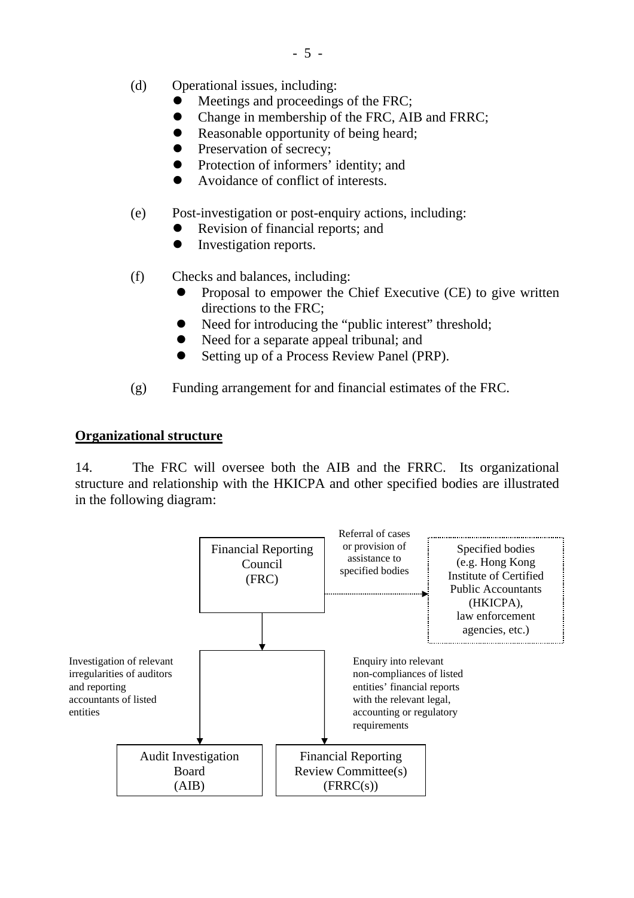(d) Operational issues, including:
- Meetings and proceedings of the FRC;
- Change in membership of the FRC, AIB and FRRC;
- Reasonable opportunity of being heard;
- Preservation of secrecy;
- Protection of informers' identity; and
- Avoidance of conflict of interests.

(e) Post-investigation or post-enquiry actions, including:
- Revision of financial reports; and
- Investigation reports.

(f) Checks and balances, including:
- Proposal to empower the Chief Executive (CE) to give written directions to the FRC;
- Need for introducing the "public interest" threshold;
- Need for a separate appeal tribunal; and
- Setting up of a Process Review Panel (PRP).

(g) Funding arrangement for and financial estimates of the FRC.

## Organizational structure

14. The FRC will oversee both the AIB and the FRRC. Its organizational structure and relationship with the HKICPA and other specified bodies are illustrated in the following diagram:

Financial Reporting Council (FRC)

Referral of cases or provision of assistance to specified bodies → Specified bodies (e.g. Hong Kong Institute of Certified Public Accountants (HKICPA), law enforcement agencies, etc.)

Investigation of relevant irregularities of auditors and reporting accountants of listed entities → Audit Investigation Board (AIB)

Enquiry into relevant non-compliances of listed entities' financial reports with the relevant legal, accounting or regulatory requirements → Financial Reporting Review Committee(s) (FRRC(s))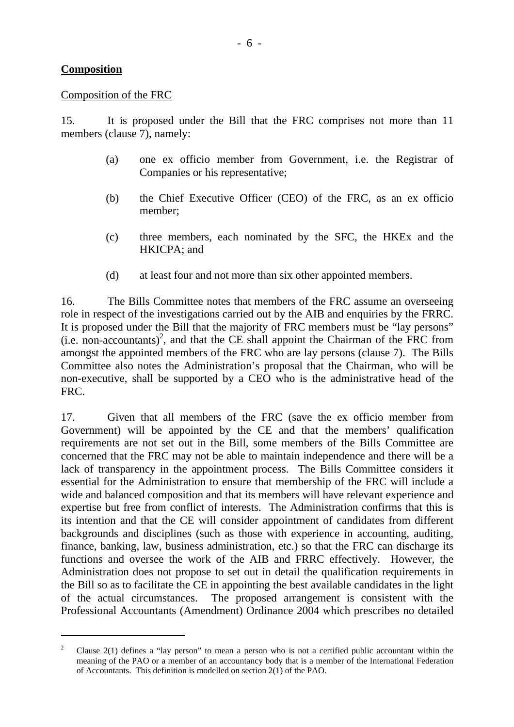**Composition**

Composition of the FRC

15. It is proposed under the Bill that the FRC comprises not more than 11 members (clause 7), namely:

(a) one ex officio member from Government, i.e. the Registrar of Companies or his representative;

(b) the Chief Executive Officer (CEO) of the FRC, as an ex officio member;

(c) three members, each nominated by the SFC, the HKEx and the HKICPA; and

(d) at least four and not more than six other appointed members.

16. The Bills Committee notes that members of the FRC assume an overseeing role in respect of the investigations carried out by the AIB and enquiries by the FRRC. It is proposed under the Bill that the majority of FRC members must be "lay persons" (i.e. non-accountants)[2], and that the CE shall appoint the Chairman of the FRC from amongst the appointed members of the FRC who are lay persons (clause 7). The Bills Committee also notes the Administration's proposal that the Chairman, who will be non-executive, shall be supported by a CEO who is the administrative head of the FRC.

17. Given that all members of the FRC (save the ex officio member from Government) will be appointed by the CE and that the members' qualification requirements are not set out in the Bill, some members of the Bills Committee are concerned that the FRC may not be able to maintain independence and there will be a lack of transparency in the appointment process. The Bills Committee considers it essential for the Administration to ensure that membership of the FRC will include a wide and balanced composition and that its members will have relevant experience and expertise but free from conflict of interests. The Administration confirms that this is its intention and that the CE will consider appointment of candidates from different backgrounds and disciplines (such as those with experience in accounting, auditing, finance, banking, law, business administration, etc.) so that the FRC can discharge its functions and oversee the work of the AIB and FRRC effectively. However, the Administration does not propose to set out in detail the qualification requirements in the Bill so as to facilitate the CE in appointing the best available candidates in the light of the actual circumstances. The proposed arrangement is consistent with the Professional Accountants (Amendment) Ordinance 2004 which prescribes no detailed

[2] Clause 2(1) defines a "lay person" to mean a person who is not a certified public accountant within the meaning of the PAO or a member of an accountancy body that is a member of the International Federation of Accountants. This definition is modelled on section 2(1) of the PAO.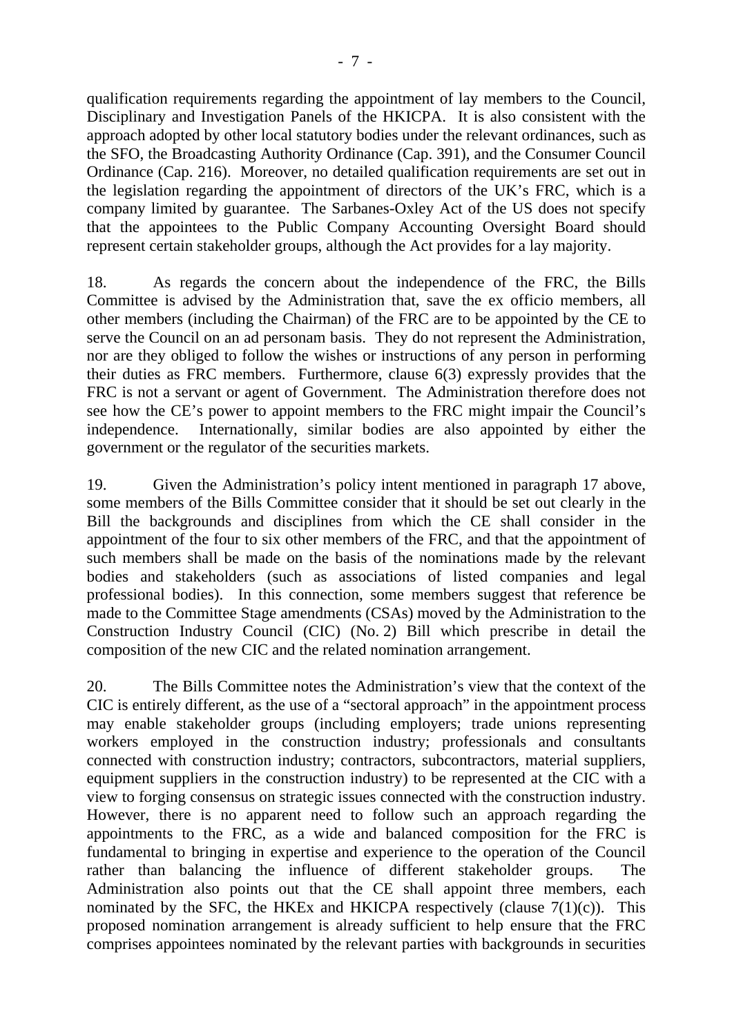qualification requirements regarding the appointment of lay members to the Council, Disciplinary and Investigation Panels of the HKICPA. It is also consistent with the approach adopted by other local statutory bodies under the relevant ordinances, such as the SFO, the Broadcasting Authority Ordinance (Cap. 391), and the Consumer Council Ordinance (Cap. 216). Moreover, no detailed qualification requirements are set out in the legislation regarding the appointment of directors of the UK's FRC, which is a company limited by guarantee. The Sarbanes-Oxley Act of the US does not specify that the appointees to the Public Company Accounting Oversight Board should represent certain stakeholder groups, although the Act provides for a lay majority.

18. As regards the concern about the independence of the FRC, the Bills Committee is advised by the Administration that, save the ex officio members, all other members (including the Chairman) of the FRC are to be appointed by the CE to serve the Council on an ad personam basis. They do not represent the Administration, nor are they obliged to follow the wishes or instructions of any person in performing their duties as FRC members. Furthermore, clause 6(3) expressly provides that the FRC is not a servant or agent of Government. The Administration therefore does not see how the CE's power to appoint members to the FRC might impair the Council's independence. Internationally, similar bodies are also appointed by either the government or the regulator of the securities markets.

19. Given the Administration's policy intent mentioned in paragraph 17 above, some members of the Bills Committee consider that it should be set out clearly in the Bill the backgrounds and disciplines from which the CE shall consider in the appointment of the four to six other members of the FRC, and that the appointment of such members shall be made on the basis of the nominations made by the relevant bodies and stakeholders (such as associations of listed companies and legal professional bodies). In this connection, some members suggest that reference be made to the Committee Stage amendments (CSAs) moved by the Administration to the Construction Industry Council (CIC) (No. 2) Bill which prescribe in detail the composition of the new CIC and the related nomination arrangement.

20. The Bills Committee notes the Administration's view that the context of the CIC is entirely different, as the use of a "sectoral approach" in the appointment process may enable stakeholder groups (including employers; trade unions representing workers employed in the construction industry; professionals and consultants connected with construction industry; contractors, subcontractors, material suppliers, equipment suppliers in the construction industry) to be represented at the CIC with a view to forging consensus on strategic issues connected with the construction industry. However, there is no apparent need to follow such an approach regarding the appointments to the FRC, as a wide and balanced composition for the FRC is fundamental to bringing in expertise and experience to the operation of the Council rather than balancing the influence of different stakeholder groups. The Administration also points out that the CE shall appoint three members, each nominated by the SFC, the HKEx and HKICPA respectively (clause 7(1)(c)). This proposed nomination arrangement is already sufficient to help ensure that the FRC comprises appointees nominated by the relevant parties with backgrounds in securities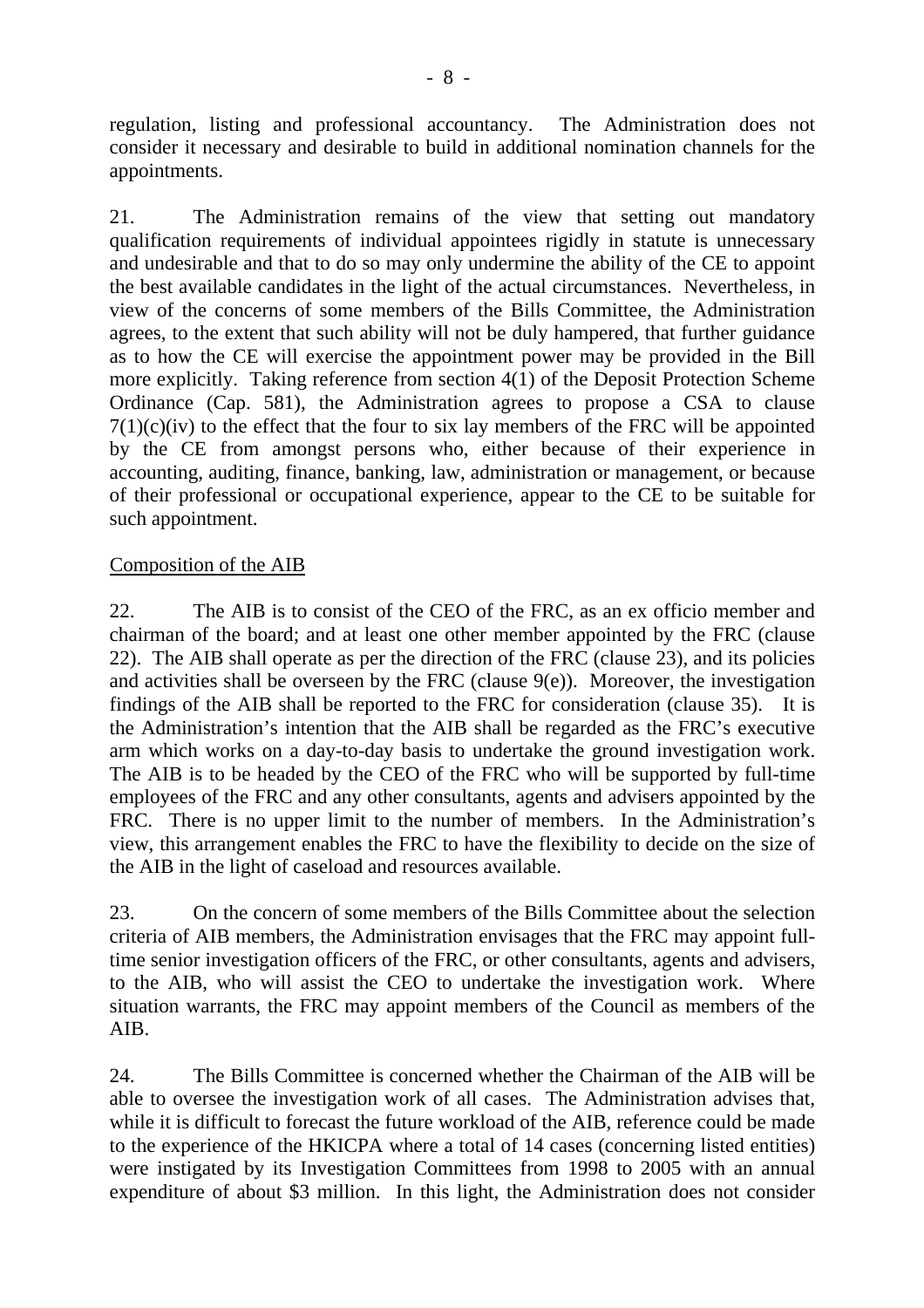regulation, listing and professional accountancy. The Administration does not consider it necessary and desirable to build in additional nomination channels for the appointments.

21. The Administration remains of the view that setting out mandatory qualification requirements of individual appointees rigidly in statute is unnecessary and undesirable and that to do so may only undermine the ability of the CE to appoint the best available candidates in the light of the actual circumstances. Nevertheless, in view of the concerns of some members of the Bills Committee, the Administration agrees, to the extent that such ability will not be duly hampered, that further guidance as to how the CE will exercise the appointment power may be provided in the Bill more explicitly. Taking reference from section 4(1) of the Deposit Protection Scheme Ordinance (Cap. 581), the Administration agrees to propose a CSA to clause 7(1)(c)(iv) to the effect that the four to six lay members of the FRC will be appointed by the CE from amongst persons who, either because of their experience in accounting, auditing, finance, banking, law, administration or management, or because of their professional or occupational experience, appear to the CE to be suitable for such appointment.

<u>Composition of the AIB</u>

22. The AIB is to consist of the CEO of the FRC, as an ex officio member and chairman of the board; and at least one other member appointed by the FRC (clause 22). The AIB shall operate as per the direction of the FRC (clause 23), and its policies and activities shall be overseen by the FRC (clause 9(e)). Moreover, the investigation findings of the AIB shall be reported to the FRC for consideration (clause 35). It is the Administration's intention that the AIB shall be regarded as the FRC's executive arm which works on a day-to-day basis to undertake the ground investigation work. The AIB is to be headed by the CEO of the FRC who will be supported by full-time employees of the FRC and any other consultants, agents and advisers appointed by the FRC. There is no upper limit to the number of members. In the Administration's view, this arrangement enables the FRC to have the flexibility to decide on the size of the AIB in the light of caseload and resources available.

23. On the concern of some members of the Bills Committee about the selection criteria of AIB members, the Administration envisages that the FRC may appoint full-time senior investigation officers of the FRC, or other consultants, agents and advisers, to the AIB, who will assist the CEO to undertake the investigation work. Where situation warrants, the FRC may appoint members of the Council as members of the AIB.

24. The Bills Committee is concerned whether the Chairman of the AIB will be able to oversee the investigation work of all cases. The Administration advises that, while it is difficult to forecast the future workload of the AIB, reference could be made to the experience of the HKICPA where a total of 14 cases (concerning listed entities) were instigated by its Investigation Committees from 1998 to 2005 with an annual expenditure of about $3 million. In this light, the Administration does not consider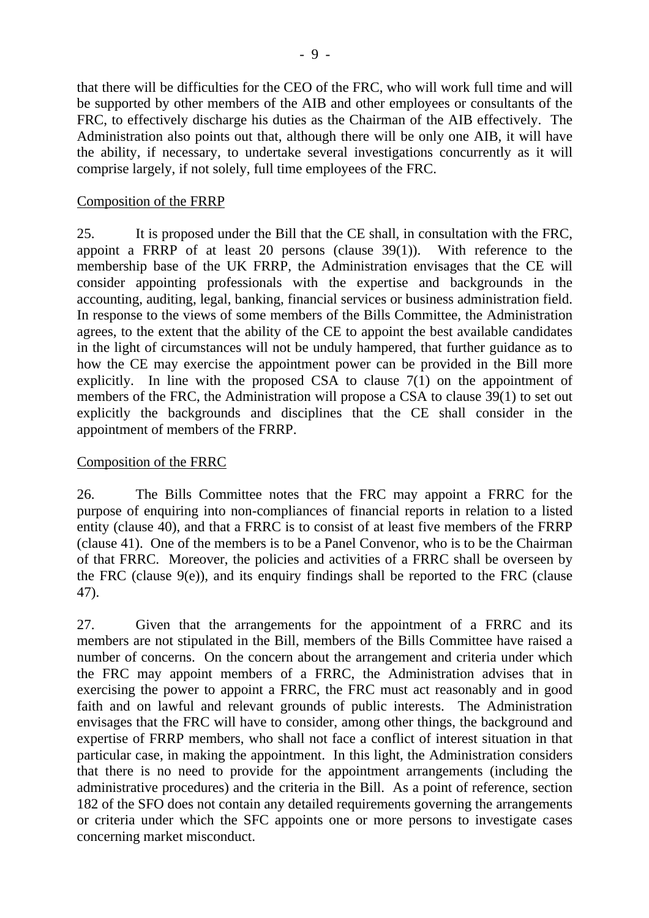that there will be difficulties for the CEO of the FRC, who will work full time and will be supported by other members of the AIB and other employees or consultants of the FRC, to effectively discharge his duties as the Chairman of the AIB effectively. The Administration also points out that, although there will be only one AIB, it will have the ability, if necessary, to undertake several investigations concurrently as it will comprise largely, if not solely, full time employees of the FRC.

## Composition of the FRRP

25. It is proposed under the Bill that the CE shall, in consultation with the FRC, appoint a FRRP of at least 20 persons (clause 39(1)). With reference to the membership base of the UK FRRP, the Administration envisages that the CE will consider appointing professionals with the expertise and backgrounds in the accounting, auditing, legal, banking, financial services or business administration field. In response to the views of some members of the Bills Committee, the Administration agrees, to the extent that the ability of the CE to appoint the best available candidates in the light of circumstances will not be unduly hampered, that further guidance as to how the CE may exercise the appointment power can be provided in the Bill more explicitly. In line with the proposed CSA to clause 7(1) on the appointment of members of the FRC, the Administration will propose a CSA to clause 39(1) to set out explicitly the backgrounds and disciplines that the CE shall consider in the appointment of members of the FRRP.

## Composition of the FRRC

26. The Bills Committee notes that the FRC may appoint a FRRC for the purpose of enquiring into non-compliances of financial reports in relation to a listed entity (clause 40), and that a FRRC is to consist of at least five members of the FRRP (clause 41). One of the members is to be a Panel Convenor, who is to be the Chairman of that FRRC. Moreover, the policies and activities of a FRRC shall be overseen by the FRC (clause 9(e)), and its enquiry findings shall be reported to the FRC (clause 47).

27. Given that the arrangements for the appointment of a FRRC and its members are not stipulated in the Bill, members of the Bills Committee have raised a number of concerns. On the concern about the arrangement and criteria under which the FRC may appoint members of a FRRC, the Administration advises that in exercising the power to appoint a FRRC, the FRC must act reasonably and in good faith and on lawful and relevant grounds of public interests. The Administration envisages that the FRC will have to consider, among other things, the background and expertise of FRRP members, who shall not face a conflict of interest situation in that particular case, in making the appointment. In this light, the Administration considers that there is no need to provide for the appointment arrangements (including the administrative procedures) and the criteria in the Bill. As a point of reference, section 182 of the SFO does not contain any detailed requirements governing the arrangements or criteria under which the SFC appoints one or more persons to investigate cases concerning market misconduct.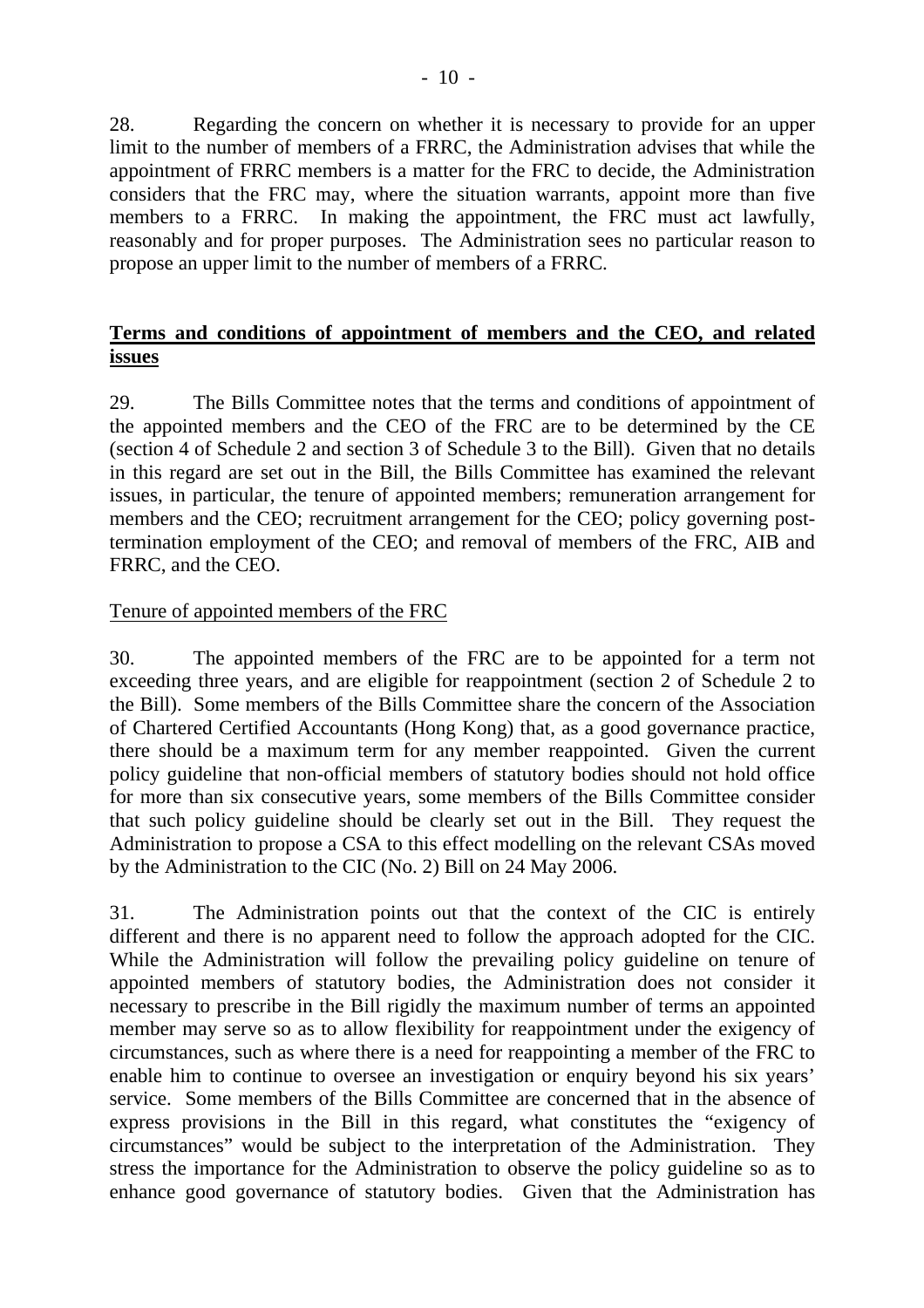28. Regarding the concern on whether it is necessary to provide for an upper limit to the number of members of a FRRC, the Administration advises that while the appointment of FRRC members is a matter for the FRC to decide, the Administration considers that the FRC may, where the situation warrants, appoint more than five members to a FRRC. In making the appointment, the FRC must act lawfully, reasonably and for proper purposes. The Administration sees no particular reason to propose an upper limit to the number of members of a FRRC.

**Terms and conditions of appointment of members and the CEO, and related issues**

29. The Bills Committee notes that the terms and conditions of appointment of the appointed members and the CEO of the FRC are to be determined by the CE (section 4 of Schedule 2 and section 3 of Schedule 3 to the Bill). Given that no details in this regard are set out in the Bill, the Bills Committee has examined the relevant issues, in particular, the tenure of appointed members; remuneration arrangement for members and the CEO; recruitment arrangement for the CEO; policy governing post-termination employment of the CEO; and removal of members of the FRC, AIB and FRRC, and the CEO.

Tenure of appointed members of the FRC

30. The appointed members of the FRC are to be appointed for a term not exceeding three years, and are eligible for reappointment (section 2 of Schedule 2 to the Bill). Some members of the Bills Committee share the concern of the Association of Chartered Certified Accountants (Hong Kong) that, as a good governance practice, there should be a maximum term for any member reappointed. Given the current policy guideline that non-official members of statutory bodies should not hold office for more than six consecutive years, some members of the Bills Committee consider that such policy guideline should be clearly set out in the Bill. They request the Administration to propose a CSA to this effect modelling on the relevant CSAs moved by the Administration to the CIC (No. 2) Bill on 24 May 2006.

31. The Administration points out that the context of the CIC is entirely different and there is no apparent need to follow the approach adopted for the CIC. While the Administration will follow the prevailing policy guideline on tenure of appointed members of statutory bodies, the Administration does not consider it necessary to prescribe in the Bill rigidly the maximum number of terms an appointed member may serve so as to allow flexibility for reappointment under the exigency of circumstances, such as where there is a need for reappointing a member of the FRC to enable him to continue to oversee an investigation or enquiry beyond his six years' service. Some members of the Bills Committee are concerned that in the absence of express provisions in the Bill in this regard, what constitutes the "exigency of circumstances" would be subject to the interpretation of the Administration. They stress the importance for the Administration to observe the policy guideline so as to enhance good governance of statutory bodies. Given that the Administration has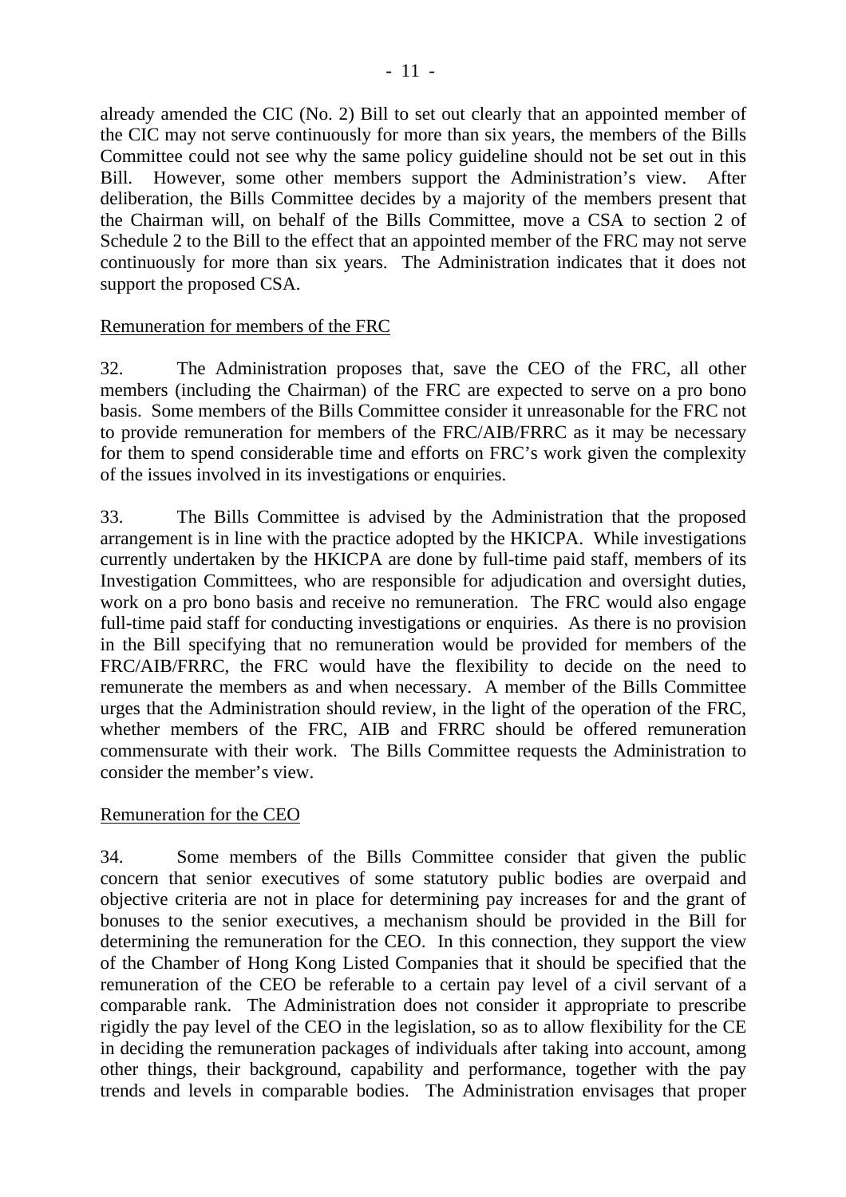already amended the CIC (No. 2) Bill to set out clearly that an appointed member of the CIC may not serve continuously for more than six years, the members of the Bills Committee could not see why the same policy guideline should not be set out in this Bill. However, some other members support the Administration's view. After deliberation, the Bills Committee decides by a majority of the members present that the Chairman will, on behalf of the Bills Committee, move a CSA to section 2 of Schedule 2 to the Bill to the effect that an appointed member of the FRC may not serve continuously for more than six years. The Administration indicates that it does not support the proposed CSA.

Remuneration for members of the FRC

32. The Administration proposes that, save the CEO of the FRC, all other members (including the Chairman) of the FRC are expected to serve on a pro bono basis. Some members of the Bills Committee consider it unreasonable for the FRC not to provide remuneration for members of the FRC/AIB/FRRC as it may be necessary for them to spend considerable time and efforts on FRC's work given the complexity of the issues involved in its investigations or enquiries.

33. The Bills Committee is advised by the Administration that the proposed arrangement is in line with the practice adopted by the HKICPA. While investigations currently undertaken by the HKICPA are done by full-time paid staff, members of its Investigation Committees, who are responsible for adjudication and oversight duties, work on a pro bono basis and receive no remuneration. The FRC would also engage full-time paid staff for conducting investigations or enquiries. As there is no provision in the Bill specifying that no remuneration would be provided for members of the FRC/AIB/FRRC, the FRC would have the flexibility to decide on the need to remunerate the members as and when necessary. A member of the Bills Committee urges that the Administration should review, in the light of the operation of the FRC, whether members of the FRC, AIB and FRRC should be offered remuneration commensurate with their work. The Bills Committee requests the Administration to consider the member's view.

Remuneration for the CEO

34. Some members of the Bills Committee consider that given the public concern that senior executives of some statutory public bodies are overpaid and objective criteria are not in place for determining pay increases for and the grant of bonuses to the senior executives, a mechanism should be provided in the Bill for determining the remuneration for the CEO. In this connection, they support the view of the Chamber of Hong Kong Listed Companies that it should be specified that the remuneration of the CEO be referable to a certain pay level of a civil servant of a comparable rank. The Administration does not consider it appropriate to prescribe rigidly the pay level of the CEO in the legislation, so as to allow flexibility for the CE in deciding the remuneration packages of individuals after taking into account, among other things, their background, capability and performance, together with the pay trends and levels in comparable bodies. The Administration envisages that proper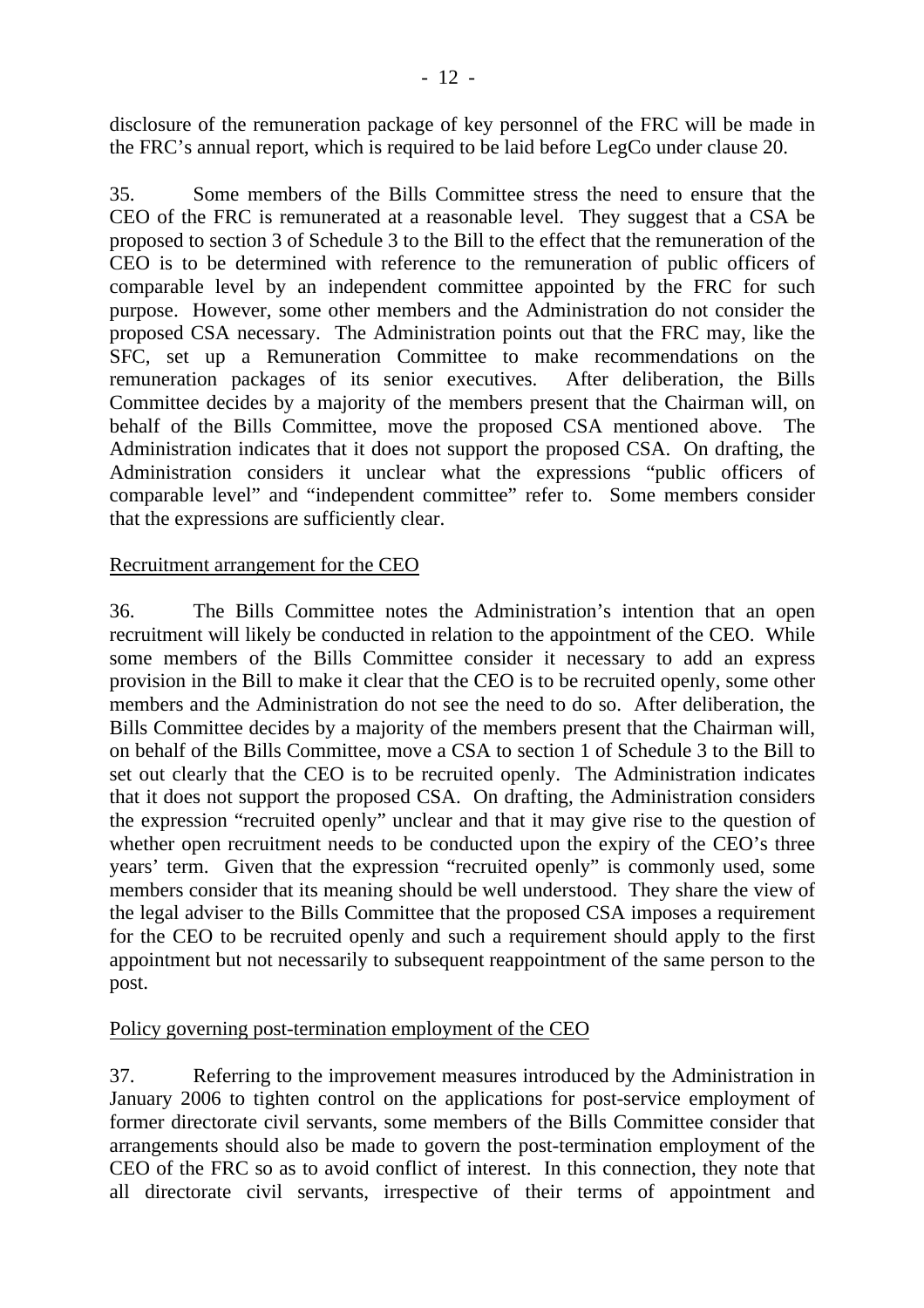disclosure of the remuneration package of key personnel of the FRC will be made in the FRC's annual report, which is required to be laid before LegCo under clause 20.

35. Some members of the Bills Committee stress the need to ensure that the CEO of the FRC is remunerated at a reasonable level. They suggest that a CSA be proposed to section 3 of Schedule 3 to the Bill to the effect that the remuneration of the CEO is to be determined with reference to the remuneration of public officers of comparable level by an independent committee appointed by the FRC for such purpose. However, some other members and the Administration do not consider the proposed CSA necessary. The Administration points out that the FRC may, like the SFC, set up a Remuneration Committee to make recommendations on the remuneration packages of its senior executives. After deliberation, the Bills Committee decides by a majority of the members present that the Chairman will, on behalf of the Bills Committee, move the proposed CSA mentioned above. The Administration indicates that it does not support the proposed CSA. On drafting, the Administration considers it unclear what the expressions "public officers of comparable level" and "independent committee" refer to. Some members consider that the expressions are sufficiently clear.

<u>Recruitment arrangement for the CEO</u>

36. The Bills Committee notes the Administration's intention that an open recruitment will likely be conducted in relation to the appointment of the CEO. While some members of the Bills Committee consider it necessary to add an express provision in the Bill to make it clear that the CEO is to be recruited openly, some other members and the Administration do not see the need to do so. After deliberation, the Bills Committee decides by a majority of the members present that the Chairman will, on behalf of the Bills Committee, move a CSA to section 1 of Schedule 3 to the Bill to set out clearly that the CEO is to be recruited openly. The Administration indicates that it does not support the proposed CSA. On drafting, the Administration considers the expression "recruited openly" unclear and that it may give rise to the question of whether open recruitment needs to be conducted upon the expiry of the CEO's three years' term. Given that the expression "recruited openly" is commonly used, some members consider that its meaning should be well understood. They share the view of the legal adviser to the Bills Committee that the proposed CSA imposes a requirement for the CEO to be recruited openly and such a requirement should apply to the first appointment but not necessarily to subsequent reappointment of the same person to the post.

<u>Policy governing post-termination employment of the CEO</u>

37. Referring to the improvement measures introduced by the Administration in January 2006 to tighten control on the applications for post-service employment of former directorate civil servants, some members of the Bills Committee consider that arrangements should also be made to govern the post-termination employment of the CEO of the FRC so as to avoid conflict of interest. In this connection, they note that all directorate civil servants, irrespective of their terms of appointment and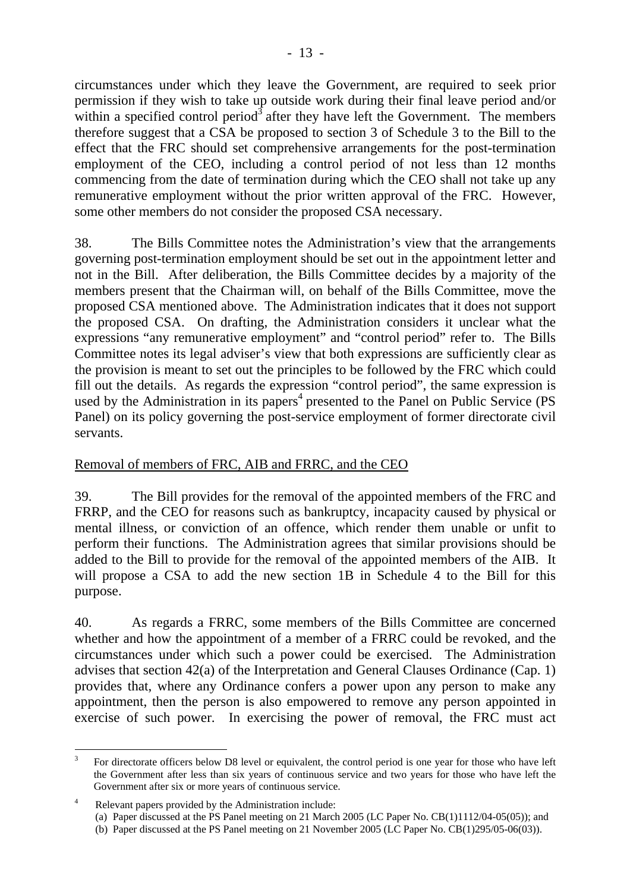circumstances under which they leave the Government, are required to seek prior permission if they wish to take up outside work during their final leave period and/or within a specified control period[3] after they have left the Government. The members therefore suggest that a CSA be proposed to section 3 of Schedule 3 to the Bill to the effect that the FRC should set comprehensive arrangements for the post-termination employment of the CEO, including a control period of not less than 12 months commencing from the date of termination during which the CEO shall not take up any remunerative employment without the prior written approval of the FRC. However, some other members do not consider the proposed CSA necessary.

38. The Bills Committee notes the Administration's view that the arrangements governing post-termination employment should be set out in the appointment letter and not in the Bill. After deliberation, the Bills Committee decides by a majority of the members present that the Chairman will, on behalf of the Bills Committee, move the proposed CSA mentioned above. The Administration indicates that it does not support the proposed CSA. On drafting, the Administration considers it unclear what the expressions "any remunerative employment" and "control period" refer to. The Bills Committee notes its legal adviser's view that both expressions are sufficiently clear as the provision is meant to set out the principles to be followed by the FRC which could fill out the details. As regards the expression "control period", the same expression is used by the Administration in its papers[4] presented to the Panel on Public Service (PS Panel) on its policy governing the post-service employment of former directorate civil servants.

<u>Removal of members of FRC, AIB and FRRC, and the CEO</u>

39. The Bill provides for the removal of the appointed members of the FRC and FRRP, and the CEO for reasons such as bankruptcy, incapacity caused by physical or mental illness, or conviction of an offence, which render them unable or unfit to perform their functions. The Administration agrees that similar provisions should be added to the Bill to provide for the removal of the appointed members of the AIB. It will propose a CSA to add the new section 1B in Schedule 4 to the Bill for this purpose.

40. As regards a FRRC, some members of the Bills Committee are concerned whether and how the appointment of a member of a FRRC could be revoked, and the circumstances under which such a power could be exercised. The Administration advises that section 42(a) of the Interpretation and General Clauses Ordinance (Cap. 1) provides that, where any Ordinance confers a power upon any person to make any appointment, then the person is also empowered to remove any person appointed in exercise of such power. In exercising the power of removal, the FRC must act

---

[3] For directorate officers below D8 level or equivalent, the control period is one year for those who have left the Government after less than six years of continuous service and two years for those who have left the Government after six or more years of continuous service.

[4] Relevant papers provided by the Administration include:
(a) Paper discussed at the PS Panel meeting on 21 March 2005 (LC Paper No. CB(1)1112/04-05(05)); and
(b) Paper discussed at the PS Panel meeting on 21 November 2005 (LC Paper No. CB(1)295/05-06(03)).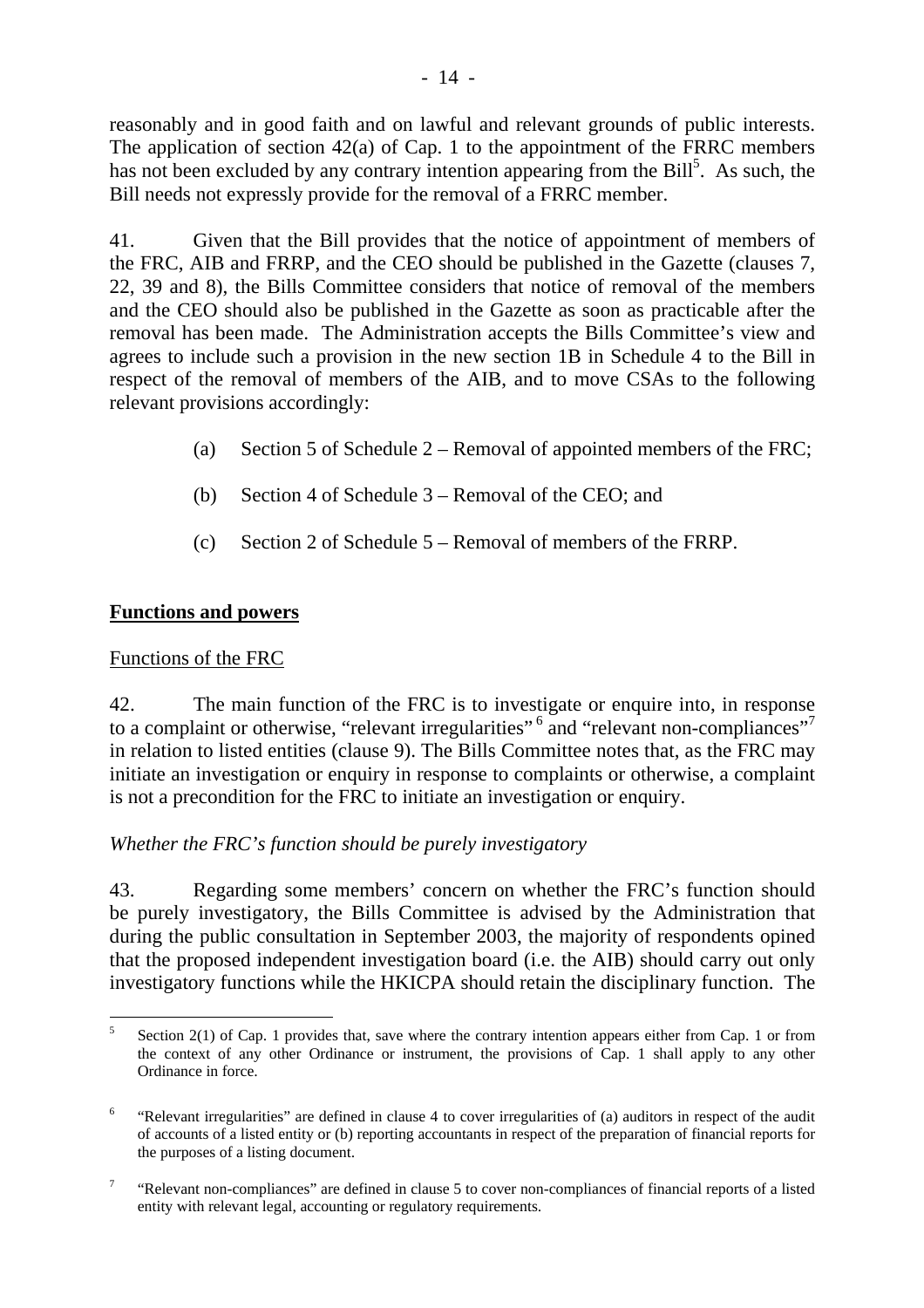reasonably and in good faith and on lawful and relevant grounds of public interests. The application of section 42(a) of Cap. 1 to the appointment of the FRRC members has not been excluded by any contrary intention appearing from the Bill[5]. As such, the Bill needs not expressly provide for the removal of a FRRC member.

41. Given that the Bill provides that the notice of appointment of members of the FRC, AIB and FRRP, and the CEO should be published in the Gazette (clauses 7, 22, 39 and 8), the Bills Committee considers that notice of removal of the members and the CEO should also be published in the Gazette as soon as practicable after the removal has been made. The Administration accepts the Bills Committee's view and agrees to include such a provision in the new section 1B in Schedule 4 to the Bill in respect of the removal of members of the AIB, and to move CSAs to the following relevant provisions accordingly:

(a) Section 5 of Schedule 2 – Removal of appointed members of the FRC;

(b) Section 4 of Schedule 3 – Removal of the CEO; and

(c) Section 2 of Schedule 5 – Removal of members of the FRRP.

## **Functions and powers**

### Functions of the FRC

42. The main function of the FRC is to investigate or enquire into, in response to a complaint or otherwise, "relevant irregularities"[6] and "relevant non-compliances"[7] in relation to listed entities (clause 9). The Bills Committee notes that, as the FRC may initiate an investigation or enquiry in response to complaints or otherwise, a complaint is not a precondition for the FRC to initiate an investigation or enquiry.

#### *Whether the FRC's function should be purely investigatory*

43. Regarding some members' concern on whether the FRC's function should be purely investigatory, the Bills Committee is advised by the Administration that during the public consultation in September 2003, the majority of respondents opined that the proposed independent investigation board (i.e. the AIB) should carry out only investigatory functions while the HKICPA should retain the disciplinary function. The

---

[5] Section 2(1) of Cap. 1 provides that, save where the contrary intention appears either from Cap. 1 or from the context of any other Ordinance or instrument, the provisions of Cap. 1 shall apply to any other Ordinance in force.

[6] "Relevant irregularities" are defined in clause 4 to cover irregularities of (a) auditors in respect of the audit of accounts of a listed entity or (b) reporting accountants in respect of the preparation of financial reports for the purposes of a listing document.

[7] "Relevant non-compliances" are defined in clause 5 to cover non-compliances of financial reports of a listed entity with relevant legal, accounting or regulatory requirements.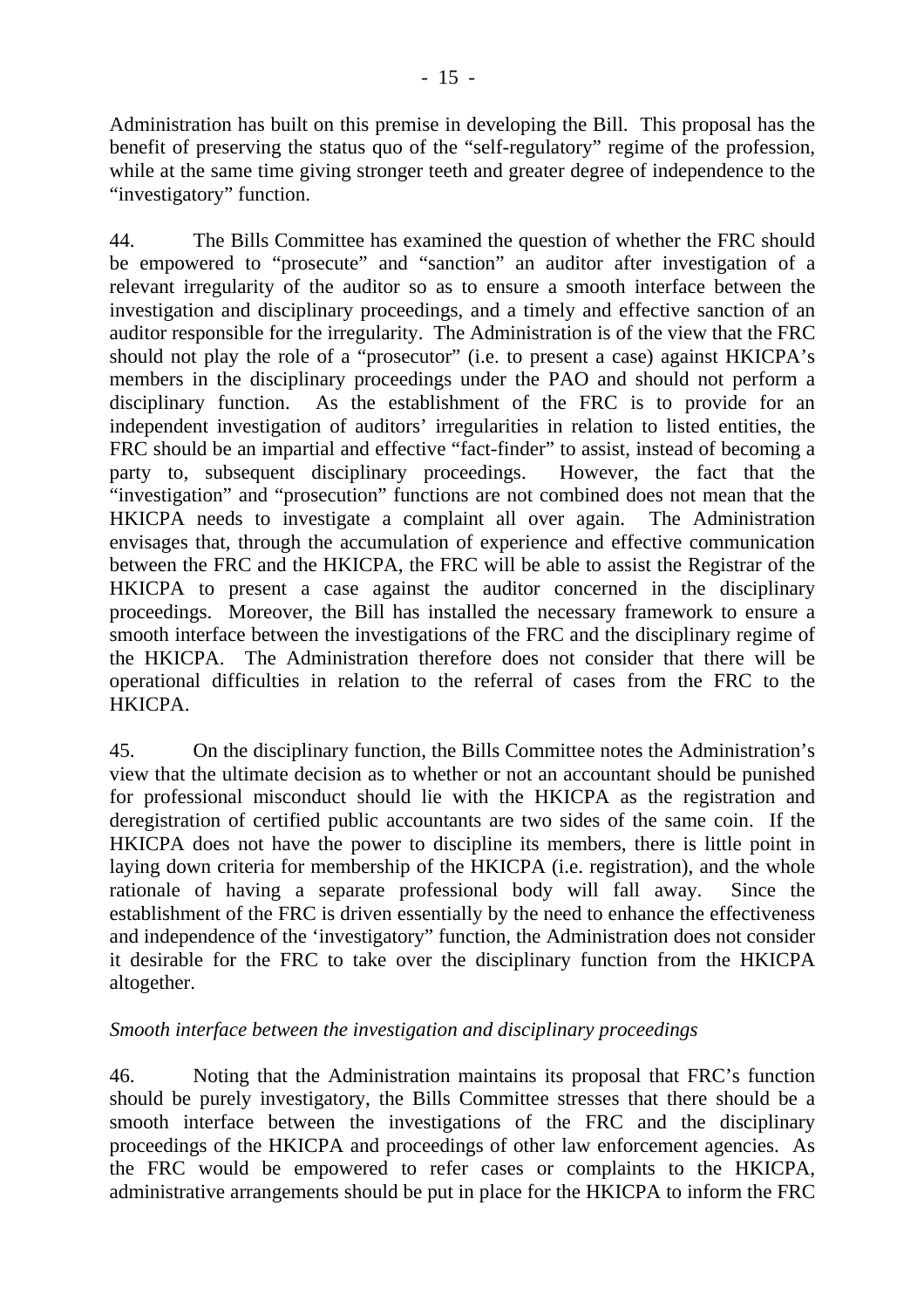Administration has built on this premise in developing the Bill. This proposal has the benefit of preserving the status quo of the "self-regulatory" regime of the profession, while at the same time giving stronger teeth and greater degree of independence to the "investigatory" function.

44. The Bills Committee has examined the question of whether the FRC should be empowered to "prosecute" and "sanction" an auditor after investigation of a relevant irregularity of the auditor so as to ensure a smooth interface between the investigation and disciplinary proceedings, and a timely and effective sanction of an auditor responsible for the irregularity. The Administration is of the view that the FRC should not play the role of a "prosecutor" (i.e. to present a case) against HKICPA's members in the disciplinary proceedings under the PAO and should not perform a disciplinary function. As the establishment of the FRC is to provide for an independent investigation of auditors' irregularities in relation to listed entities, the FRC should be an impartial and effective "fact-finder" to assist, instead of becoming a party to, subsequent disciplinary proceedings. However, the fact that the "investigation" and "prosecution" functions are not combined does not mean that the HKICPA needs to investigate a complaint all over again. The Administration envisages that, through the accumulation of experience and effective communication between the FRC and the HKICPA, the FRC will be able to assist the Registrar of the HKICPA to present a case against the auditor concerned in the disciplinary proceedings. Moreover, the Bill has installed the necessary framework to ensure a smooth interface between the investigations of the FRC and the disciplinary regime of the HKICPA. The Administration therefore does not consider that there will be operational difficulties in relation to the referral of cases from the FRC to the HKICPA.

45. On the disciplinary function, the Bills Committee notes the Administration's view that the ultimate decision as to whether or not an accountant should be punished for professional misconduct should lie with the HKICPA as the registration and deregistration of certified public accountants are two sides of the same coin. If the HKICPA does not have the power to discipline its members, there is little point in laying down criteria for membership of the HKICPA (i.e. registration), and the whole rationale of having a separate professional body will fall away. Since the establishment of the FRC is driven essentially by the need to enhance the effectiveness and independence of the 'investigatory" function, the Administration does not consider it desirable for the FRC to take over the disciplinary function from the HKICPA altogether.

*Smooth interface between the investigation and disciplinary proceedings*

46. Noting that the Administration maintains its proposal that FRC's function should be purely investigatory, the Bills Committee stresses that there should be a smooth interface between the investigations of the FRC and the disciplinary proceedings of the HKICPA and proceedings of other law enforcement agencies. As the FRC would be empowered to refer cases or complaints to the HKICPA, administrative arrangements should be put in place for the HKICPA to inform the FRC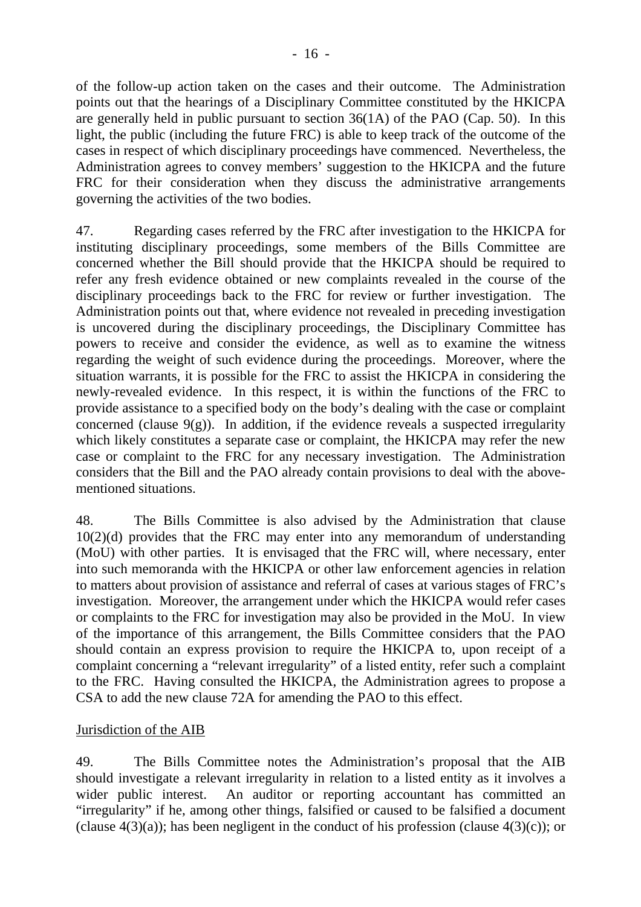of the follow-up action taken on the cases and their outcome. The Administration points out that the hearings of a Disciplinary Committee constituted by the HKICPA are generally held in public pursuant to section 36(1A) of the PAO (Cap. 50). In this light, the public (including the future FRC) is able to keep track of the outcome of the cases in respect of which disciplinary proceedings have commenced. Nevertheless, the Administration agrees to convey members' suggestion to the HKICPA and the future FRC for their consideration when they discuss the administrative arrangements governing the activities of the two bodies.

47. Regarding cases referred by the FRC after investigation to the HKICPA for instituting disciplinary proceedings, some members of the Bills Committee are concerned whether the Bill should provide that the HKICPA should be required to refer any fresh evidence obtained or new complaints revealed in the course of the disciplinary proceedings back to the FRC for review or further investigation. The Administration points out that, where evidence not revealed in preceding investigation is uncovered during the disciplinary proceedings, the Disciplinary Committee has powers to receive and consider the evidence, as well as to examine the witness regarding the weight of such evidence during the proceedings. Moreover, where the situation warrants, it is possible for the FRC to assist the HKICPA in considering the newly-revealed evidence. In this respect, it is within the functions of the FRC to provide assistance to a specified body on the body's dealing with the case or complaint concerned (clause 9(g)). In addition, if the evidence reveals a suspected irregularity which likely constitutes a separate case or complaint, the HKICPA may refer the new case or complaint to the FRC for any necessary investigation. The Administration considers that the Bill and the PAO already contain provisions to deal with the above-mentioned situations.

48. The Bills Committee is also advised by the Administration that clause 10(2)(d) provides that the FRC may enter into any memorandum of understanding (MoU) with other parties. It is envisaged that the FRC will, where necessary, enter into such memoranda with the HKICPA or other law enforcement agencies in relation to matters about provision of assistance and referral of cases at various stages of FRC's investigation. Moreover, the arrangement under which the HKICPA would refer cases or complaints to the FRC for investigation may also be provided in the MoU. In view of the importance of this arrangement, the Bills Committee considers that the PAO should contain an express provision to require the HKICPA to, upon receipt of a complaint concerning a "relevant irregularity" of a listed entity, refer such a complaint to the FRC. Having consulted the HKICPA, the Administration agrees to propose a CSA to add the new clause 72A for amending the PAO to this effect.

## Jurisdiction of the AIB

49. The Bills Committee notes the Administration's proposal that the AIB should investigate a relevant irregularity in relation to a listed entity as it involves a wider public interest. An auditor or reporting accountant has committed an "irregularity" if he, among other things, falsified or caused to be falsified a document (clause 4(3)(a)); has been negligent in the conduct of his profession (clause 4(3)(c)); or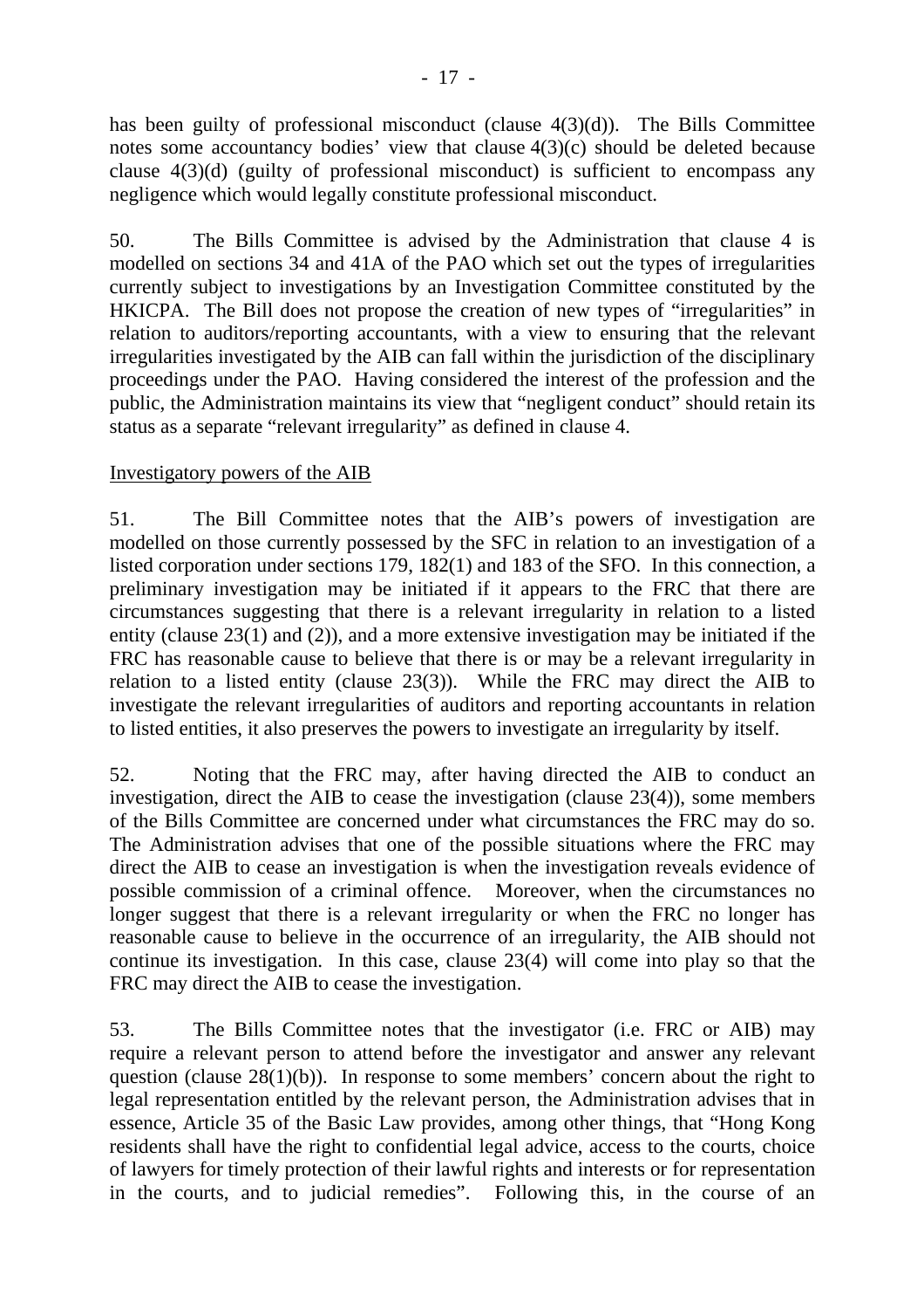has been guilty of professional misconduct (clause 4(3)(d)). The Bills Committee notes some accountancy bodies' view that clause 4(3)(c) should be deleted because clause 4(3)(d) (guilty of professional misconduct) is sufficient to encompass any negligence which would legally constitute professional misconduct.

50. The Bills Committee is advised by the Administration that clause 4 is modelled on sections 34 and 41A of the PAO which set out the types of irregularities currently subject to investigations by an Investigation Committee constituted by the HKICPA. The Bill does not propose the creation of new types of "irregularities" in relation to auditors/reporting accountants, with a view to ensuring that the relevant irregularities investigated by the AIB can fall within the jurisdiction of the disciplinary proceedings under the PAO. Having considered the interest of the profession and the public, the Administration maintains its view that "negligent conduct" should retain its status as a separate "relevant irregularity" as defined in clause 4.

<u>Investigatory powers of the AIB</u>

51. The Bill Committee notes that the AIB's powers of investigation are modelled on those currently possessed by the SFC in relation to an investigation of a listed corporation under sections 179, 182(1) and 183 of the SFO. In this connection, a preliminary investigation may be initiated if it appears to the FRC that there are circumstances suggesting that there is a relevant irregularity in relation to a listed entity (clause 23(1) and (2)), and a more extensive investigation may be initiated if the FRC has reasonable cause to believe that there is or may be a relevant irregularity in relation to a listed entity (clause 23(3)). While the FRC may direct the AIB to investigate the relevant irregularities of auditors and reporting accountants in relation to listed entities, it also preserves the powers to investigate an irregularity by itself.

52. Noting that the FRC may, after having directed the AIB to conduct an investigation, direct the AIB to cease the investigation (clause 23(4)), some members of the Bills Committee are concerned under what circumstances the FRC may do so. The Administration advises that one of the possible situations where the FRC may direct the AIB to cease an investigation is when the investigation reveals evidence of possible commission of a criminal offence. Moreover, when the circumstances no longer suggest that there is a relevant irregularity or when the FRC no longer has reasonable cause to believe in the occurrence of an irregularity, the AIB should not continue its investigation. In this case, clause 23(4) will come into play so that the FRC may direct the AIB to cease the investigation.

53. The Bills Committee notes that the investigator (i.e. FRC or AIB) may require a relevant person to attend before the investigator and answer any relevant question (clause 28(1)(b)). In response to some members' concern about the right to legal representation entitled by the relevant person, the Administration advises that in essence, Article 35 of the Basic Law provides, among other things, that "Hong Kong residents shall have the right to confidential legal advice, access to the courts, choice of lawyers for timely protection of their lawful rights and interests or for representation in the courts, and to judicial remedies". Following this, in the course of an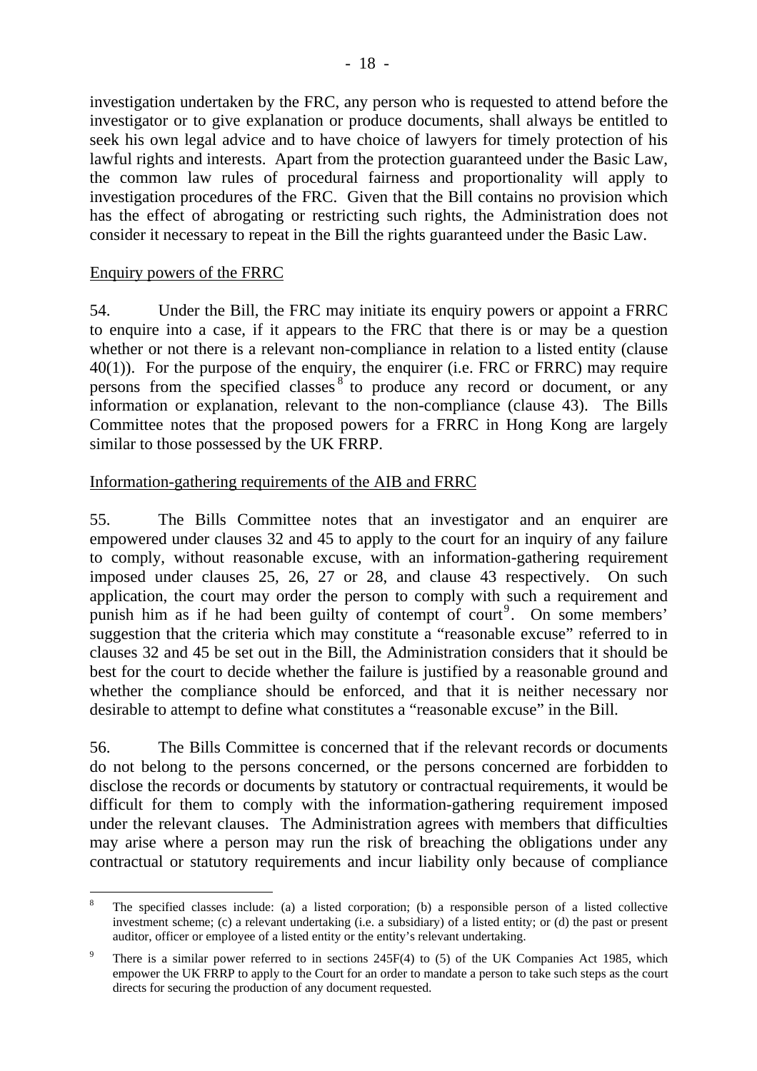investigation undertaken by the FRC, any person who is requested to attend before the investigator or to give explanation or produce documents, shall always be entitled to seek his own legal advice and to have choice of lawyers for timely protection of his lawful rights and interests. Apart from the protection guaranteed under the Basic Law, the common law rules of procedural fairness and proportionality will apply to investigation procedures of the FRC. Given that the Bill contains no provision which has the effect of abrogating or restricting such rights, the Administration does not consider it necessary to repeat in the Bill the rights guaranteed under the Basic Law.

Enquiry powers of the FRRC

54. Under the Bill, the FRC may initiate its enquiry powers or appoint a FRRC to enquire into a case, if it appears to the FRC that there is or may be a question whether or not there is a relevant non-compliance in relation to a listed entity (clause 40(1)). For the purpose of the enquiry, the enquirer (i.e. FRC or FRRC) may require persons from the specified classes[8] to produce any record or document, or any information or explanation, relevant to the non-compliance (clause 43). The Bills Committee notes that the proposed powers for a FRRC in Hong Kong are largely similar to those possessed by the UK FRRP.

Information-gathering requirements of the AIB and FRRC

55. The Bills Committee notes that an investigator and an enquirer are empowered under clauses 32 and 45 to apply to the court for an inquiry of any failure to comply, without reasonable excuse, with an information-gathering requirement imposed under clauses 25, 26, 27 or 28, and clause 43 respectively. On such application, the court may order the person to comply with such a requirement and punish him as if he had been guilty of contempt of court[9]. On some members' suggestion that the criteria which may constitute a "reasonable excuse" referred to in clauses 32 and 45 be set out in the Bill, the Administration considers that it should be best for the court to decide whether the failure is justified by a reasonable ground and whether the compliance should be enforced, and that it is neither necessary nor desirable to attempt to define what constitutes a "reasonable excuse" in the Bill.

56. The Bills Committee is concerned that if the relevant records or documents do not belong to the persons concerned, or the persons concerned are forbidden to disclose the records or documents by statutory or contractual requirements, it would be difficult for them to comply with the information-gathering requirement imposed under the relevant clauses. The Administration agrees with members that difficulties may arise where a person may run the risk of breaching the obligations under any contractual or statutory requirements and incur liability only because of compliance

---

[8] The specified classes include: (a) a listed corporation; (b) a responsible person of a listed collective investment scheme; (c) a relevant undertaking (i.e. a subsidiary) of a listed entity; or (d) the past or present auditor, officer or employee of a listed entity or the entity's relevant undertaking.

[9] There is a similar power referred to in sections 245F(4) to (5) of the UK Companies Act 1985, which empower the UK FRRP to apply to the Court for an order to mandate a person to take such steps as the court directs for securing the production of any document requested.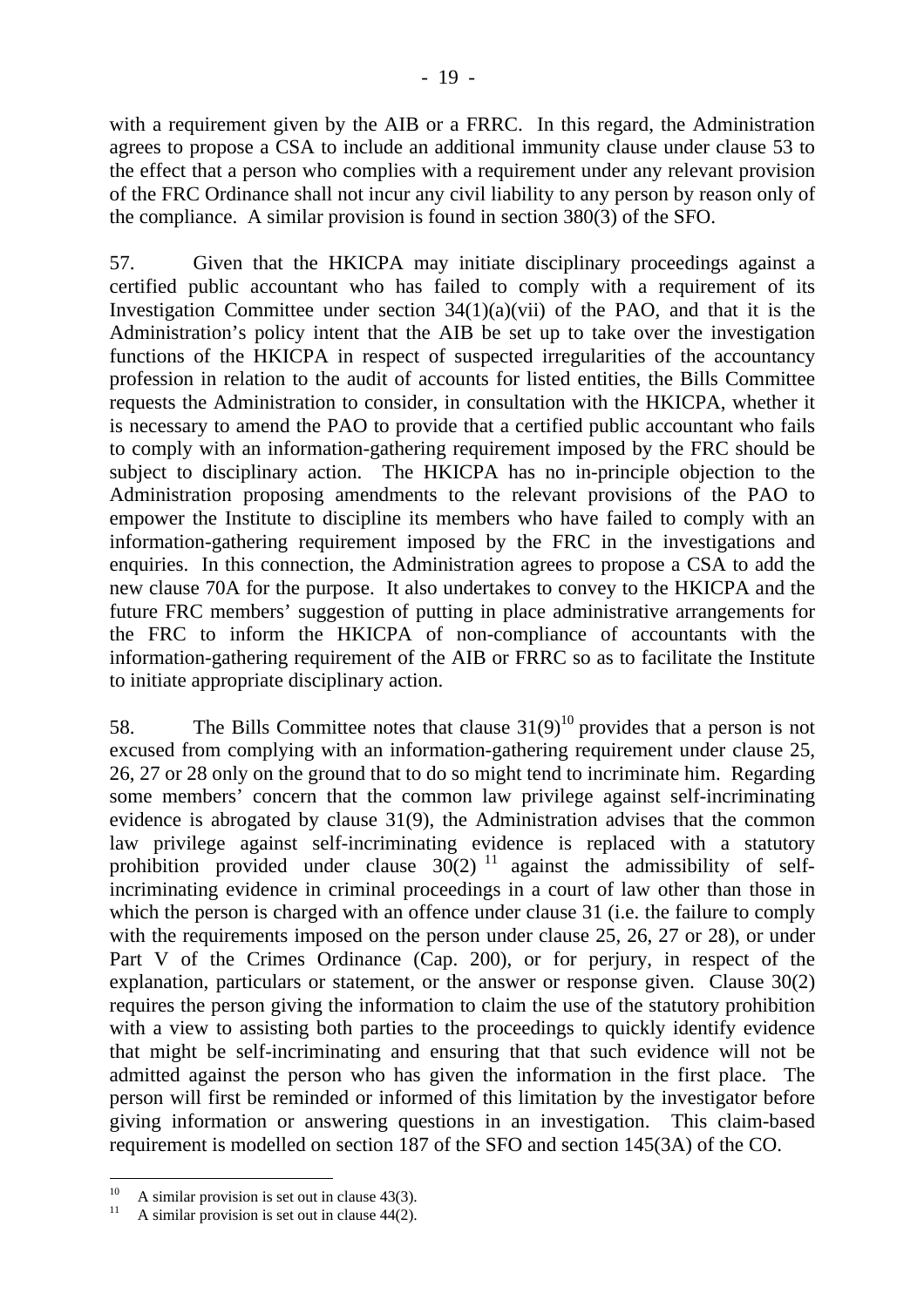with a requirement given by the AIB or a FRRC. In this regard, the Administration agrees to propose a CSA to include an additional immunity clause under clause 53 to the effect that a person who complies with a requirement under any relevant provision of the FRC Ordinance shall not incur any civil liability to any person by reason only of the compliance. A similar provision is found in section 380(3) of the SFO.

57. Given that the HKICPA may initiate disciplinary proceedings against a certified public accountant who has failed to comply with a requirement of its Investigation Committee under section 34(1)(a)(vii) of the PAO, and that it is the Administration's policy intent that the AIB be set up to take over the investigation functions of the HKICPA in respect of suspected irregularities of the accountancy profession in relation to the audit of accounts for listed entities, the Bills Committee requests the Administration to consider, in consultation with the HKICPA, whether it is necessary to amend the PAO to provide that a certified public accountant who fails to comply with an information-gathering requirement imposed by the FRC should be subject to disciplinary action. The HKICPA has no in-principle objection to the Administration proposing amendments to the relevant provisions of the PAO to empower the Institute to discipline its members who have failed to comply with an information-gathering requirement imposed by the FRC in the investigations and enquiries. In this connection, the Administration agrees to propose a CSA to add the new clause 70A for the purpose. It also undertakes to convey to the HKICPA and the future FRC members' suggestion of putting in place administrative arrangements for the FRC to inform the HKICPA of non-compliance of accountants with the information-gathering requirement of the AIB or FRRC so as to facilitate the Institute to initiate appropriate disciplinary action.

58. The Bills Committee notes that clause 31(9)[10] provides that a person is not excused from complying with an information-gathering requirement under clause 25, 26, 27 or 28 only on the ground that to do so might tend to incriminate him. Regarding some members' concern that the common law privilege against self-incriminating evidence is abrogated by clause 31(9), the Administration advises that the common law privilege against self-incriminating evidence is replaced with a statutory prohibition provided under clause 30(2) [11] against the admissibility of self-incriminating evidence in criminal proceedings in a court of law other than those in which the person is charged with an offence under clause 31 (i.e. the failure to comply with the requirements imposed on the person under clause 25, 26, 27 or 28), or under Part V of the Crimes Ordinance (Cap. 200), or for perjury, in respect of the explanation, particulars or statement, or the answer or response given. Clause 30(2) requires the person giving the information to claim the use of the statutory prohibition with a view to assisting both parties to the proceedings to quickly identify evidence that might be self-incriminating and ensuring that that such evidence will not be admitted against the person who has given the information in the first place. The person will first be reminded or informed of this limitation by the investigator before giving information or answering questions in an investigation. This claim-based requirement is modelled on section 187 of the SFO and section 145(3A) of the CO.

---

[10] A similar provision is set out in clause 43(3).

[11] A similar provision is set out in clause 44(2).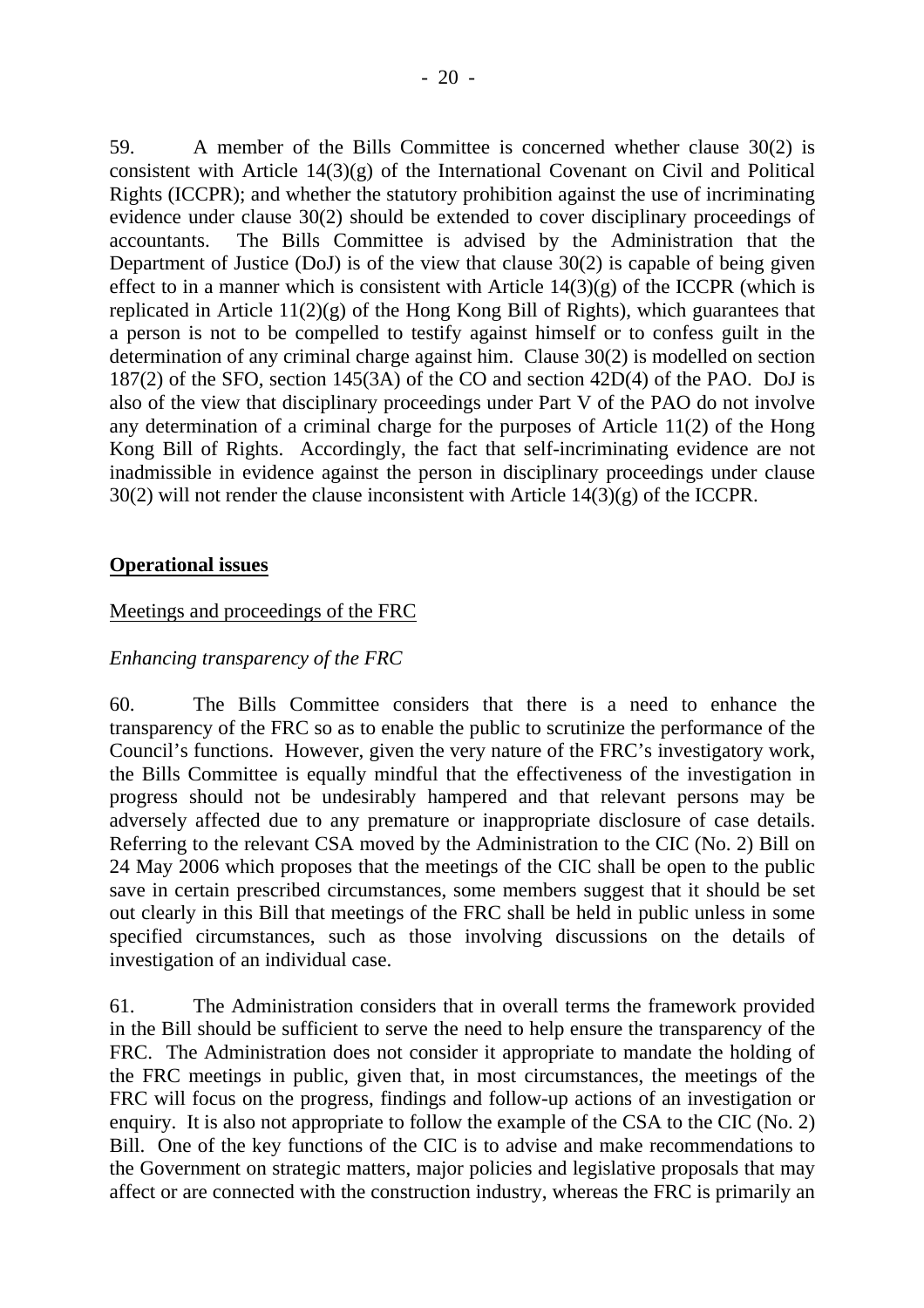59. A member of the Bills Committee is concerned whether clause 30(2) is consistent with Article 14(3)(g) of the International Covenant on Civil and Political Rights (ICCPR); and whether the statutory prohibition against the use of incriminating evidence under clause 30(2) should be extended to cover disciplinary proceedings of accountants. The Bills Committee is advised by the Administration that the Department of Justice (DoJ) is of the view that clause 30(2) is capable of being given effect to in a manner which is consistent with Article 14(3)(g) of the ICCPR (which is replicated in Article 11(2)(g) of the Hong Kong Bill of Rights), which guarantees that a person is not to be compelled to testify against himself or to confess guilt in the determination of any criminal charge against him. Clause 30(2) is modelled on section 187(2) of the SFO, section 145(3A) of the CO and section 42D(4) of the PAO. DoJ is also of the view that disciplinary proceedings under Part V of the PAO do not involve any determination of a criminal charge for the purposes of Article 11(2) of the Hong Kong Bill of Rights. Accordingly, the fact that self-incriminating evidence are not inadmissible in evidence against the person in disciplinary proceedings under clause 30(2) will not render the clause inconsistent with Article 14(3)(g) of the ICCPR.

**Operational issues**

Meetings and proceedings of the FRC

*Enhancing transparency of the FRC*

60. The Bills Committee considers that there is a need to enhance the transparency of the FRC so as to enable the public to scrutinize the performance of the Council's functions. However, given the very nature of the FRC's investigatory work, the Bills Committee is equally mindful that the effectiveness of the investigation in progress should not be undesirably hampered and that relevant persons may be adversely affected due to any premature or inappropriate disclosure of case details. Referring to the relevant CSA moved by the Administration to the CIC (No. 2) Bill on 24 May 2006 which proposes that the meetings of the CIC shall be open to the public save in certain prescribed circumstances, some members suggest that it should be set out clearly in this Bill that meetings of the FRC shall be held in public unless in some specified circumstances, such as those involving discussions on the details of investigation of an individual case.

61. The Administration considers that in overall terms the framework provided in the Bill should be sufficient to serve the need to help ensure the transparency of the FRC. The Administration does not consider it appropriate to mandate the holding of the FRC meetings in public, given that, in most circumstances, the meetings of the FRC will focus on the progress, findings and follow-up actions of an investigation or enquiry. It is also not appropriate to follow the example of the CSA to the CIC (No. 2) Bill. One of the key functions of the CIC is to advise and make recommendations to the Government on strategic matters, major policies and legislative proposals that may affect or are connected with the construction industry, whereas the FRC is primarily an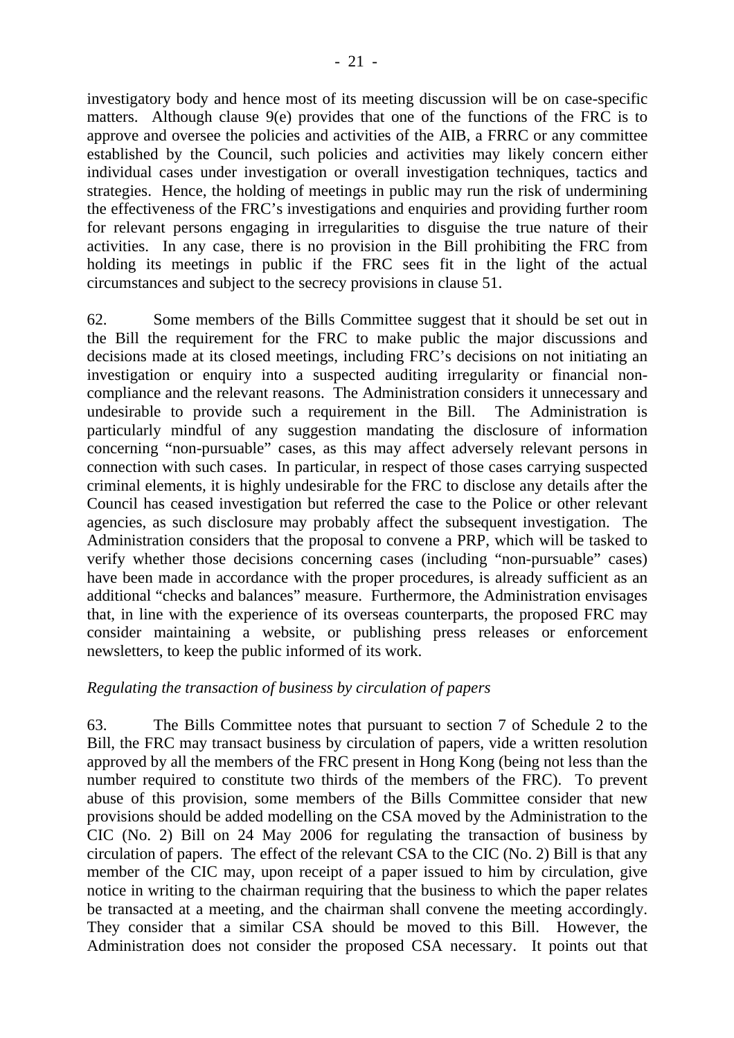investigatory body and hence most of its meeting discussion will be on case-specific matters. Although clause 9(e) provides that one of the functions of the FRC is to approve and oversee the policies and activities of the AIB, a FRRC or any committee established by the Council, such policies and activities may likely concern either individual cases under investigation or overall investigation techniques, tactics and strategies. Hence, the holding of meetings in public may run the risk of undermining the effectiveness of the FRC's investigations and enquiries and providing further room for relevant persons engaging in irregularities to disguise the true nature of their activities. In any case, there is no provision in the Bill prohibiting the FRC from holding its meetings in public if the FRC sees fit in the light of the actual circumstances and subject to the secrecy provisions in clause 51.

62. Some members of the Bills Committee suggest that it should be set out in the Bill the requirement for the FRC to make public the major discussions and decisions made at its closed meetings, including FRC's decisions on not initiating an investigation or enquiry into a suspected auditing irregularity or financial non-compliance and the relevant reasons. The Administration considers it unnecessary and undesirable to provide such a requirement in the Bill. The Administration is particularly mindful of any suggestion mandating the disclosure of information concerning "non-pursuable" cases, as this may affect adversely relevant persons in connection with such cases. In particular, in respect of those cases carrying suspected criminal elements, it is highly undesirable for the FRC to disclose any details after the Council has ceased investigation but referred the case to the Police or other relevant agencies, as such disclosure may probably affect the subsequent investigation. The Administration considers that the proposal to convene a PRP, which will be tasked to verify whether those decisions concerning cases (including "non-pursuable" cases) have been made in accordance with the proper procedures, is already sufficient as an additional "checks and balances" measure. Furthermore, the Administration envisages that, in line with the experience of its overseas counterparts, the proposed FRC may consider maintaining a website, or publishing press releases or enforcement newsletters, to keep the public informed of its work.

*Regulating the transaction of business by circulation of papers*

63. The Bills Committee notes that pursuant to section 7 of Schedule 2 to the Bill, the FRC may transact business by circulation of papers, vide a written resolution approved by all the members of the FRC present in Hong Kong (being not less than the number required to constitute two thirds of the members of the FRC). To prevent abuse of this provision, some members of the Bills Committee consider that new provisions should be added modelling on the CSA moved by the Administration to the CIC (No. 2) Bill on 24 May 2006 for regulating the transaction of business by circulation of papers. The effect of the relevant CSA to the CIC (No. 2) Bill is that any member of the CIC may, upon receipt of a paper issued to him by circulation, give notice in writing to the chairman requiring that the business to which the paper relates be transacted at a meeting, and the chairman shall convene the meeting accordingly. They consider that a similar CSA should be moved to this Bill. However, the Administration does not consider the proposed CSA necessary. It points out that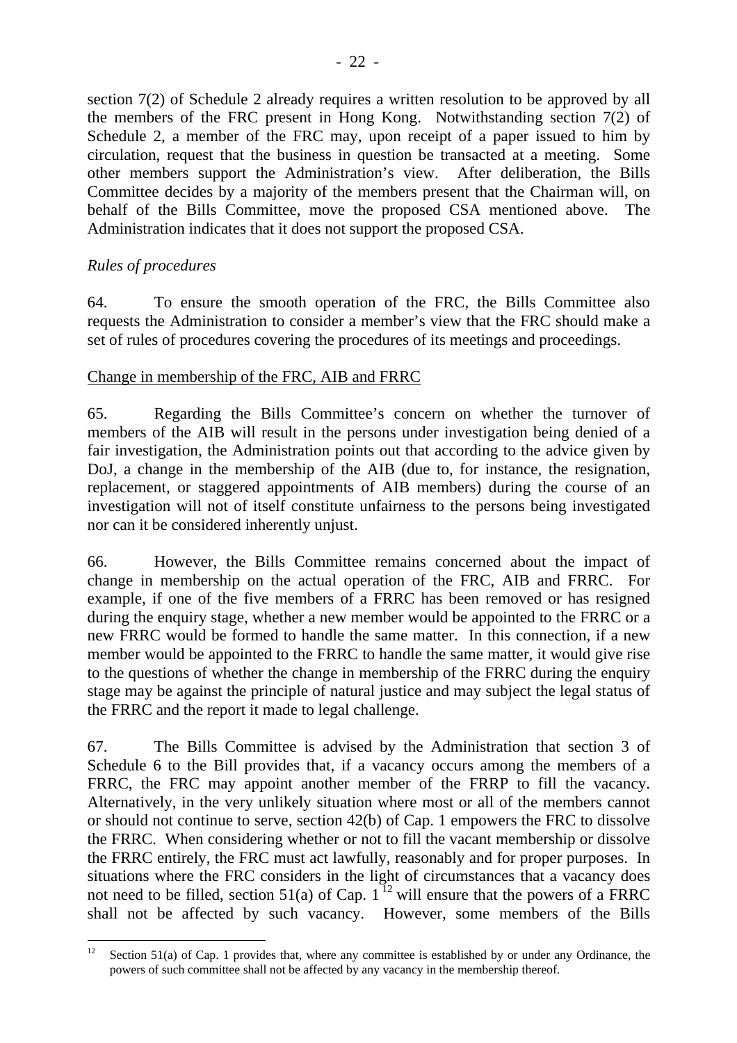section 7(2) of Schedule 2 already requires a written resolution to be approved by all the members of the FRC present in Hong Kong. Notwithstanding section 7(2) of Schedule 2, a member of the FRC may, upon receipt of a paper issued to him by circulation, request that the business in question be transacted at a meeting. Some other members support the Administration's view. After deliberation, the Bills Committee decides by a majority of the members present that the Chairman will, on behalf of the Bills Committee, move the proposed CSA mentioned above. The Administration indicates that it does not support the proposed CSA.

*Rules of procedures*

64. To ensure the smooth operation of the FRC, the Bills Committee also requests the Administration to consider a member's view that the FRC should make a set of rules of procedures covering the procedures of its meetings and proceedings.

<u>Change in membership of the FRC, AIB and FRRC</u>

65. Regarding the Bills Committee's concern on whether the turnover of members of the AIB will result in the persons under investigation being denied of a fair investigation, the Administration points out that according to the advice given by DoJ, a change in the membership of the AIB (due to, for instance, the resignation, replacement, or staggered appointments of AIB members) during the course of an investigation will not of itself constitute unfairness to the persons being investigated nor can it be considered inherently unjust.

66. However, the Bills Committee remains concerned about the impact of change in membership on the actual operation of the FRC, AIB and FRRC. For example, if one of the five members of a FRRC has been removed or has resigned during the enquiry stage, whether a new member would be appointed to the FRRC or a new FRRC would be formed to handle the same matter. In this connection, if a new member would be appointed to the FRRC to handle the same matter, it would give rise to the questions of whether the change in membership of the FRRC during the enquiry stage may be against the principle of natural justice and may subject the legal status of the FRRC and the report it made to legal challenge.

67. The Bills Committee is advised by the Administration that section 3 of Schedule 6 to the Bill provides that, if a vacancy occurs among the members of a FRRC, the FRC may appoint another member of the FRRP to fill the vacancy. Alternatively, in the very unlikely situation where most or all of the members cannot or should not continue to serve, section 42(b) of Cap. 1 empowers the FRC to dissolve the FRRC. When considering whether or not to fill the vacant membership or dissolve the FRRC entirely, the FRC must act lawfully, reasonably and for proper purposes. In situations where the FRC considers in the light of circumstances that a vacancy does not need to be filled, section 51(a) of Cap. 1 [12] will ensure that the powers of a FRRC shall not be affected by such vacancy. However, some members of the Bills

---

[12] Section 51(a) of Cap. 1 provides that, where any committee is established by or under any Ordinance, the powers of such committee shall not be affected by any vacancy in the membership thereof.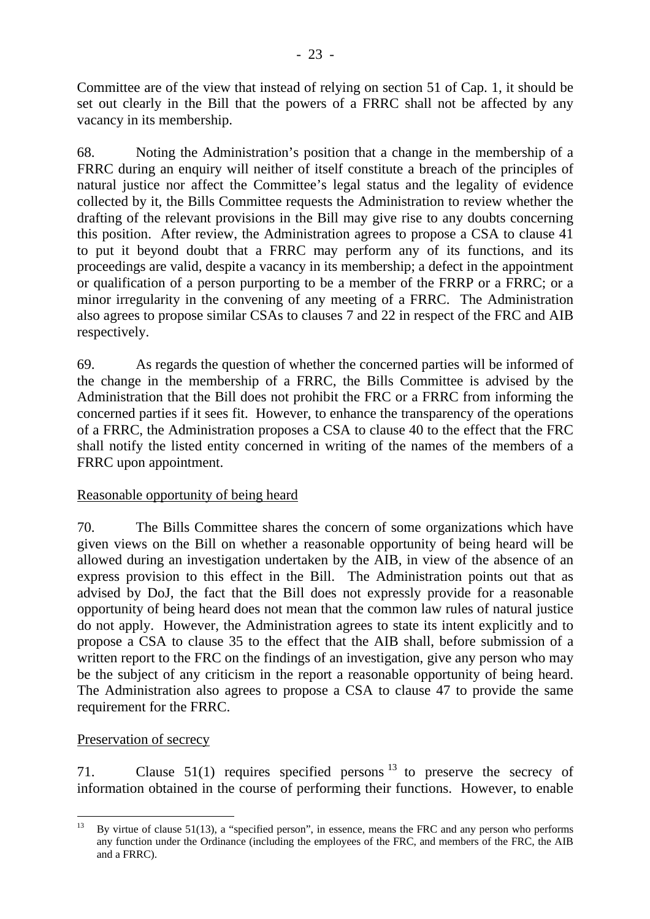Committee are of the view that instead of relying on section 51 of Cap. 1, it should be set out clearly in the Bill that the powers of a FRRC shall not be affected by any vacancy in its membership.

68. Noting the Administration's position that a change in the membership of a FRRC during an enquiry will neither of itself constitute a breach of the principles of natural justice nor affect the Committee's legal status and the legality of evidence collected by it, the Bills Committee requests the Administration to review whether the drafting of the relevant provisions in the Bill may give rise to any doubts concerning this position. After review, the Administration agrees to propose a CSA to clause 41 to put it beyond doubt that a FRRC may perform any of its functions, and its proceedings are valid, despite a vacancy in its membership; a defect in the appointment or qualification of a person purporting to be a member of the FRRP or a FRRC; or a minor irregularity in the convening of any meeting of a FRRC. The Administration also agrees to propose similar CSAs to clauses 7 and 22 in respect of the FRC and AIB respectively.

69. As regards the question of whether the concerned parties will be informed of the change in the membership of a FRRC, the Bills Committee is advised by the Administration that the Bill does not prohibit the FRC or a FRRC from informing the concerned parties if it sees fit. However, to enhance the transparency of the operations of a FRRC, the Administration proposes a CSA to clause 40 to the effect that the FRC shall notify the listed entity concerned in writing of the names of the members of a FRRC upon appointment.

Reasonable opportunity of being heard

70. The Bills Committee shares the concern of some organizations which have given views on the Bill on whether a reasonable opportunity of being heard will be allowed during an investigation undertaken by the AIB, in view of the absence of an express provision to this effect in the Bill. The Administration points out that as advised by DoJ, the fact that the Bill does not expressly provide for a reasonable opportunity of being heard does not mean that the common law rules of natural justice do not apply. However, the Administration agrees to state its intent explicitly and to propose a CSA to clause 35 to the effect that the AIB shall, before submission of a written report to the FRC on the findings of an investigation, give any person who may be the subject of any criticism in the report a reasonable opportunity of being heard. The Administration also agrees to propose a CSA to clause 47 to provide the same requirement for the FRRC.

Preservation of secrecy

71. Clause 51(1) requires specified persons [13] to preserve the secrecy of information obtained in the course of performing their functions. However, to enable

[13] By virtue of clause 51(13), a "specified person", in essence, means the FRC and any person who performs any function under the Ordinance (including the employees of the FRC, and members of the FRC, the AIB and a FRRC).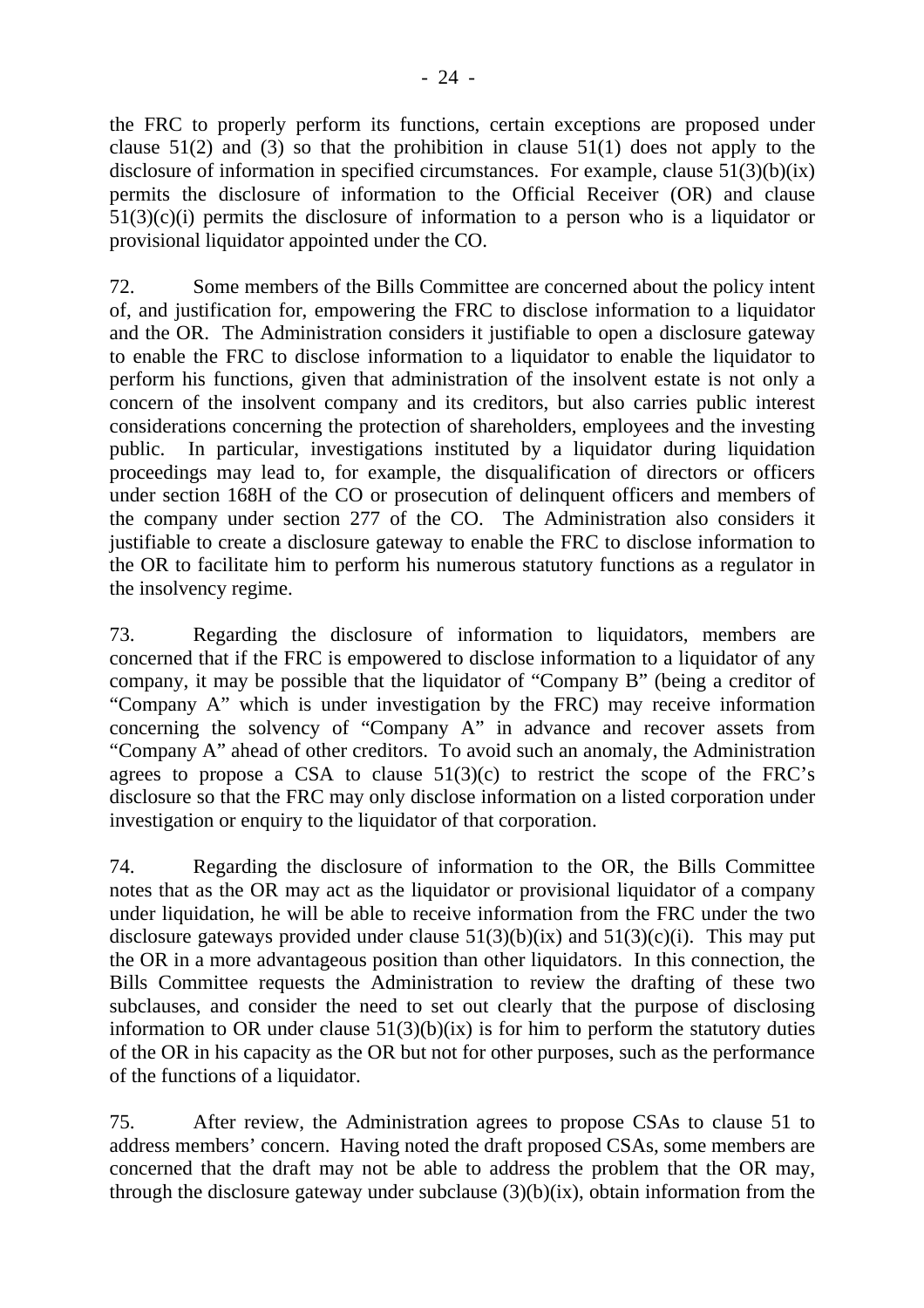the FRC to properly perform its functions, certain exceptions are proposed under clause 51(2) and (3) so that the prohibition in clause 51(1) does not apply to the disclosure of information in specified circumstances. For example, clause 51(3)(b)(ix) permits the disclosure of information to the Official Receiver (OR) and clause 51(3)(c)(i) permits the disclosure of information to a person who is a liquidator or provisional liquidator appointed under the CO.

72. Some members of the Bills Committee are concerned about the policy intent of, and justification for, empowering the FRC to disclose information to a liquidator and the OR. The Administration considers it justifiable to open a disclosure gateway to enable the FRC to disclose information to a liquidator to enable the liquidator to perform his functions, given that administration of the insolvent estate is not only a concern of the insolvent company and its creditors, but also carries public interest considerations concerning the protection of shareholders, employees and the investing public. In particular, investigations instituted by a liquidator during liquidation proceedings may lead to, for example, the disqualification of directors or officers under section 168H of the CO or prosecution of delinquent officers and members of the company under section 277 of the CO. The Administration also considers it justifiable to create a disclosure gateway to enable the FRC to disclose information to the OR to facilitate him to perform his numerous statutory functions as a regulator in the insolvency regime.

73. Regarding the disclosure of information to liquidators, members are concerned that if the FRC is empowered to disclose information to a liquidator of any company, it may be possible that the liquidator of "Company B" (being a creditor of "Company A" which is under investigation by the FRC) may receive information concerning the solvency of "Company A" in advance and recover assets from "Company A" ahead of other creditors. To avoid such an anomaly, the Administration agrees to propose a CSA to clause 51(3)(c) to restrict the scope of the FRC's disclosure so that the FRC may only disclose information on a listed corporation under investigation or enquiry to the liquidator of that corporation.

74. Regarding the disclosure of information to the OR, the Bills Committee notes that as the OR may act as the liquidator or provisional liquidator of a company under liquidation, he will be able to receive information from the FRC under the two disclosure gateways provided under clause 51(3)(b)(ix) and 51(3)(c)(i). This may put the OR in a more advantageous position than other liquidators. In this connection, the Bills Committee requests the Administration to review the drafting of these two subclauses, and consider the need to set out clearly that the purpose of disclosing information to OR under clause 51(3)(b)(ix) is for him to perform the statutory duties of the OR in his capacity as the OR but not for other purposes, such as the performance of the functions of a liquidator.

75. After review, the Administration agrees to propose CSAs to clause 51 to address members' concern. Having noted the draft proposed CSAs, some members are concerned that the draft may not be able to address the problem that the OR may, through the disclosure gateway under subclause (3)(b)(ix), obtain information from the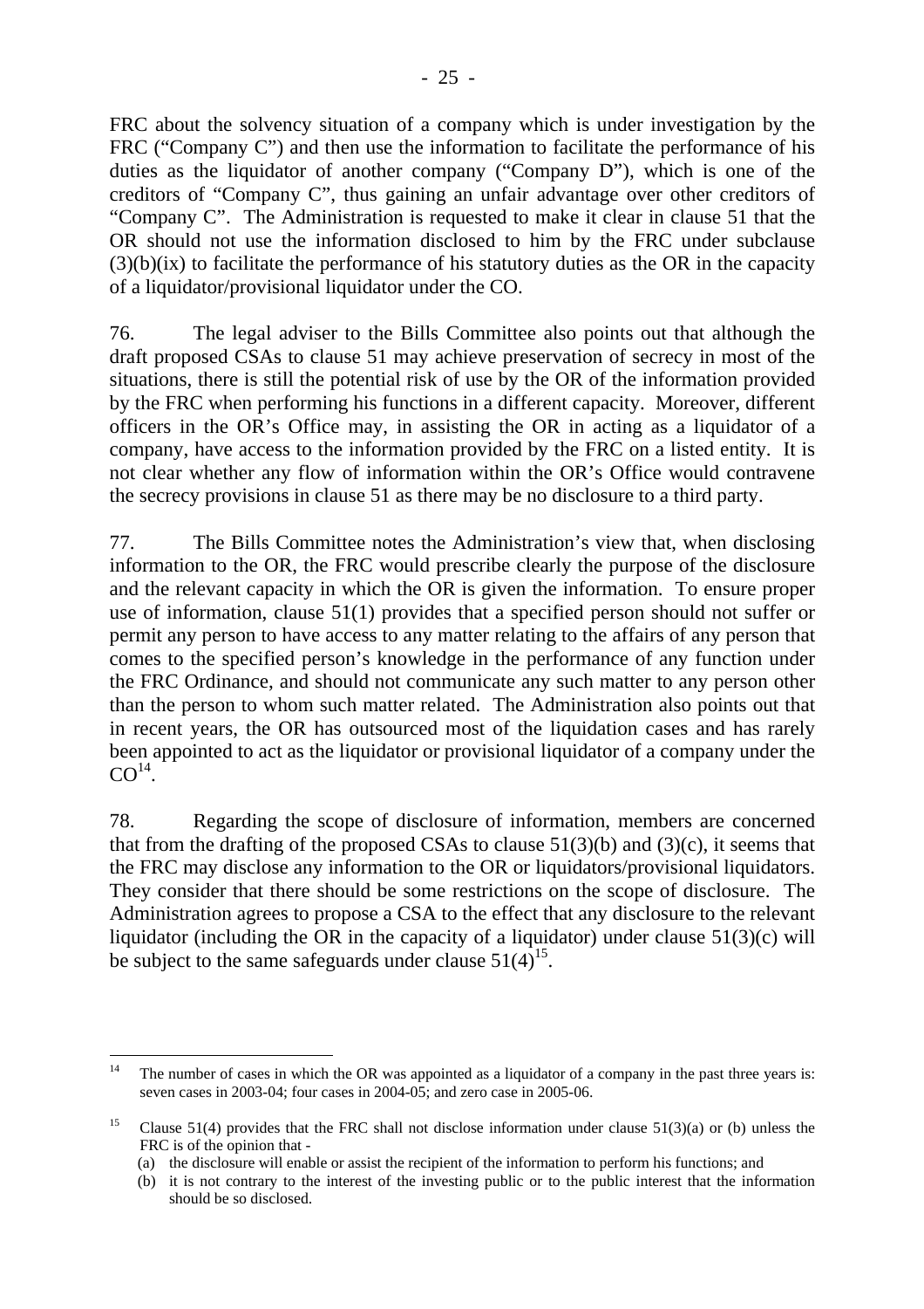FRC about the solvency situation of a company which is under investigation by the FRC ("Company C") and then use the information to facilitate the performance of his duties as the liquidator of another company ("Company D"), which is one of the creditors of "Company C", thus gaining an unfair advantage over other creditors of "Company C". The Administration is requested to make it clear in clause 51 that the OR should not use the information disclosed to him by the FRC under subclause (3)(b)(ix) to facilitate the performance of his statutory duties as the OR in the capacity of a liquidator/provisional liquidator under the CO.

76. The legal adviser to the Bills Committee also points out that although the draft proposed CSAs to clause 51 may achieve preservation of secrecy in most of the situations, there is still the potential risk of use by the OR of the information provided by the FRC when performing his functions in a different capacity. Moreover, different officers in the OR's Office may, in assisting the OR in acting as a liquidator of a company, have access to the information provided by the FRC on a listed entity. It is not clear whether any flow of information within the OR's Office would contravene the secrecy provisions in clause 51 as there may be no disclosure to a third party.

77. The Bills Committee notes the Administration's view that, when disclosing information to the OR, the FRC would prescribe clearly the purpose of the disclosure and the relevant capacity in which the OR is given the information. To ensure proper use of information, clause 51(1) provides that a specified person should not suffer or permit any person to have access to any matter relating to the affairs of any person that comes to the specified person's knowledge in the performance of any function under the FRC Ordinance, and should not communicate any such matter to any person other than the person to whom such matter related. The Administration also points out that in recent years, the OR has outsourced most of the liquidation cases and has rarely been appointed to act as the liquidator or provisional liquidator of a company under the CO[14].

78. Regarding the scope of disclosure of information, members are concerned that from the drafting of the proposed CSAs to clause 51(3)(b) and (3)(c), it seems that the FRC may disclose any information to the OR or liquidators/provisional liquidators. They consider that there should be some restrictions on the scope of disclosure. The Administration agrees to propose a CSA to the effect that any disclosure to the relevant liquidator (including the OR in the capacity of a liquidator) under clause 51(3)(c) will be subject to the same safeguards under clause 51(4)[15].

---

[14] The number of cases in which the OR was appointed as a liquidator of a company in the past three years is: seven cases in 2003-04; four cases in 2004-05; and zero case in 2005-06.

[15] Clause 51(4) provides that the FRC shall not disclose information under clause 51(3)(a) or (b) unless the FRC is of the opinion that -

(a) the disclosure will enable or assist the recipient of the information to perform his functions; and

(b) it is not contrary to the interest of the investing public or to the public interest that the information should be so disclosed.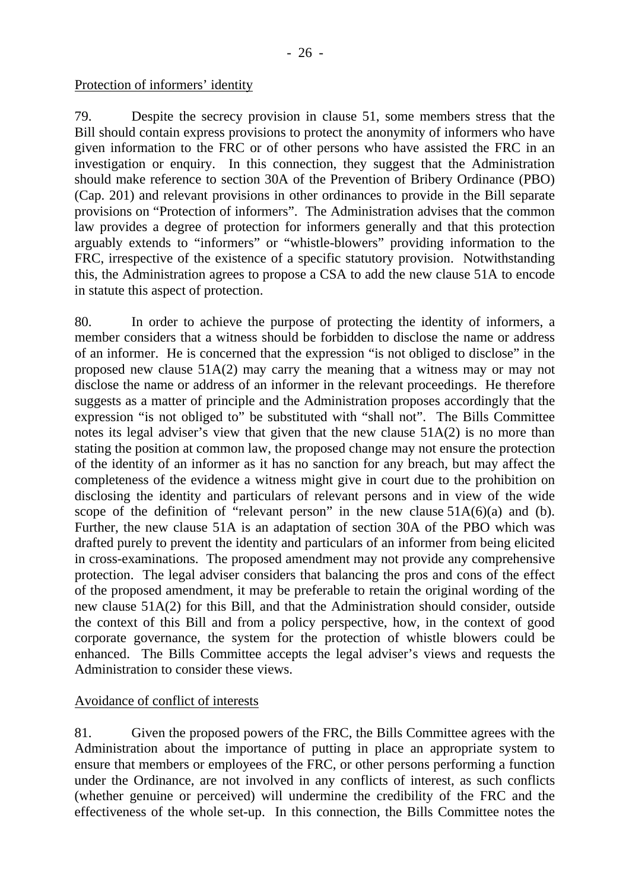Protection of informers' identity

79. Despite the secrecy provision in clause 51, some members stress that the Bill should contain express provisions to protect the anonymity of informers who have given information to the FRC or of other persons who have assisted the FRC in an investigation or enquiry. In this connection, they suggest that the Administration should make reference to section 30A of the Prevention of Bribery Ordinance (PBO) (Cap. 201) and relevant provisions in other ordinances to provide in the Bill separate provisions on "Protection of informers". The Administration advises that the common law provides a degree of protection for informers generally and that this protection arguably extends to "informers" or "whistle-blowers" providing information to the FRC, irrespective of the existence of a specific statutory provision. Notwithstanding this, the Administration agrees to propose a CSA to add the new clause 51A to encode in statute this aspect of protection.

80. In order to achieve the purpose of protecting the identity of informers, a member considers that a witness should be forbidden to disclose the name or address of an informer. He is concerned that the expression "is not obliged to disclose" in the proposed new clause 51A(2) may carry the meaning that a witness may or may not disclose the name or address of an informer in the relevant proceedings. He therefore suggests as a matter of principle and the Administration proposes accordingly that the expression "is not obliged to" be substituted with "shall not". The Bills Committee notes its legal adviser's view that given that the new clause 51A(2) is no more than stating the position at common law, the proposed change may not ensure the protection of the identity of an informer as it has no sanction for any breach, but may affect the completeness of the evidence a witness might give in court due to the prohibition on disclosing the identity and particulars of relevant persons and in view of the wide scope of the definition of "relevant person" in the new clause 51A(6)(a) and (b). Further, the new clause 51A is an adaptation of section 30A of the PBO which was drafted purely to prevent the identity and particulars of an informer from being elicited in cross-examinations. The proposed amendment may not provide any comprehensive protection. The legal adviser considers that balancing the pros and cons of the effect of the proposed amendment, it may be preferable to retain the original wording of the new clause 51A(2) for this Bill, and that the Administration should consider, outside the context of this Bill and from a policy perspective, how, in the context of good corporate governance, the system for the protection of whistle blowers could be enhanced. The Bills Committee accepts the legal adviser's views and requests the Administration to consider these views.

Avoidance of conflict of interests

81. Given the proposed powers of the FRC, the Bills Committee agrees with the Administration about the importance of putting in place an appropriate system to ensure that members or employees of the FRC, or other persons performing a function under the Ordinance, are not involved in any conflicts of interest, as such conflicts (whether genuine or perceived) will undermine the credibility of the FRC and the effectiveness of the whole set-up. In this connection, the Bills Committee notes the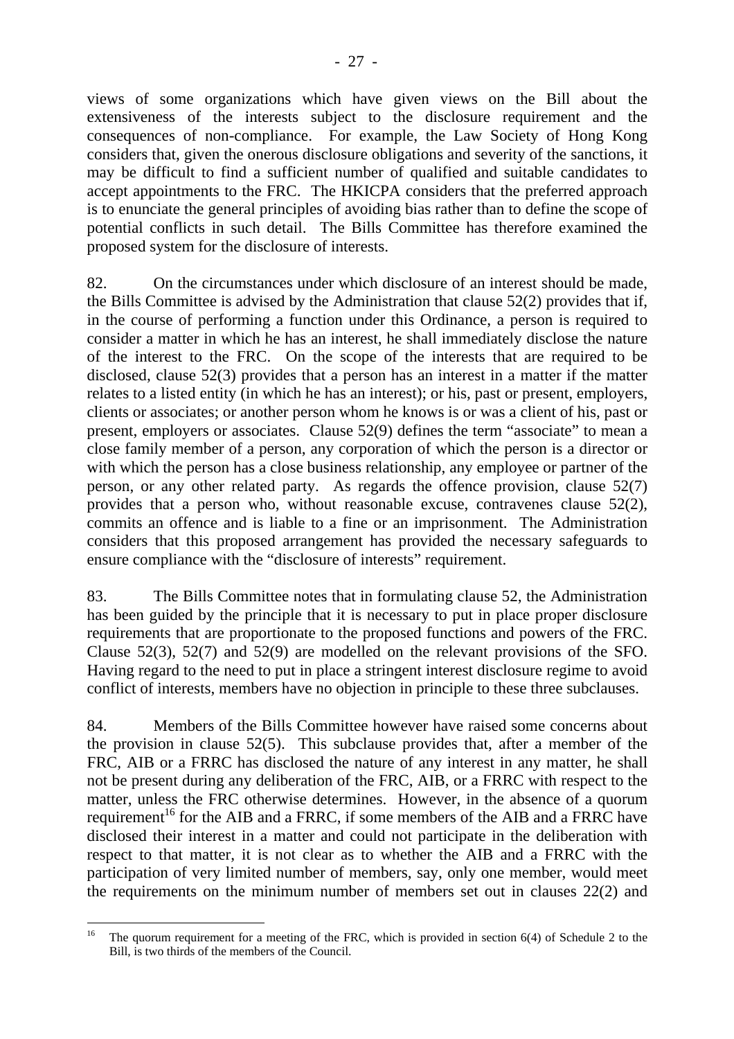views of some organizations which have given views on the Bill about the extensiveness of the interests subject to the disclosure requirement and the consequences of non-compliance. For example, the Law Society of Hong Kong considers that, given the onerous disclosure obligations and severity of the sanctions, it may be difficult to find a sufficient number of qualified and suitable candidates to accept appointments to the FRC. The HKICPA considers that the preferred approach is to enunciate the general principles of avoiding bias rather than to define the scope of potential conflicts in such detail. The Bills Committee has therefore examined the proposed system for the disclosure of interests.

82. On the circumstances under which disclosure of an interest should be made, the Bills Committee is advised by the Administration that clause 52(2) provides that if, in the course of performing a function under this Ordinance, a person is required to consider a matter in which he has an interest, he shall immediately disclose the nature of the interest to the FRC. On the scope of the interests that are required to be disclosed, clause 52(3) provides that a person has an interest in a matter if the matter relates to a listed entity (in which he has an interest); or his, past or present, employers, clients or associates; or another person whom he knows is or was a client of his, past or present, employers or associates. Clause 52(9) defines the term "associate" to mean a close family member of a person, any corporation of which the person is a director or with which the person has a close business relationship, any employee or partner of the person, or any other related party. As regards the offence provision, clause 52(7) provides that a person who, without reasonable excuse, contravenes clause 52(2), commits an offence and is liable to a fine or an imprisonment. The Administration considers that this proposed arrangement has provided the necessary safeguards to ensure compliance with the "disclosure of interests" requirement.

83. The Bills Committee notes that in formulating clause 52, the Administration has been guided by the principle that it is necessary to put in place proper disclosure requirements that are proportionate to the proposed functions and powers of the FRC. Clause 52(3), 52(7) and 52(9) are modelled on the relevant provisions of the SFO. Having regard to the need to put in place a stringent interest disclosure regime to avoid conflict of interests, members have no objection in principle to these three subclauses.

84. Members of the Bills Committee however have raised some concerns about the provision in clause 52(5). This subclause provides that, after a member of the FRC, AIB or a FRRC has disclosed the nature of any interest in any matter, he shall not be present during any deliberation of the FRC, AIB, or a FRRC with respect to the matter, unless the FRC otherwise determines. However, in the absence of a quorum requirement[16] for the AIB and a FRRC, if some members of the AIB and a FRRC have disclosed their interest in a matter and could not participate in the deliberation with respect to that matter, it is not clear as to whether the AIB and a FRRC with the participation of very limited number of members, say, only one member, would meet the requirements on the minimum number of members set out in clauses 22(2) and

[16] The quorum requirement for a meeting of the FRC, which is provided in section 6(4) of Schedule 2 to the Bill, is two thirds of the members of the Council.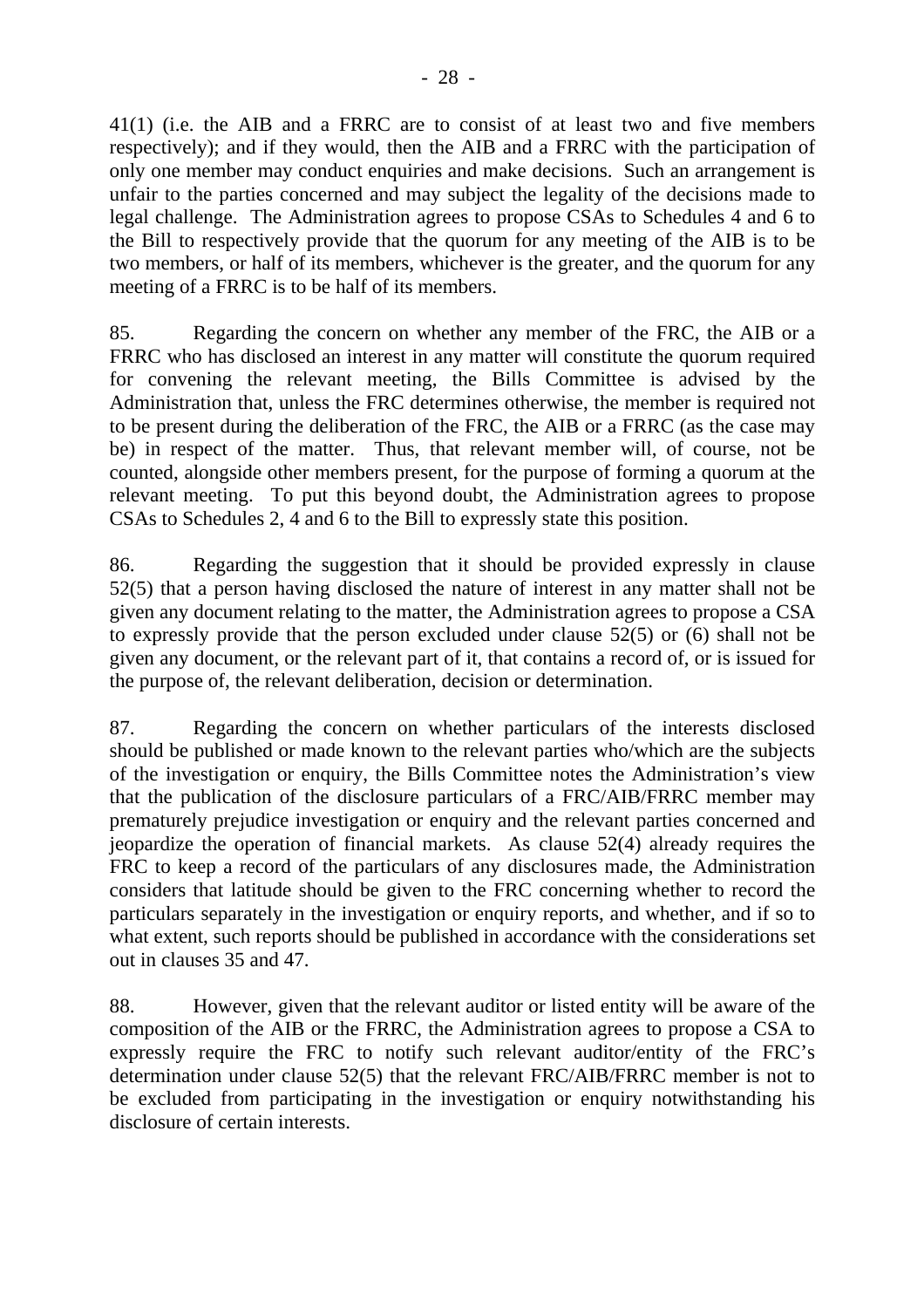41(1) (i.e. the AIB and a FRRC are to consist of at least two and five members respectively); and if they would, then the AIB and a FRRC with the participation of only one member may conduct enquiries and make decisions. Such an arrangement is unfair to the parties concerned and may subject the legality of the decisions made to legal challenge. The Administration agrees to propose CSAs to Schedules 4 and 6 to the Bill to respectively provide that the quorum for any meeting of the AIB is to be two members, or half of its members, whichever is the greater, and the quorum for any meeting of a FRRC is to be half of its members.

85. Regarding the concern on whether any member of the FRC, the AIB or a FRRC who has disclosed an interest in any matter will constitute the quorum required for convening the relevant meeting, the Bills Committee is advised by the Administration that, unless the FRC determines otherwise, the member is required not to be present during the deliberation of the FRC, the AIB or a FRRC (as the case may be) in respect of the matter. Thus, that relevant member will, of course, not be counted, alongside other members present, for the purpose of forming a quorum at the relevant meeting. To put this beyond doubt, the Administration agrees to propose CSAs to Schedules 2, 4 and 6 to the Bill to expressly state this position.

86. Regarding the suggestion that it should be provided expressly in clause 52(5) that a person having disclosed the nature of interest in any matter shall not be given any document relating to the matter, the Administration agrees to propose a CSA to expressly provide that the person excluded under clause 52(5) or (6) shall not be given any document, or the relevant part of it, that contains a record of, or is issued for the purpose of, the relevant deliberation, decision or determination.

87. Regarding the concern on whether particulars of the interests disclosed should be published or made known to the relevant parties who/which are the subjects of the investigation or enquiry, the Bills Committee notes the Administration's view that the publication of the disclosure particulars of a FRC/AIB/FRRC member may prematurely prejudice investigation or enquiry and the relevant parties concerned and jeopardize the operation of financial markets. As clause 52(4) already requires the FRC to keep a record of the particulars of any disclosures made, the Administration considers that latitude should be given to the FRC concerning whether to record the particulars separately in the investigation or enquiry reports, and whether, and if so to what extent, such reports should be published in accordance with the considerations set out in clauses 35 and 47.

88. However, given that the relevant auditor or listed entity will be aware of the composition of the AIB or the FRRC, the Administration agrees to propose a CSA to expressly require the FRC to notify such relevant auditor/entity of the FRC's determination under clause 52(5) that the relevant FRC/AIB/FRRC member is not to be excluded from participating in the investigation or enquiry notwithstanding his disclosure of certain interests.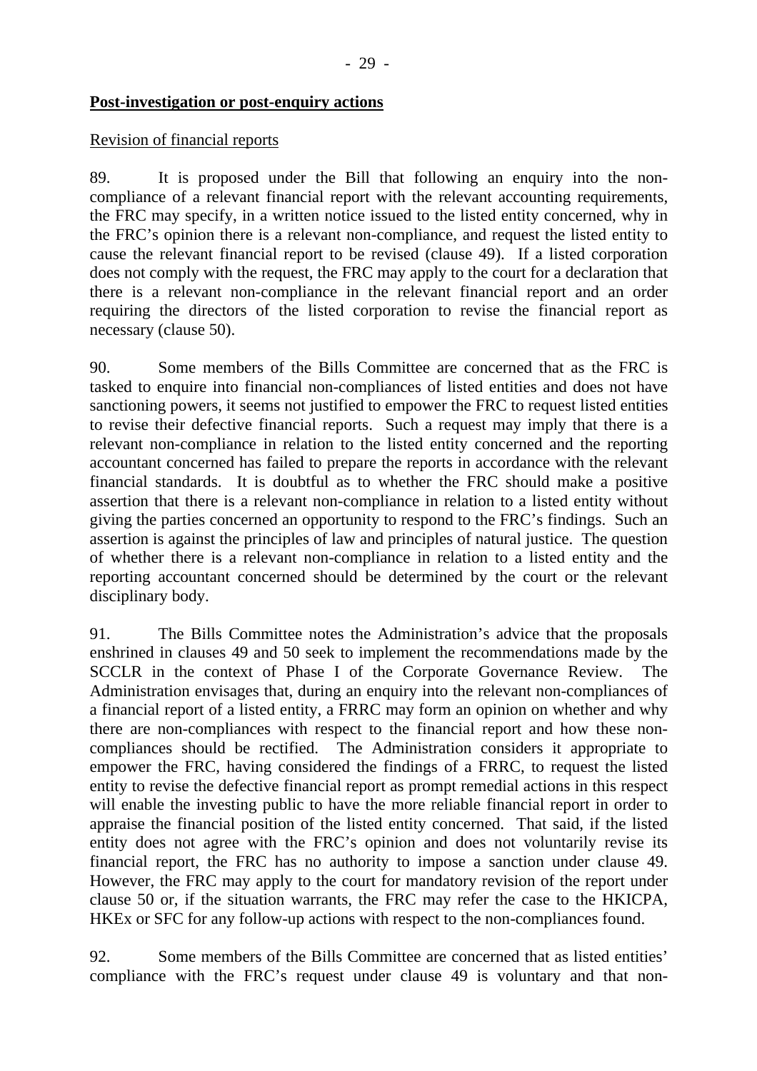**Post-investigation or post-enquiry actions**

Revision of financial reports

89. It is proposed under the Bill that following an enquiry into the non-compliance of a relevant financial report with the relevant accounting requirements, the FRC may specify, in a written notice issued to the listed entity concerned, why in the FRC's opinion there is a relevant non-compliance, and request the listed entity to cause the relevant financial report to be revised (clause 49). If a listed corporation does not comply with the request, the FRC may apply to the court for a declaration that there is a relevant non-compliance in the relevant financial report and an order requiring the directors of the listed corporation to revise the financial report as necessary (clause 50).

90. Some members of the Bills Committee are concerned that as the FRC is tasked to enquire into financial non-compliances of listed entities and does not have sanctioning powers, it seems not justified to empower the FRC to request listed entities to revise their defective financial reports. Such a request may imply that there is a relevant non-compliance in relation to the listed entity concerned and the reporting accountant concerned has failed to prepare the reports in accordance with the relevant financial standards. It is doubtful as to whether the FRC should make a positive assertion that there is a relevant non-compliance in relation to a listed entity without giving the parties concerned an opportunity to respond to the FRC's findings. Such an assertion is against the principles of law and principles of natural justice. The question of whether there is a relevant non-compliance in relation to a listed entity and the reporting accountant concerned should be determined by the court or the relevant disciplinary body.

91. The Bills Committee notes the Administration's advice that the proposals enshrined in clauses 49 and 50 seek to implement the recommendations made by the SCCLR in the context of Phase I of the Corporate Governance Review. The Administration envisages that, during an enquiry into the relevant non-compliances of a financial report of a listed entity, a FRRC may form an opinion on whether and why there are non-compliances with respect to the financial report and how these non-compliances should be rectified. The Administration considers it appropriate to empower the FRC, having considered the findings of a FRRC, to request the listed entity to revise the defective financial report as prompt remedial actions in this respect will enable the investing public to have the more reliable financial report in order to appraise the financial position of the listed entity concerned. That said, if the listed entity does not agree with the FRC's opinion and does not voluntarily revise its financial report, the FRC has no authority to impose a sanction under clause 49. However, the FRC may apply to the court for mandatory revision of the report under clause 50 or, if the situation warrants, the FRC may refer the case to the HKICPA, HKEx or SFC for any follow-up actions with respect to the non-compliances found.

92. Some members of the Bills Committee are concerned that as listed entities' compliance with the FRC's request under clause 49 is voluntary and that non-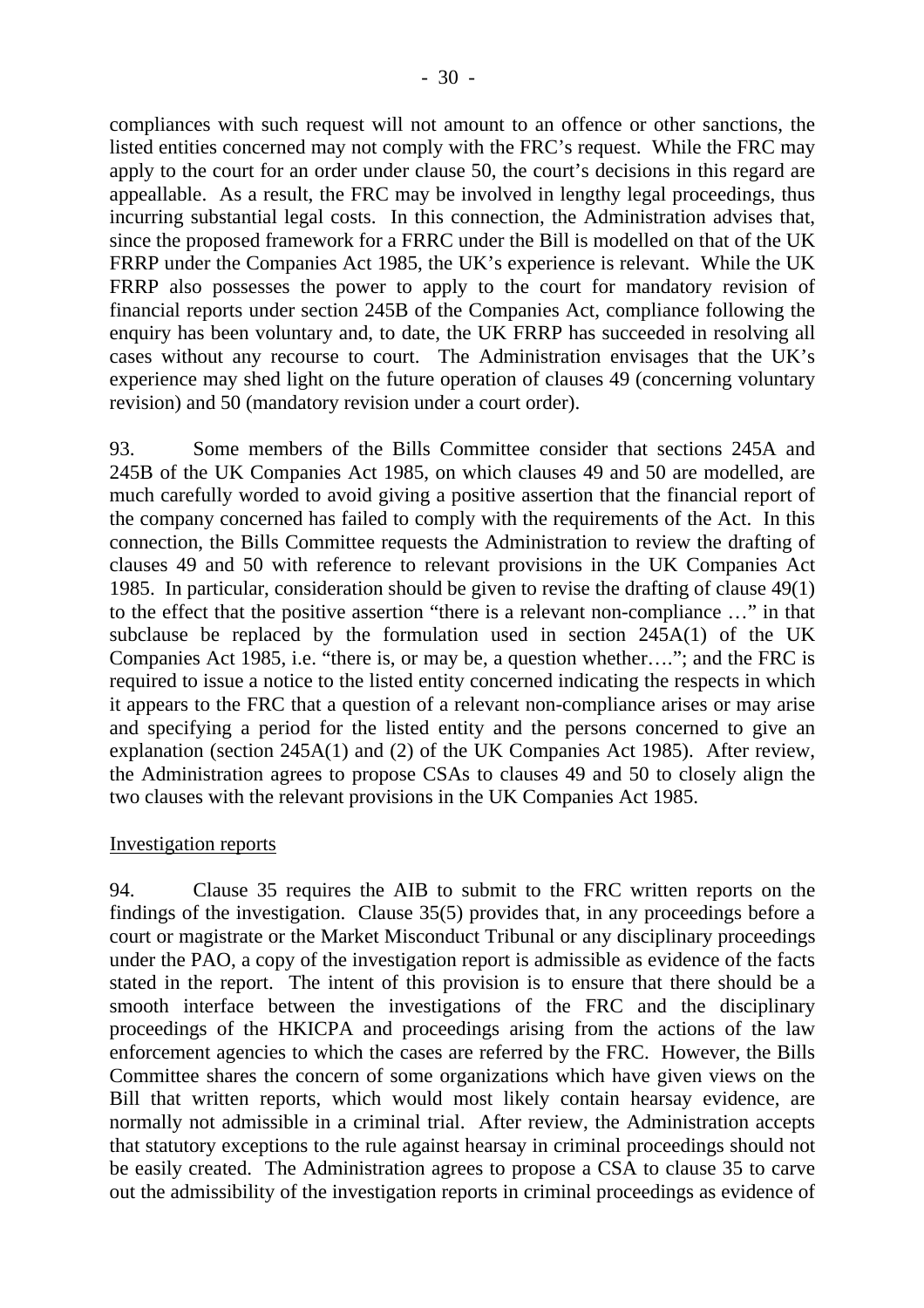compliances with such request will not amount to an offence or other sanctions, the listed entities concerned may not comply with the FRC's request. While the FRC may apply to the court for an order under clause 50, the court's decisions in this regard are appeallable. As a result, the FRC may be involved in lengthy legal proceedings, thus incurring substantial legal costs. In this connection, the Administration advises that, since the proposed framework for a FRRC under the Bill is modelled on that of the UK FRRP under the Companies Act 1985, the UK's experience is relevant. While the UK FRRP also possesses the power to apply to the court for mandatory revision of financial reports under section 245B of the Companies Act, compliance following the enquiry has been voluntary and, to date, the UK FRRP has succeeded in resolving all cases without any recourse to court. The Administration envisages that the UK's experience may shed light on the future operation of clauses 49 (concerning voluntary revision) and 50 (mandatory revision under a court order).

93. Some members of the Bills Committee consider that sections 245A and 245B of the UK Companies Act 1985, on which clauses 49 and 50 are modelled, are much carefully worded to avoid giving a positive assertion that the financial report of the company concerned has failed to comply with the requirements of the Act. In this connection, the Bills Committee requests the Administration to review the drafting of clauses 49 and 50 with reference to relevant provisions in the UK Companies Act 1985. In particular, consideration should be given to revise the drafting of clause 49(1) to the effect that the positive assertion "there is a relevant non-compliance …" in that subclause be replaced by the formulation used in section 245A(1) of the UK Companies Act 1985, i.e. "there is, or may be, a question whether…."; and the FRC is required to issue a notice to the listed entity concerned indicating the respects in which it appears to the FRC that a question of a relevant non-compliance arises or may arise and specifying a period for the listed entity and the persons concerned to give an explanation (section 245A(1) and (2) of the UK Companies Act 1985). After review, the Administration agrees to propose CSAs to clauses 49 and 50 to closely align the two clauses with the relevant provisions in the UK Companies Act 1985.

Investigation reports

94. Clause 35 requires the AIB to submit to the FRC written reports on the findings of the investigation. Clause 35(5) provides that, in any proceedings before a court or magistrate or the Market Misconduct Tribunal or any disciplinary proceedings under the PAO, a copy of the investigation report is admissible as evidence of the facts stated in the report. The intent of this provision is to ensure that there should be a smooth interface between the investigations of the FRC and the disciplinary proceedings of the HKICPA and proceedings arising from the actions of the law enforcement agencies to which the cases are referred by the FRC. However, the Bills Committee shares the concern of some organizations which have given views on the Bill that written reports, which would most likely contain hearsay evidence, are normally not admissible in a criminal trial. After review, the Administration accepts that statutory exceptions to the rule against hearsay in criminal proceedings should not be easily created. The Administration agrees to propose a CSA to clause 35 to carve out the admissibility of the investigation reports in criminal proceedings as evidence of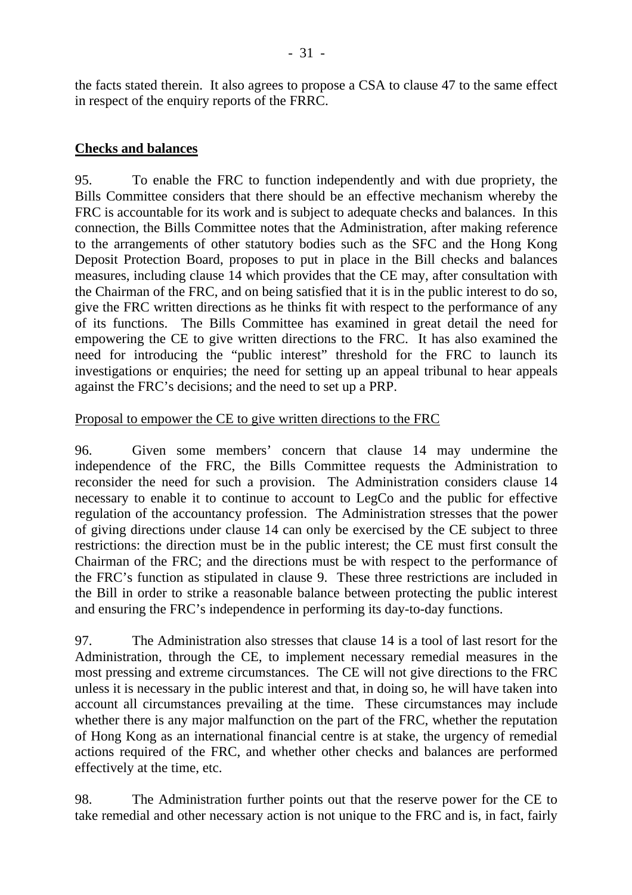the facts stated therein. It also agrees to propose a CSA to clause 47 to the same effect in respect of the enquiry reports of the FRRC.

**Checks and balances**

95. To enable the FRC to function independently and with due propriety, the Bills Committee considers that there should be an effective mechanism whereby the FRC is accountable for its work and is subject to adequate checks and balances. In this connection, the Bills Committee notes that the Administration, after making reference to the arrangements of other statutory bodies such as the SFC and the Hong Kong Deposit Protection Board, proposes to put in place in the Bill checks and balances measures, including clause 14 which provides that the CE may, after consultation with the Chairman of the FRC, and on being satisfied that it is in the public interest to do so, give the FRC written directions as he thinks fit with respect to the performance of any of its functions. The Bills Committee has examined in great detail the need for empowering the CE to give written directions to the FRC. It has also examined the need for introducing the "public interest" threshold for the FRC to launch its investigations or enquiries; the need for setting up an appeal tribunal to hear appeals against the FRC's decisions; and the need to set up a PRP.

Proposal to empower the CE to give written directions to the FRC

96. Given some members' concern that clause 14 may undermine the independence of the FRC, the Bills Committee requests the Administration to reconsider the need for such a provision. The Administration considers clause 14 necessary to enable it to continue to account to LegCo and the public for effective regulation of the accountancy profession. The Administration stresses that the power of giving directions under clause 14 can only be exercised by the CE subject to three restrictions: the direction must be in the public interest; the CE must first consult the Chairman of the FRC; and the directions must be with respect to the performance of the FRC's function as stipulated in clause 9. These three restrictions are included in the Bill in order to strike a reasonable balance between protecting the public interest and ensuring the FRC's independence in performing its day-to-day functions.

97. The Administration also stresses that clause 14 is a tool of last resort for the Administration, through the CE, to implement necessary remedial measures in the most pressing and extreme circumstances. The CE will not give directions to the FRC unless it is necessary in the public interest and that, in doing so, he will have taken into account all circumstances prevailing at the time. These circumstances may include whether there is any major malfunction on the part of the FRC, whether the reputation of Hong Kong as an international financial centre is at stake, the urgency of remedial actions required of the FRC, and whether other checks and balances are performed effectively at the time, etc.

98. The Administration further points out that the reserve power for the CE to take remedial and other necessary action is not unique to the FRC and is, in fact, fairly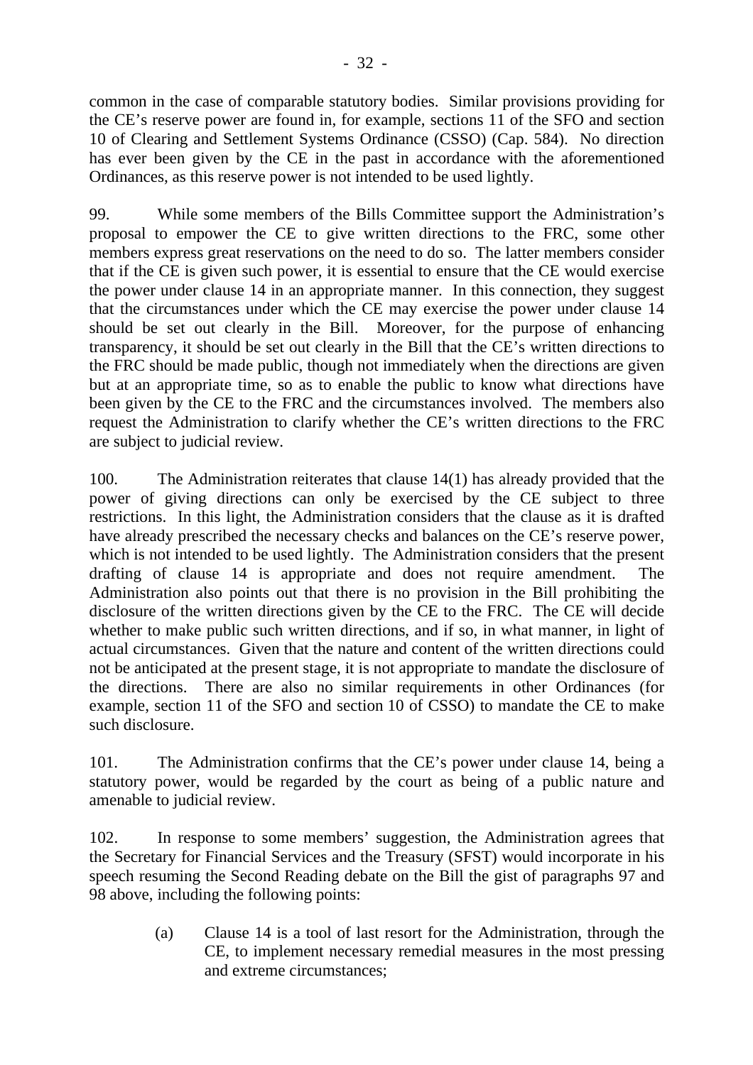common in the case of comparable statutory bodies. Similar provisions providing for the CE's reserve power are found in, for example, sections 11 of the SFO and section 10 of Clearing and Settlement Systems Ordinance (CSSO) (Cap. 584). No direction has ever been given by the CE in the past in accordance with the aforementioned Ordinances, as this reserve power is not intended to be used lightly.

99. While some members of the Bills Committee support the Administration's proposal to empower the CE to give written directions to the FRC, some other members express great reservations on the need to do so. The latter members consider that if the CE is given such power, it is essential to ensure that the CE would exercise the power under clause 14 in an appropriate manner. In this connection, they suggest that the circumstances under which the CE may exercise the power under clause 14 should be set out clearly in the Bill. Moreover, for the purpose of enhancing transparency, it should be set out clearly in the Bill that the CE's written directions to the FRC should be made public, though not immediately when the directions are given but at an appropriate time, so as to enable the public to know what directions have been given by the CE to the FRC and the circumstances involved. The members also request the Administration to clarify whether the CE's written directions to the FRC are subject to judicial review.

100. The Administration reiterates that clause 14(1) has already provided that the power of giving directions can only be exercised by the CE subject to three restrictions. In this light, the Administration considers that the clause as it is drafted have already prescribed the necessary checks and balances on the CE's reserve power, which is not intended to be used lightly. The Administration considers that the present drafting of clause 14 is appropriate and does not require amendment. The Administration also points out that there is no provision in the Bill prohibiting the disclosure of the written directions given by the CE to the FRC. The CE will decide whether to make public such written directions, and if so, in what manner, in light of actual circumstances. Given that the nature and content of the written directions could not be anticipated at the present stage, it is not appropriate to mandate the disclosure of the directions. There are also no similar requirements in other Ordinances (for example, section 11 of the SFO and section 10 of CSSO) to mandate the CE to make such disclosure.

101. The Administration confirms that the CE's power under clause 14, being a statutory power, would be regarded by the court as being of a public nature and amenable to judicial review.

102. In response to some members' suggestion, the Administration agrees that the Secretary for Financial Services and the Treasury (SFST) would incorporate in his speech resuming the Second Reading debate on the Bill the gist of paragraphs 97 and 98 above, including the following points:

> (a) Clause 14 is a tool of last resort for the Administration, through the CE, to implement necessary remedial measures in the most pressing and extreme circumstances;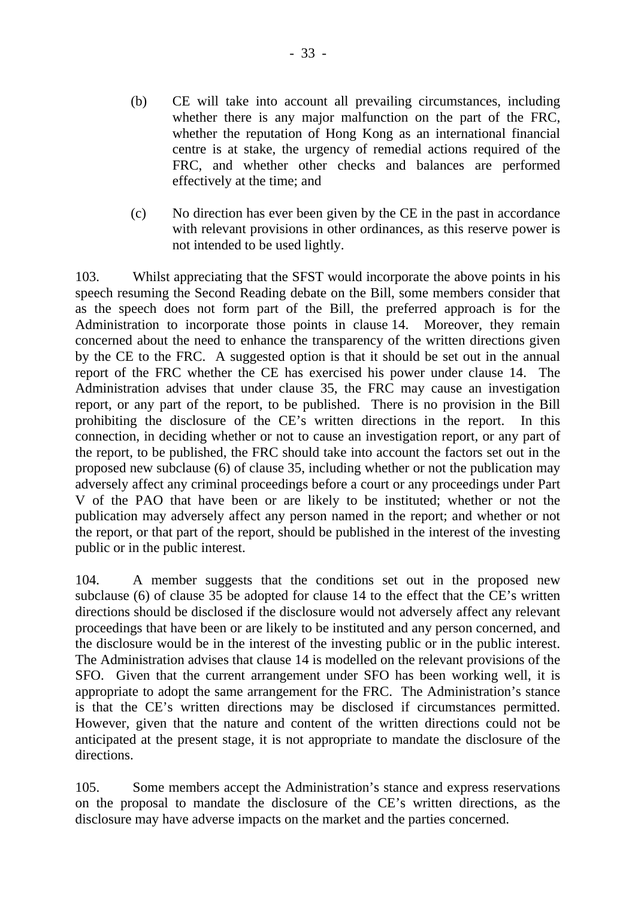(b) CE will take into account all prevailing circumstances, including whether there is any major malfunction on the part of the FRC, whether the reputation of Hong Kong as an international financial centre is at stake, the urgency of remedial actions required of the FRC, and whether other checks and balances are performed effectively at the time; and

(c) No direction has ever been given by the CE in the past in accordance with relevant provisions in other ordinances, as this reserve power is not intended to be used lightly.

103. Whilst appreciating that the SFST would incorporate the above points in his speech resuming the Second Reading debate on the Bill, some members consider that as the speech does not form part of the Bill, the preferred approach is for the Administration to incorporate those points in clause 14. Moreover, they remain concerned about the need to enhance the transparency of the written directions given by the CE to the FRC. A suggested option is that it should be set out in the annual report of the FRC whether the CE has exercised his power under clause 14. The Administration advises that under clause 35, the FRC may cause an investigation report, or any part of the report, to be published. There is no provision in the Bill prohibiting the disclosure of the CE's written directions in the report. In this connection, in deciding whether or not to cause an investigation report, or any part of the report, to be published, the FRC should take into account the factors set out in the proposed new subclause (6) of clause 35, including whether or not the publication may adversely affect any criminal proceedings before a court or any proceedings under Part V of the PAO that have been or are likely to be instituted; whether or not the publication may adversely affect any person named in the report; and whether or not the report, or that part of the report, should be published in the interest of the investing public or in the public interest.

104. A member suggests that the conditions set out in the proposed new subclause (6) of clause 35 be adopted for clause 14 to the effect that the CE's written directions should be disclosed if the disclosure would not adversely affect any relevant proceedings that have been or are likely to be instituted and any person concerned, and the disclosure would be in the interest of the investing public or in the public interest. The Administration advises that clause 14 is modelled on the relevant provisions of the SFO. Given that the current arrangement under SFO has been working well, it is appropriate to adopt the same arrangement for the FRC. The Administration's stance is that the CE's written directions may be disclosed if circumstances permitted. However, given that the nature and content of the written directions could not be anticipated at the present stage, it is not appropriate to mandate the disclosure of the directions.

105. Some members accept the Administration's stance and express reservations on the proposal to mandate the disclosure of the CE's written directions, as the disclosure may have adverse impacts on the market and the parties concerned.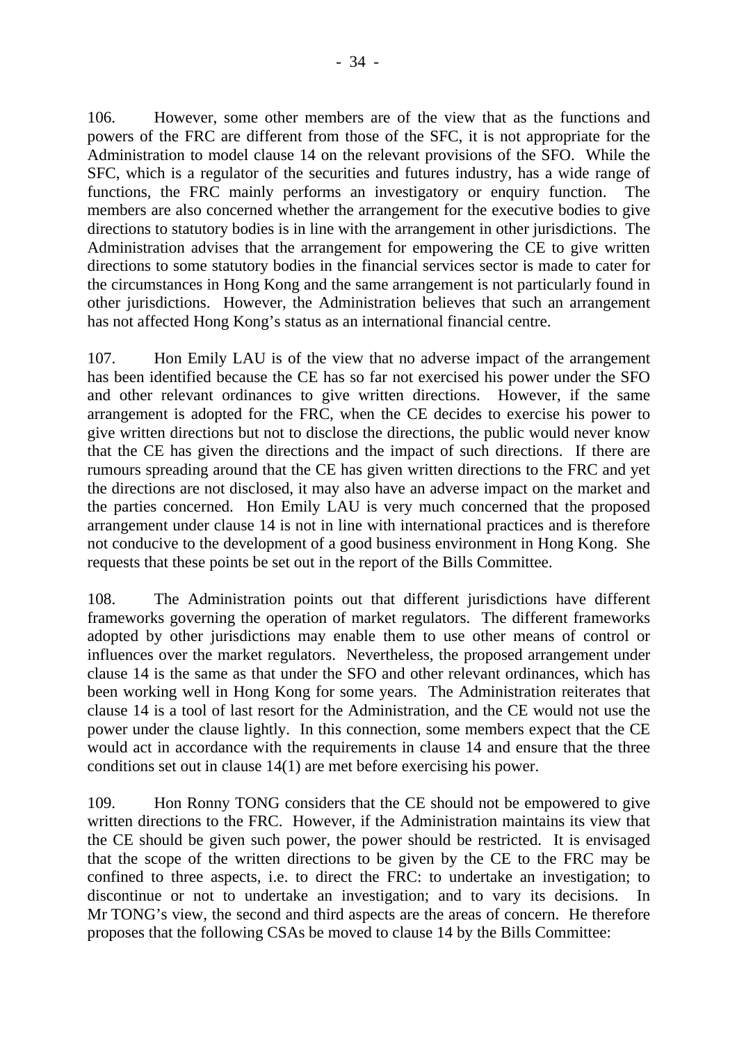106. However, some other members are of the view that as the functions and powers of the FRC are different from those of the SFC, it is not appropriate for the Administration to model clause 14 on the relevant provisions of the SFO. While the SFC, which is a regulator of the securities and futures industry, has a wide range of functions, the FRC mainly performs an investigatory or enquiry function. The members are also concerned whether the arrangement for the executive bodies to give directions to statutory bodies is in line with the arrangement in other jurisdictions. The Administration advises that the arrangement for empowering the CE to give written directions to some statutory bodies in the financial services sector is made to cater for the circumstances in Hong Kong and the same arrangement is not particularly found in other jurisdictions. However, the Administration believes that such an arrangement has not affected Hong Kong's status as an international financial centre.

107. Hon Emily LAU is of the view that no adverse impact of the arrangement has been identified because the CE has so far not exercised his power under the SFO and other relevant ordinances to give written directions. However, if the same arrangement is adopted for the FRC, when the CE decides to exercise his power to give written directions but not to disclose the directions, the public would never know that the CE has given the directions and the impact of such directions. If there are rumours spreading around that the CE has given written directions to the FRC and yet the directions are not disclosed, it may also have an adverse impact on the market and the parties concerned. Hon Emily LAU is very much concerned that the proposed arrangement under clause 14 is not in line with international practices and is therefore not conducive to the development of a good business environment in Hong Kong. She requests that these points be set out in the report of the Bills Committee.

108. The Administration points out that different jurisdictions have different frameworks governing the operation of market regulators. The different frameworks adopted by other jurisdictions may enable them to use other means of control or influences over the market regulators. Nevertheless, the proposed arrangement under clause 14 is the same as that under the SFO and other relevant ordinances, which has been working well in Hong Kong for some years. The Administration reiterates that clause 14 is a tool of last resort for the Administration, and the CE would not use the power under the clause lightly. In this connection, some members expect that the CE would act in accordance with the requirements in clause 14 and ensure that the three conditions set out in clause 14(1) are met before exercising his power.

109. Hon Ronny TONG considers that the CE should not be empowered to give written directions to the FRC. However, if the Administration maintains its view that the CE should be given such power, the power should be restricted. It is envisaged that the scope of the written directions to be given by the CE to the FRC may be confined to three aspects, i.e. to direct the FRC: to undertake an investigation; to discontinue or not to undertake an investigation; and to vary its decisions. In Mr TONG's view, the second and third aspects are the areas of concern. He therefore proposes that the following CSAs be moved to clause 14 by the Bills Committee: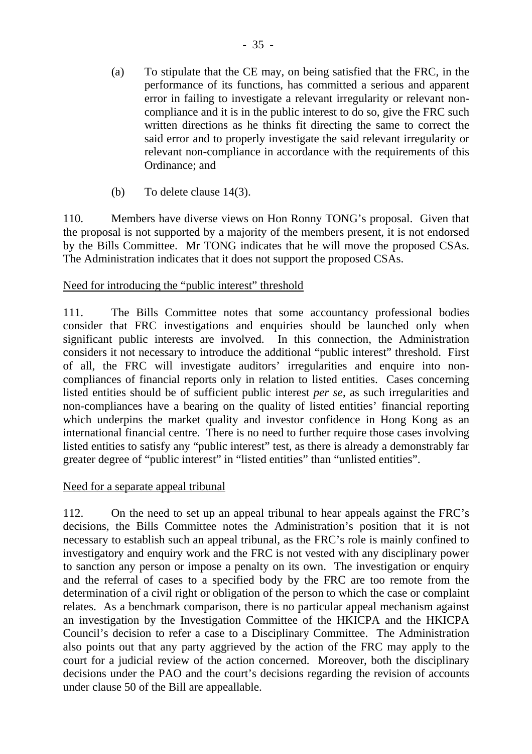(a) To stipulate that the CE may, on being satisfied that the FRC, in the performance of its functions, has committed a serious and apparent error in failing to investigate a relevant irregularity or relevant non-compliance and it is in the public interest to do so, give the FRC such written directions as he thinks fit directing the same to correct the said error and to properly investigate the said relevant irregularity or relevant non-compliance in accordance with the requirements of this Ordinance; and

(b) To delete clause 14(3).

110. Members have diverse views on Hon Ronny TONG's proposal. Given that the proposal is not supported by a majority of the members present, it is not endorsed by the Bills Committee. Mr TONG indicates that he will move the proposed CSAs. The Administration indicates that it does not support the proposed CSAs.

Need for introducing the "public interest" threshold

111. The Bills Committee notes that some accountancy professional bodies consider that FRC investigations and enquiries should be launched only when significant public interests are involved. In this connection, the Administration considers it not necessary to introduce the additional "public interest" threshold. First of all, the FRC will investigate auditors' irregularities and enquire into non-compliances of financial reports only in relation to listed entities. Cases concerning listed entities should be of sufficient public interest *per se*, as such irregularities and non-compliances have a bearing on the quality of listed entities' financial reporting which underpins the market quality and investor confidence in Hong Kong as an international financial centre. There is no need to further require those cases involving listed entities to satisfy any "public interest" test, as there is already a demonstrably far greater degree of "public interest" in "listed entities" than "unlisted entities".

Need for a separate appeal tribunal

112. On the need to set up an appeal tribunal to hear appeals against the FRC's decisions, the Bills Committee notes the Administration's position that it is not necessary to establish such an appeal tribunal, as the FRC's role is mainly confined to investigatory and enquiry work and the FRC is not vested with any disciplinary power to sanction any person or impose a penalty on its own. The investigation or enquiry and the referral of cases to a specified body by the FRC are too remote from the determination of a civil right or obligation of the person to which the case or complaint relates. As a benchmark comparison, there is no particular appeal mechanism against an investigation by the Investigation Committee of the HKICPA and the HKICPA Council's decision to refer a case to a Disciplinary Committee. The Administration also points out that any party aggrieved by the action of the FRC may apply to the court for a judicial review of the action concerned. Moreover, both the disciplinary decisions under the PAO and the court's decisions regarding the revision of accounts under clause 50 of the Bill are appeallable.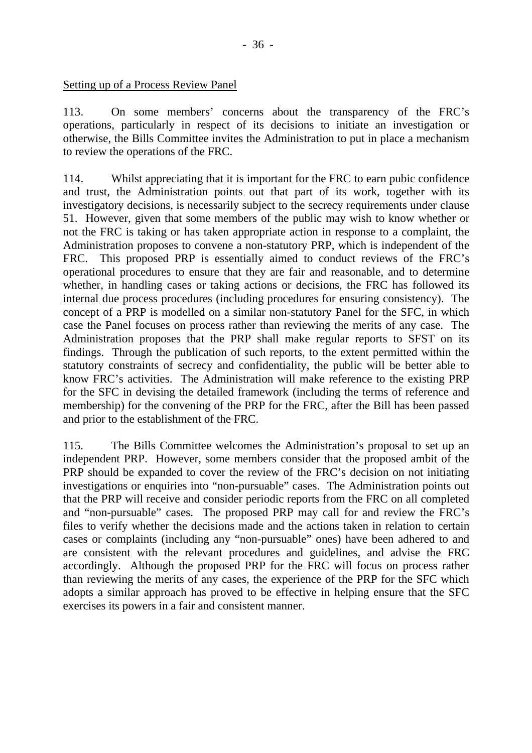Setting up of a Process Review Panel

113. On some members' concerns about the transparency of the FRC's operations, particularly in respect of its decisions to initiate an investigation or otherwise, the Bills Committee invites the Administration to put in place a mechanism to review the operations of the FRC.

114. Whilst appreciating that it is important for the FRC to earn pubic confidence and trust, the Administration points out that part of its work, together with its investigatory decisions, is necessarily subject to the secrecy requirements under clause 51. However, given that some members of the public may wish to know whether or not the FRC is taking or has taken appropriate action in response to a complaint, the Administration proposes to convene a non-statutory PRP, which is independent of the FRC. This proposed PRP is essentially aimed to conduct reviews of the FRC's operational procedures to ensure that they are fair and reasonable, and to determine whether, in handling cases or taking actions or decisions, the FRC has followed its internal due process procedures (including procedures for ensuring consistency). The concept of a PRP is modelled on a similar non-statutory Panel for the SFC, in which case the Panel focuses on process rather than reviewing the merits of any case. The Administration proposes that the PRP shall make regular reports to SFST on its findings. Through the publication of such reports, to the extent permitted within the statutory constraints of secrecy and confidentiality, the public will be better able to know FRC's activities. The Administration will make reference to the existing PRP for the SFC in devising the detailed framework (including the terms of reference and membership) for the convening of the PRP for the FRC, after the Bill has been passed and prior to the establishment of the FRC.

115. The Bills Committee welcomes the Administration's proposal to set up an independent PRP. However, some members consider that the proposed ambit of the PRP should be expanded to cover the review of the FRC's decision on not initiating investigations or enquiries into "non-pursuable" cases. The Administration points out that the PRP will receive and consider periodic reports from the FRC on all completed and "non-pursuable" cases. The proposed PRP may call for and review the FRC's files to verify whether the decisions made and the actions taken in relation to certain cases or complaints (including any "non-pursuable" ones) have been adhered to and are consistent with the relevant procedures and guidelines, and advise the FRC accordingly. Although the proposed PRP for the FRC will focus on process rather than reviewing the merits of any cases, the experience of the PRP for the SFC which adopts a similar approach has proved to be effective in helping ensure that the SFC exercises its powers in a fair and consistent manner.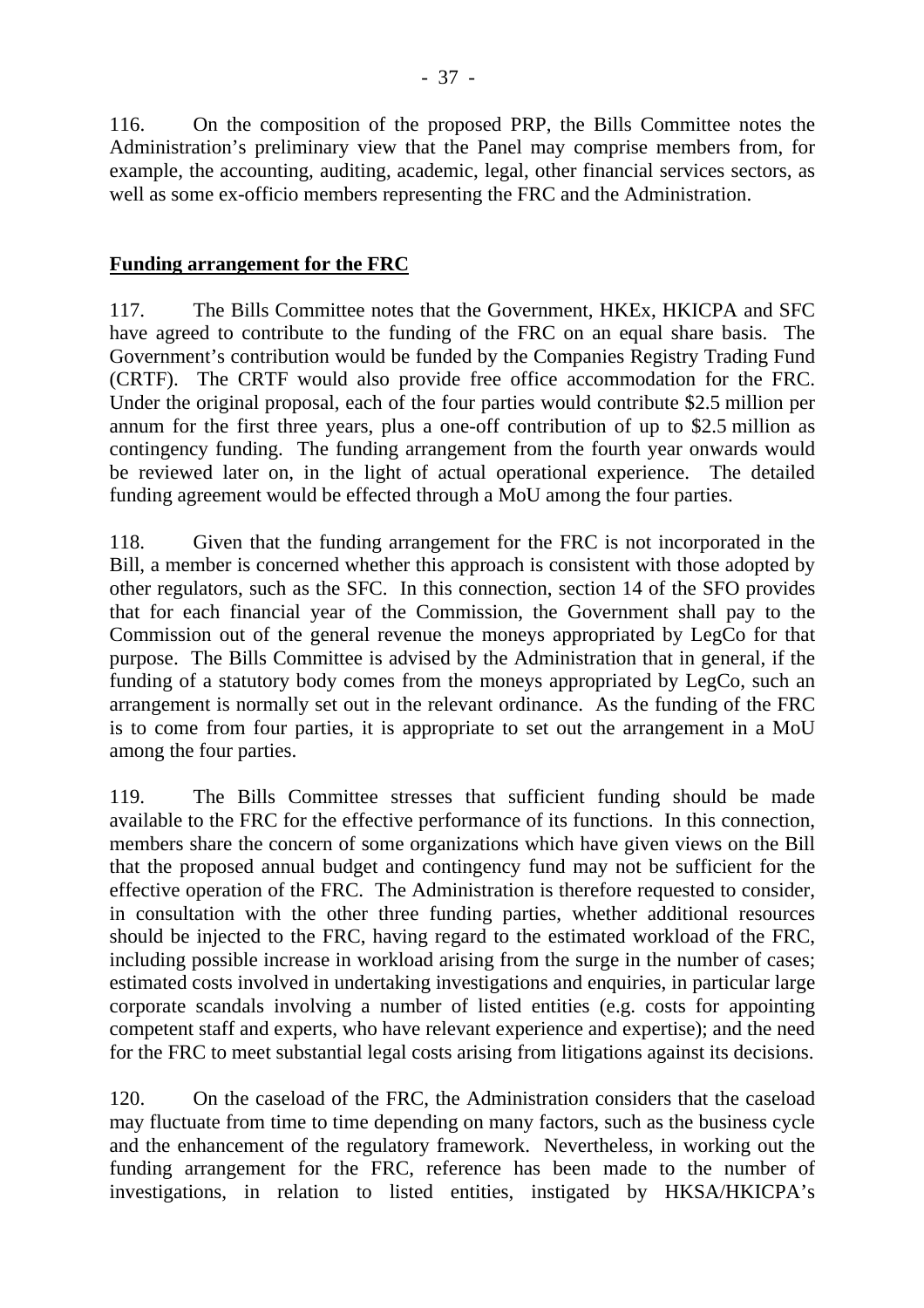116. On the composition of the proposed PRP, the Bills Committee notes the Administration's preliminary view that the Panel may comprise members from, for example, the accounting, auditing, academic, legal, other financial services sectors, as well as some ex-officio members representing the FRC and the Administration.

**Funding arrangement for the FRC**

117. The Bills Committee notes that the Government, HKEx, HKICPA and SFC have agreed to contribute to the funding of the FRC on an equal share basis. The Government's contribution would be funded by the Companies Registry Trading Fund (CRTF). The CRTF would also provide free office accommodation for the FRC. Under the original proposal, each of the four parties would contribute $2.5 million per annum for the first three years, plus a one-off contribution of up to $2.5 million as contingency funding. The funding arrangement from the fourth year onwards would be reviewed later on, in the light of actual operational experience. The detailed funding agreement would be effected through a MoU among the four parties.

118. Given that the funding arrangement for the FRC is not incorporated in the Bill, a member is concerned whether this approach is consistent with those adopted by other regulators, such as the SFC. In this connection, section 14 of the SFO provides that for each financial year of the Commission, the Government shall pay to the Commission out of the general revenue the moneys appropriated by LegCo for that purpose. The Bills Committee is advised by the Administration that in general, if the funding of a statutory body comes from the moneys appropriated by LegCo, such an arrangement is normally set out in the relevant ordinance. As the funding of the FRC is to come from four parties, it is appropriate to set out the arrangement in a MoU among the four parties.

119. The Bills Committee stresses that sufficient funding should be made available to the FRC for the effective performance of its functions. In this connection, members share the concern of some organizations which have given views on the Bill that the proposed annual budget and contingency fund may not be sufficient for the effective operation of the FRC. The Administration is therefore requested to consider, in consultation with the other three funding parties, whether additional resources should be injected to the FRC, having regard to the estimated workload of the FRC, including possible increase in workload arising from the surge in the number of cases; estimated costs involved in undertaking investigations and enquiries, in particular large corporate scandals involving a number of listed entities (e.g. costs for appointing competent staff and experts, who have relevant experience and expertise); and the need for the FRC to meet substantial legal costs arising from litigations against its decisions.

120. On the caseload of the FRC, the Administration considers that the caseload may fluctuate from time to time depending on many factors, such as the business cycle and the enhancement of the regulatory framework. Nevertheless, in working out the funding arrangement for the FRC, reference has been made to the number of investigations, in relation to listed entities, instigated by HKSA/HKICPA's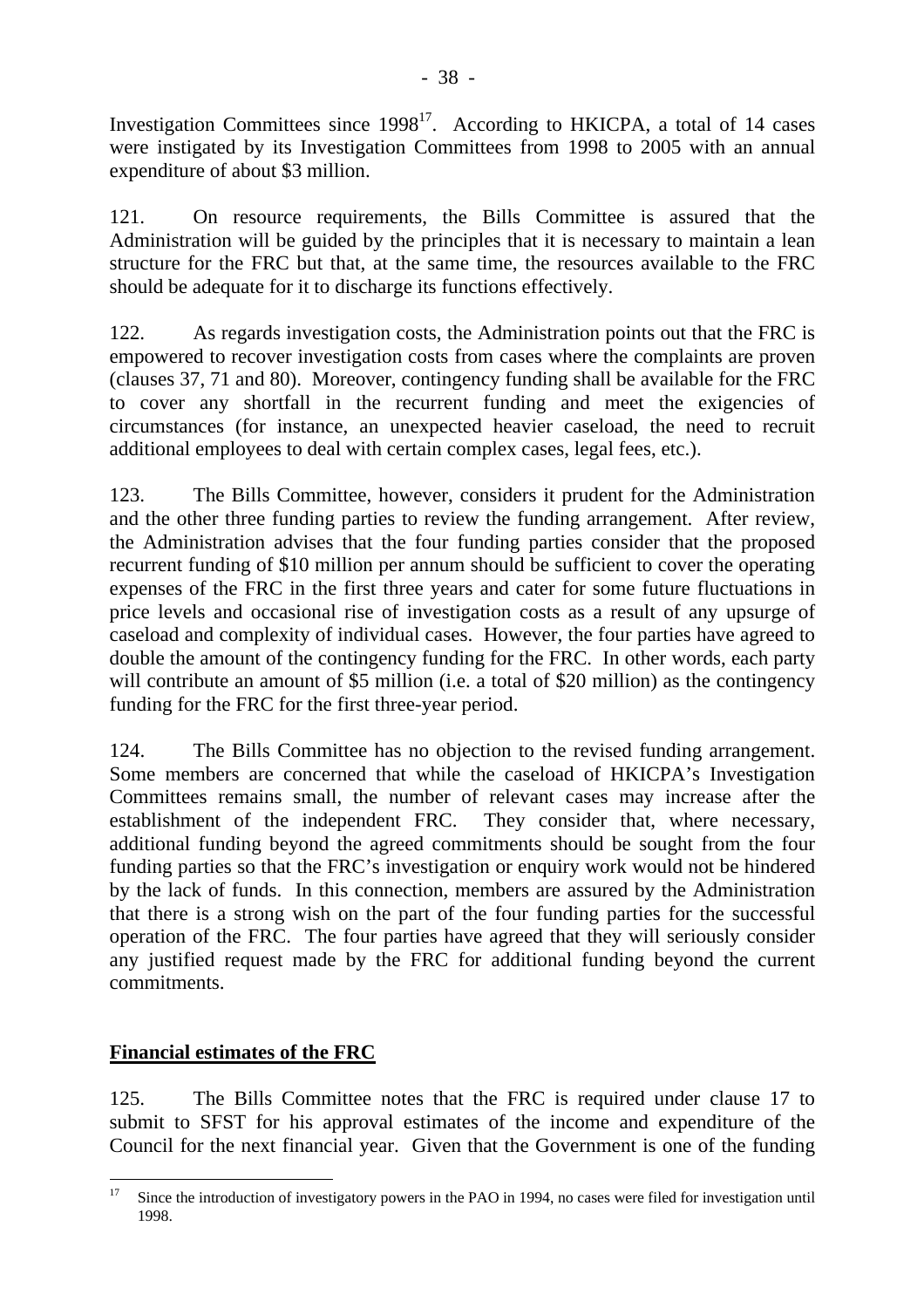Investigation Committees since 1998[17]. According to HKICPA, a total of 14 cases were instigated by its Investigation Committees from 1998 to 2005 with an annual expenditure of about $3 million.

121. On resource requirements, the Bills Committee is assured that the Administration will be guided by the principles that it is necessary to maintain a lean structure for the FRC but that, at the same time, the resources available to the FRC should be adequate for it to discharge its functions effectively.

122. As regards investigation costs, the Administration points out that the FRC is empowered to recover investigation costs from cases where the complaints are proven (clauses 37, 71 and 80). Moreover, contingency funding shall be available for the FRC to cover any shortfall in the recurrent funding and meet the exigencies of circumstances (for instance, an unexpected heavier caseload, the need to recruit additional employees to deal with certain complex cases, legal fees, etc.).

123. The Bills Committee, however, considers it prudent for the Administration and the other three funding parties to review the funding arrangement. After review, the Administration advises that the four funding parties consider that the proposed recurrent funding of $10 million per annum should be sufficient to cover the operating expenses of the FRC in the first three years and cater for some future fluctuations in price levels and occasional rise of investigation costs as a result of any upsurge of caseload and complexity of individual cases. However, the four parties have agreed to double the amount of the contingency funding for the FRC. In other words, each party will contribute an amount of $5 million (i.e. a total of $20 million) as the contingency funding for the FRC for the first three-year period.

124. The Bills Committee has no objection to the revised funding arrangement. Some members are concerned that while the caseload of HKICPA's Investigation Committees remains small, the number of relevant cases may increase after the establishment of the independent FRC. They consider that, where necessary, additional funding beyond the agreed commitments should be sought from the four funding parties so that the FRC's investigation or enquiry work would not be hindered by the lack of funds. In this connection, members are assured by the Administration that there is a strong wish on the part of the four funding parties for the successful operation of the FRC. The four parties have agreed that they will seriously consider any justified request made by the FRC for additional funding beyond the current commitments.

**Financial estimates of the FRC**

125. The Bills Committee notes that the FRC is required under clause 17 to submit to SFST for his approval estimates of the income and expenditure of the Council for the next financial year. Given that the Government is one of the funding

[17] Since the introduction of investigatory powers in the PAO in 1994, no cases were filed for investigation until 1998.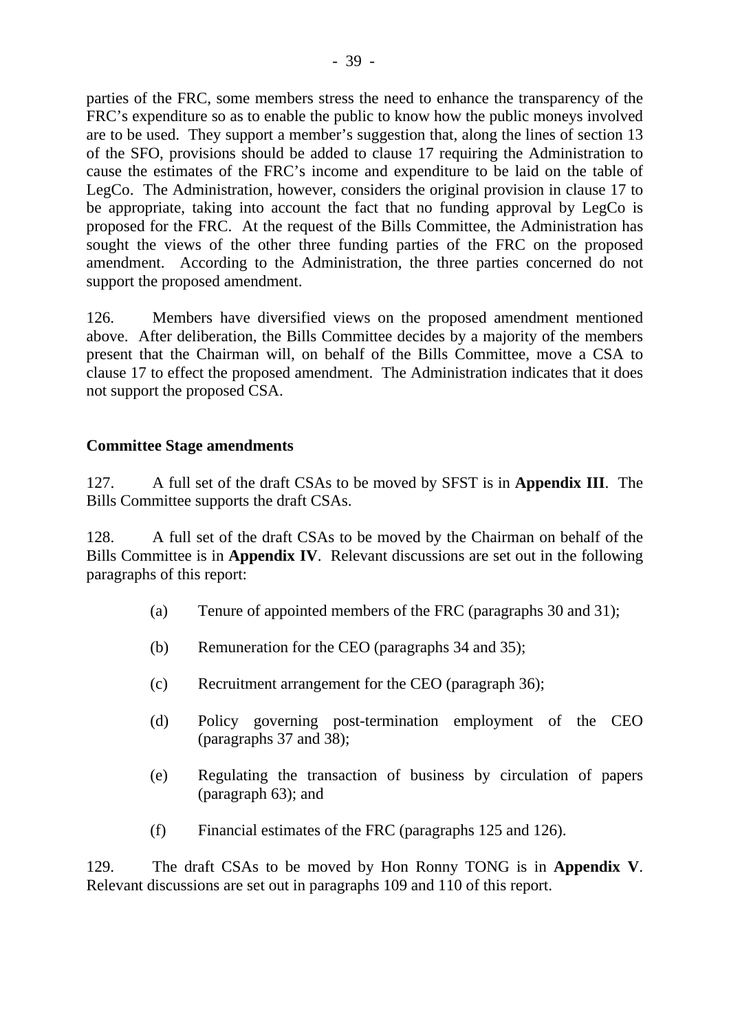parties of the FRC, some members stress the need to enhance the transparency of the FRC's expenditure so as to enable the public to know how the public moneys involved are to be used. They support a member's suggestion that, along the lines of section 13 of the SFO, provisions should be added to clause 17 requiring the Administration to cause the estimates of the FRC's income and expenditure to be laid on the table of LegCo. The Administration, however, considers the original provision in clause 17 to be appropriate, taking into account the fact that no funding approval by LegCo is proposed for the FRC. At the request of the Bills Committee, the Administration has sought the views of the other three funding parties of the FRC on the proposed amendment. According to the Administration, the three parties concerned do not support the proposed amendment.

126. Members have diversified views on the proposed amendment mentioned above. After deliberation, the Bills Committee decides by a majority of the members present that the Chairman will, on behalf of the Bills Committee, move a CSA to clause 17 to effect the proposed amendment. The Administration indicates that it does not support the proposed CSA.

**Committee Stage amendments**

127. A full set of the draft CSAs to be moved by SFST is in **Appendix III**. The Bills Committee supports the draft CSAs.

128. A full set of the draft CSAs to be moved by the Chairman on behalf of the Bills Committee is in **Appendix IV**. Relevant discussions are set out in the following paragraphs of this report:

(a) Tenure of appointed members of the FRC (paragraphs 30 and 31);

(b) Remuneration for the CEO (paragraphs 34 and 35);

(c) Recruitment arrangement for the CEO (paragraph 36);

(d) Policy governing post-termination employment of the CEO (paragraphs 37 and 38);

(e) Regulating the transaction of business by circulation of papers (paragraph 63); and

(f) Financial estimates of the FRC (paragraphs 125 and 126).

129. The draft CSAs to be moved by Hon Ronny TONG is in **Appendix V**. Relevant discussions are set out in paragraphs 109 and 110 of this report.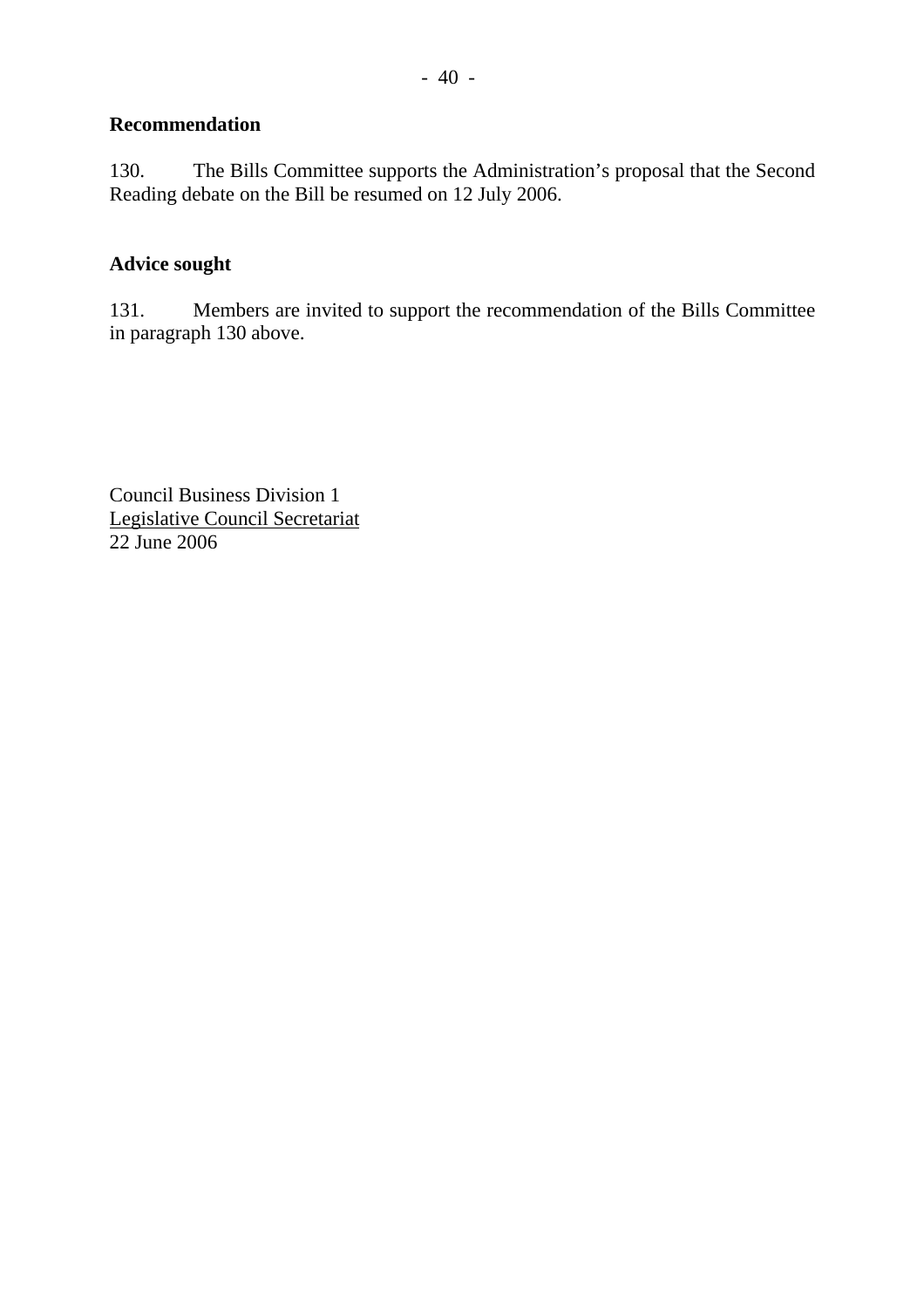**Recommendation**

130. The Bills Committee supports the Administration's proposal that the Second Reading debate on the Bill be resumed on 12 July 2006.

**Advice sought**

131. Members are invited to support the recommendation of the Bills Committee in paragraph 130 above.

Council Business Division 1
Legislative Council Secretariat
22 June 2006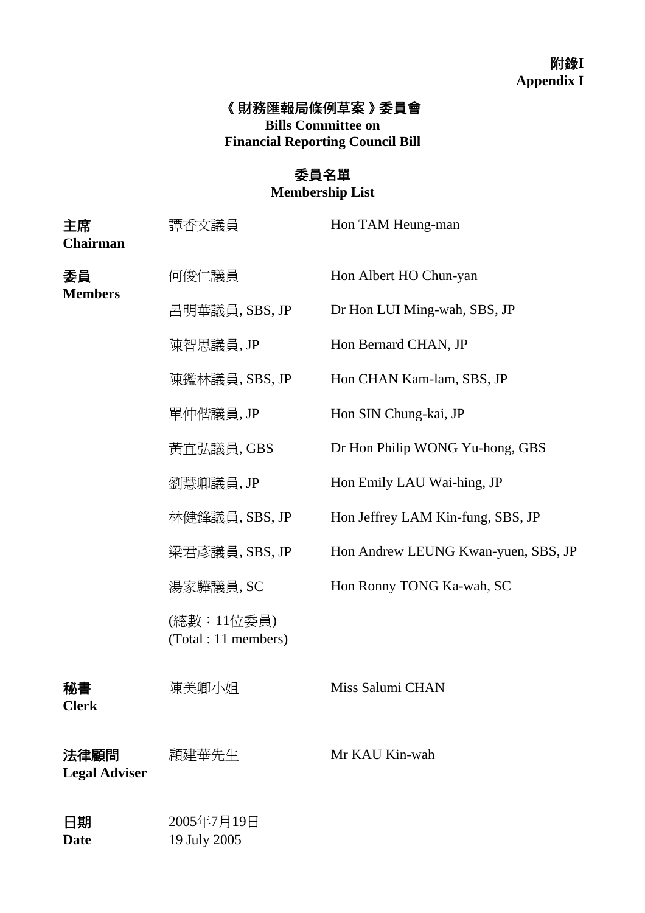**附錄I**
**Appendix I**

# 《財務匯報局條例草案》委員會
# Bills Committee on Financial Reporting Council Bill

## 委員名單
## Membership List

| | | |
|---|---|---|
| **主席**<br>**Chairman** | 譚香文議員 | Hon TAM Heung-man |
| **委員**<br>**Members** | 何俊仁議員 | Hon Albert HO Chun-yan |
| | 呂明華議員, SBS, JP | Dr Hon LUI Ming-wah, SBS, JP |
| | 陳智思議員, JP | Hon Bernard CHAN, JP |
| | 陳鑑林議員, SBS, JP | Hon CHAN Kam-lam, SBS, JP |
| | 單仲偕議員, JP | Hon SIN Chung-kai, JP |
| | 黃宜弘議員, GBS | Dr Hon Philip WONG Yu-hong, GBS |
| | 劉慧卿議員, JP | Hon Emily LAU Wai-hing, JP |
| | 林健鋒議員, SBS, JP | Hon Jeffrey LAM Kin-fung, SBS, JP |
| | 梁君彥議員, SBS, JP | Hon Andrew LEUNG Kwan-yuen, SBS, JP |
| | 湯家驊議員, SC | Hon Ronny TONG Ka-wah, SC |
| | (總數：11位委員)<br>(Total : 11 members) | |
| **秘書**<br>**Clerk** | 陳美卿小姐 | Miss Salumi CHAN |
| **法律顧問**<br>**Legal Adviser** | 顧建華先生 | Mr KAU Kin-wah |
| **日期**<br>**Date** | 2005年7月19日<br>19 July 2005 | |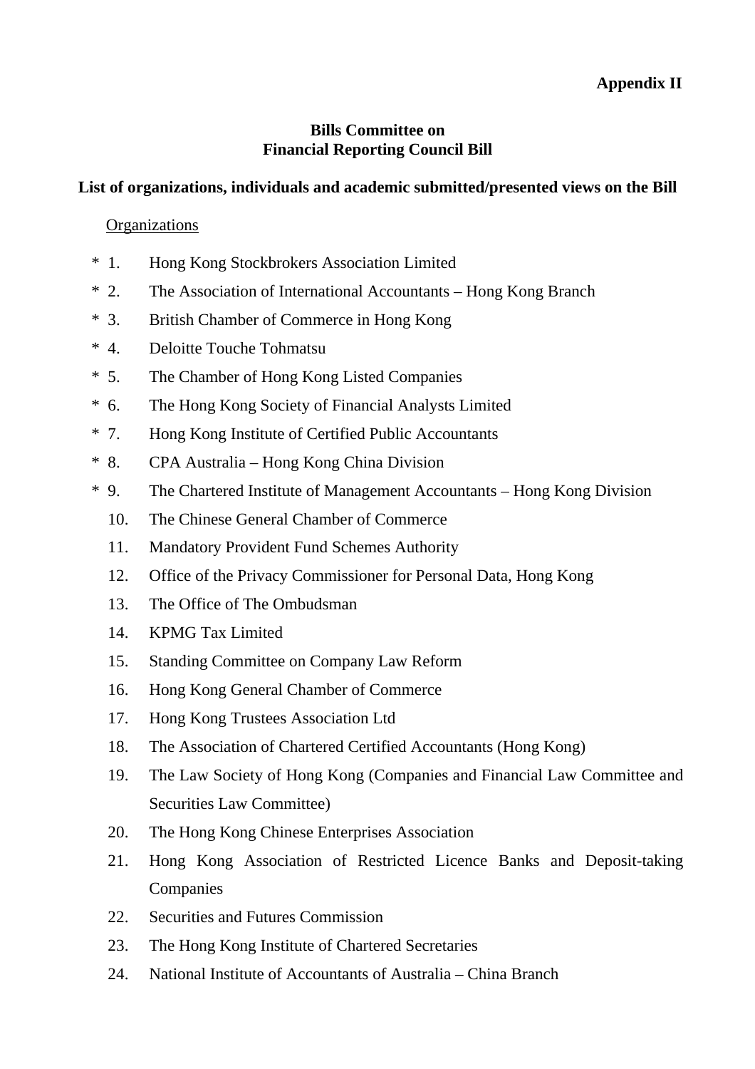**Appendix II**

**Bills Committee on**
**Financial Reporting Council Bill**

**List of organizations, individuals and academic submitted/presented views on the Bill**

<u>Organizations</u>

- \* 1. Hong Kong Stockbrokers Association Limited
- \* 2. The Association of International Accountants – Hong Kong Branch
- \* 3. British Chamber of Commerce in Hong Kong
- \* 4. Deloitte Touche Tohmatsu
- \* 5. The Chamber of Hong Kong Listed Companies
- \* 6. The Hong Kong Society of Financial Analysts Limited
- \* 7. Hong Kong Institute of Certified Public Accountants
- \* 8. CPA Australia – Hong Kong China Division
- \* 9. The Chartered Institute of Management Accountants – Hong Kong Division
- 10. The Chinese General Chamber of Commerce
- 11. Mandatory Provident Fund Schemes Authority
- 12. Office of the Privacy Commissioner for Personal Data, Hong Kong
- 13. The Office of The Ombudsman
- 14. KPMG Tax Limited
- 15. Standing Committee on Company Law Reform
- 16. Hong Kong General Chamber of Commerce
- 17. Hong Kong Trustees Association Ltd
- 18. The Association of Chartered Certified Accountants (Hong Kong)
- 19. The Law Society of Hong Kong (Companies and Financial Law Committee and Securities Law Committee)
- 20. The Hong Kong Chinese Enterprises Association
- 21. Hong Kong Association of Restricted Licence Banks and Deposit-taking Companies
- 22. Securities and Futures Commission
- 23. The Hong Kong Institute of Chartered Secretaries
- 24. National Institute of Accountants of Australia – China Branch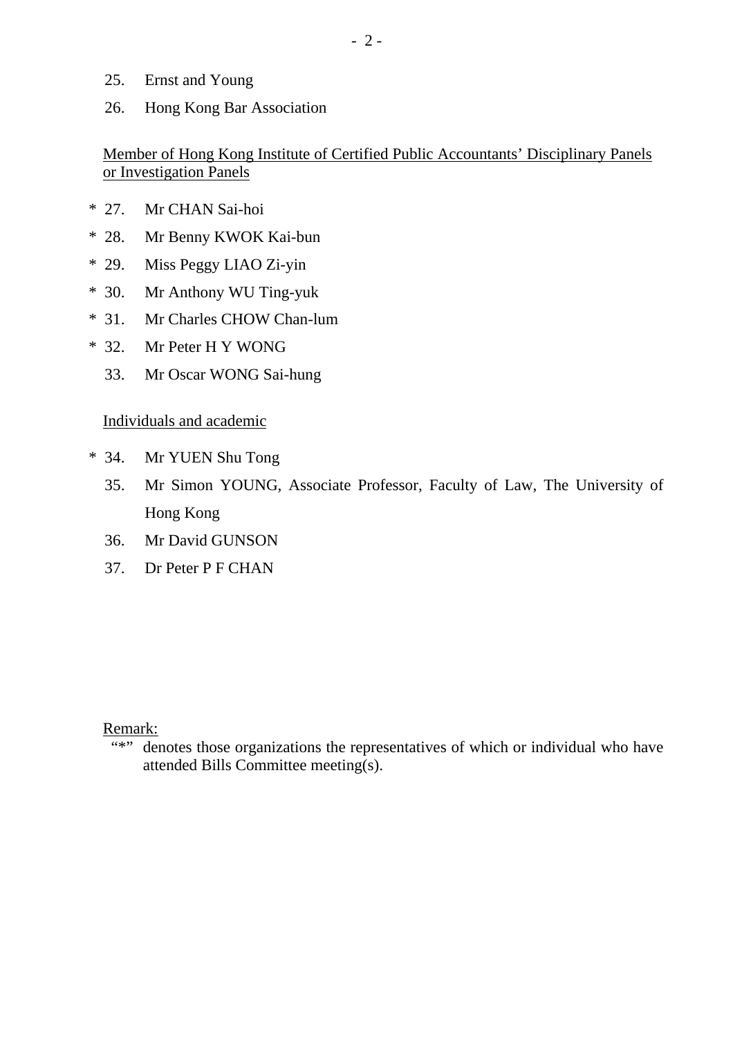25. Ernst and Young

26. Hong Kong Bar Association

Member of Hong Kong Institute of Certified Public Accountants' Disciplinary Panels or Investigation Panels

\* 27. Mr CHAN Sai-hoi

\* 28. Mr Benny KWOK Kai-bun

\* 29. Miss Peggy LIAO Zi-yin

\* 30. Mr Anthony WU Ting-yuk

\* 31. Mr Charles CHOW Chan-lum

\* 32. Mr Peter H Y WONG

33. Mr Oscar WONG Sai-hung

Individuals and academic

\* 34. Mr YUEN Shu Tong

35. Mr Simon YOUNG, Associate Professor, Faculty of Law, The University of Hong Kong

36. Mr David GUNSON

37. Dr Peter P F CHAN

Remark:
"*" denotes those organizations the representatives of which or individual who have attended Bills Committee meeting(s).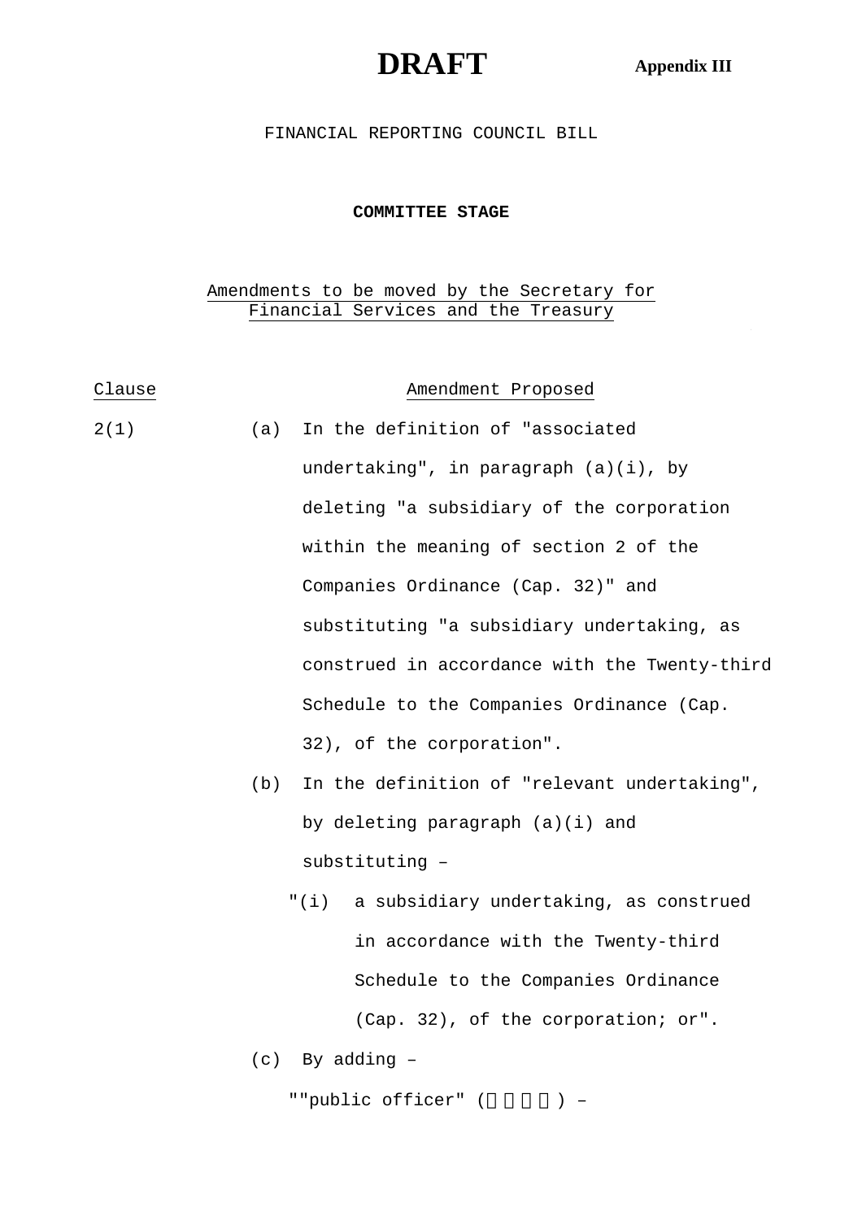# DRAFT

**Appendix III**

FINANCIAL REPORTING COUNCIL BILL

**COMMITTEE STAGE**

Amendments to be moved by the Secretary for Financial Services and the Treasury

| Clause | Amendment Proposed |
| --- | --- |
| 2(1) | (a) In the definition of "associated undertaking", in paragraph (a)(i), by deleting "a subsidiary of the corporation within the meaning of section 2 of the Companies Ordinance (Cap. 32)" and substituting "a subsidiary undertaking, as construed in accordance with the Twenty-third Schedule to the Companies Ordinance (Cap. 32), of the corporation". |
| | (b) In the definition of "relevant undertaking", by deleting paragraph (a)(i) and substituting – |
| | "(i) a subsidiary undertaking, as construed in accordance with the Twenty-third Schedule to the Companies Ordinance (Cap. 32), of the corporation; or". |
| | (c) By adding – |
| | ""public officer" (　　　　) – |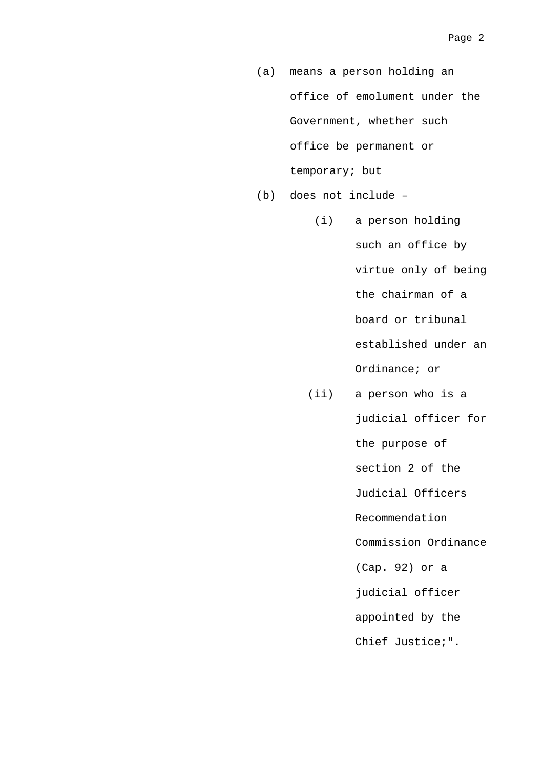(a) means a person holding an office of emolument under the Government, whether such office be permanent or temporary; but

(b) does not include –

  (i) a person holding such an office by virtue only of being the chairman of a board or tribunal established under an Ordinance; or

  (ii) a person who is a judicial officer for the purpose of section 2 of the Judicial Officers Recommendation Commission Ordinance (Cap. 92) or a judicial officer appointed by the Chief Justice;".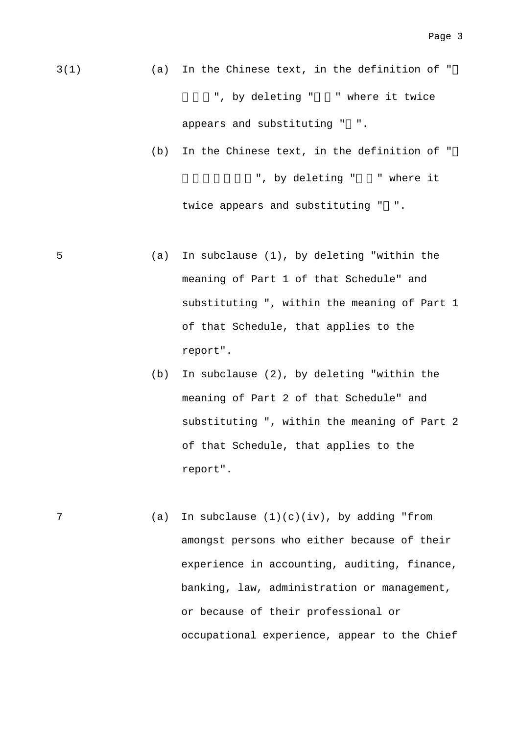3(1)

(a) In the Chinese text, in the definition of "□□□□", by deleting "□□" where it twice appears and substituting "□".

(b) In the Chinese text, in the definition of "□□□□□□□", by deleting "□□" where it twice appears and substituting "□".

5

(a) In subclause (1), by deleting "within the meaning of Part 1 of that Schedule" and substituting ", within the meaning of Part 1 of that Schedule, that applies to the report".

(b) In subclause (2), by deleting "within the meaning of Part 2 of that Schedule" and substituting ", within the meaning of Part 2 of that Schedule, that applies to the report".

7

(a) In subclause (1)(c)(iv), by adding "from amongst persons who either because of their experience in accounting, auditing, finance, banking, law, administration or management, or because of their professional or occupational experience, appear to the Chief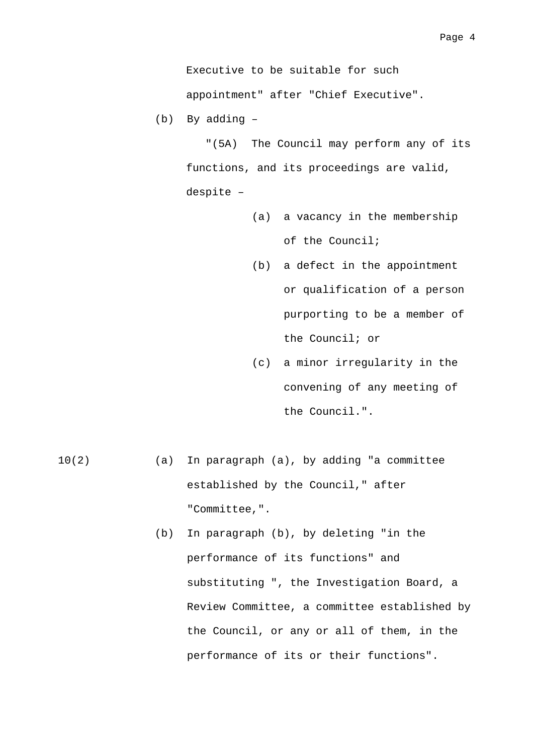Executive to be suitable for such appointment" after "Chief Executive".

(b) By adding –

"(5A) The Council may perform any of its functions, and its proceedings are valid, despite –

(a) a vacancy in the membership of the Council;

(b) a defect in the appointment or qualification of a person purporting to be a member of the Council; or

(c) a minor irregularity in the convening of any meeting of the Council.".

10(2) (a) In paragraph (a), by adding "a committee established by the Council," after "Committee,".

(b) In paragraph (b), by deleting "in the performance of its functions" and substituting ", the Investigation Board, a Review Committee, a committee established by the Council, or any or all of them, in the performance of its or their functions".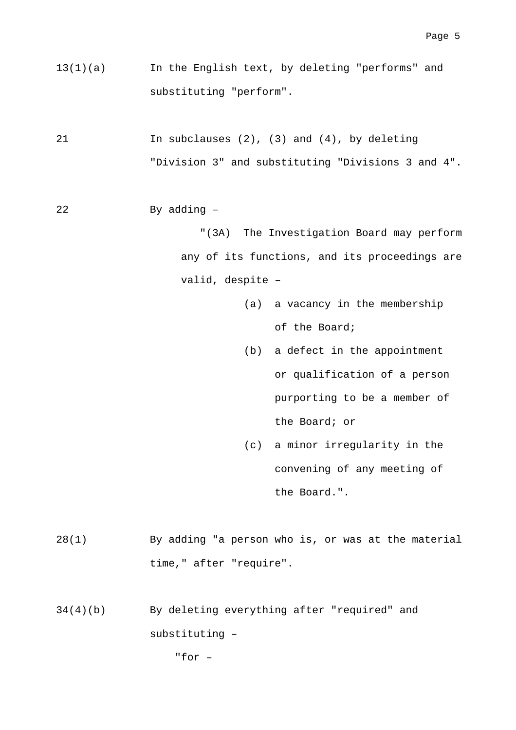13(1)(a) In the English text, by deleting "performs" and substituting "perform".

21 In subclauses (2), (3) and (4), by deleting "Division 3" and substituting "Divisions 3 and 4".

22 By adding –

"(3A) The Investigation Board may perform any of its functions, and its proceedings are valid, despite –

(a) a vacancy in the membership of the Board;

(b) a defect in the appointment or qualification of a person purporting to be a member of the Board; or

(c) a minor irregularity in the convening of any meeting of the Board.".

28(1) By adding "a person who is, or was at the material time," after "require".

34(4)(b) By deleting everything after "required" and substituting –

"for –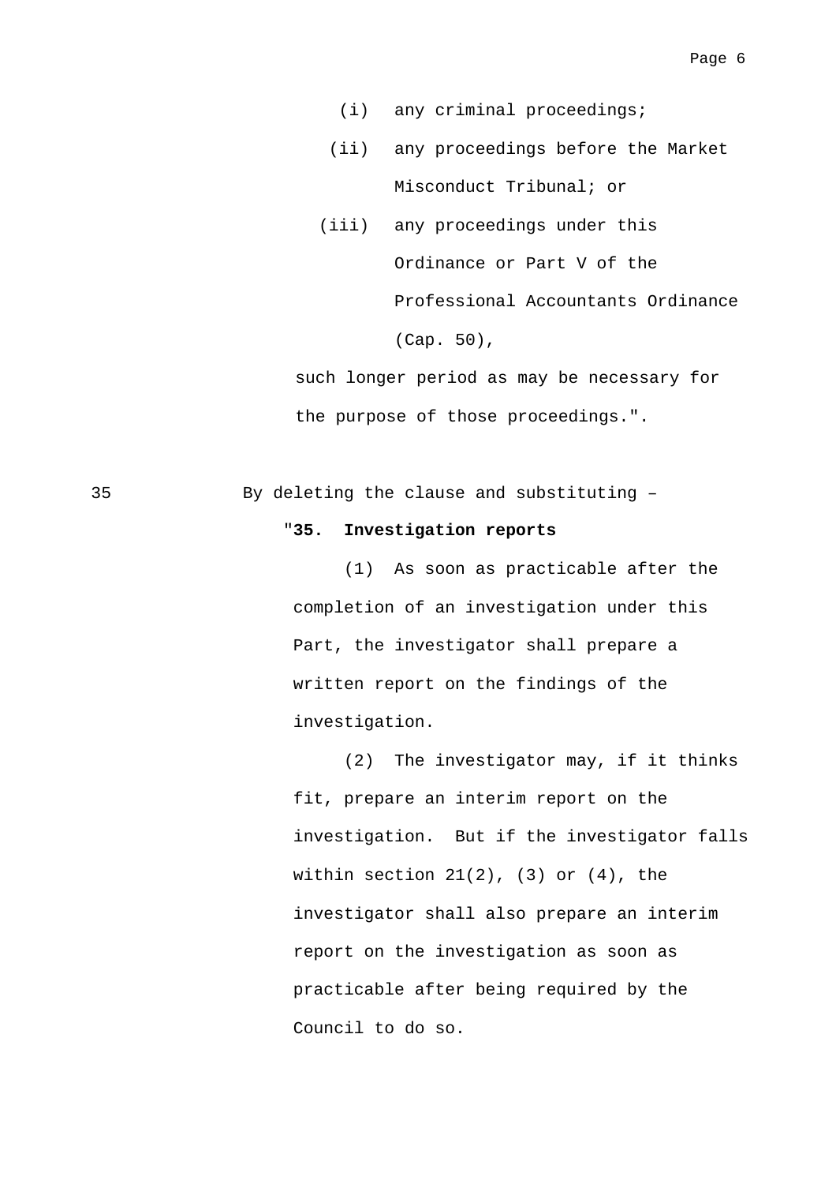(i) any criminal proceedings;

(ii) any proceedings before the Market Misconduct Tribunal; or

(iii) any proceedings under this Ordinance or Part V of the Professional Accountants Ordinance (Cap. 50),

such longer period as may be necessary for the purpose of those proceedings.".

35 By deleting the clause and substituting –

"**35. Investigation reports**

(1) As soon as practicable after the completion of an investigation under this Part, the investigator shall prepare a written report on the findings of the investigation.

(2) The investigator may, if it thinks fit, prepare an interim report on the investigation. But if the investigator falls within section 21(2), (3) or (4), the investigator shall also prepare an interim report on the investigation as soon as practicable after being required by the Council to do so.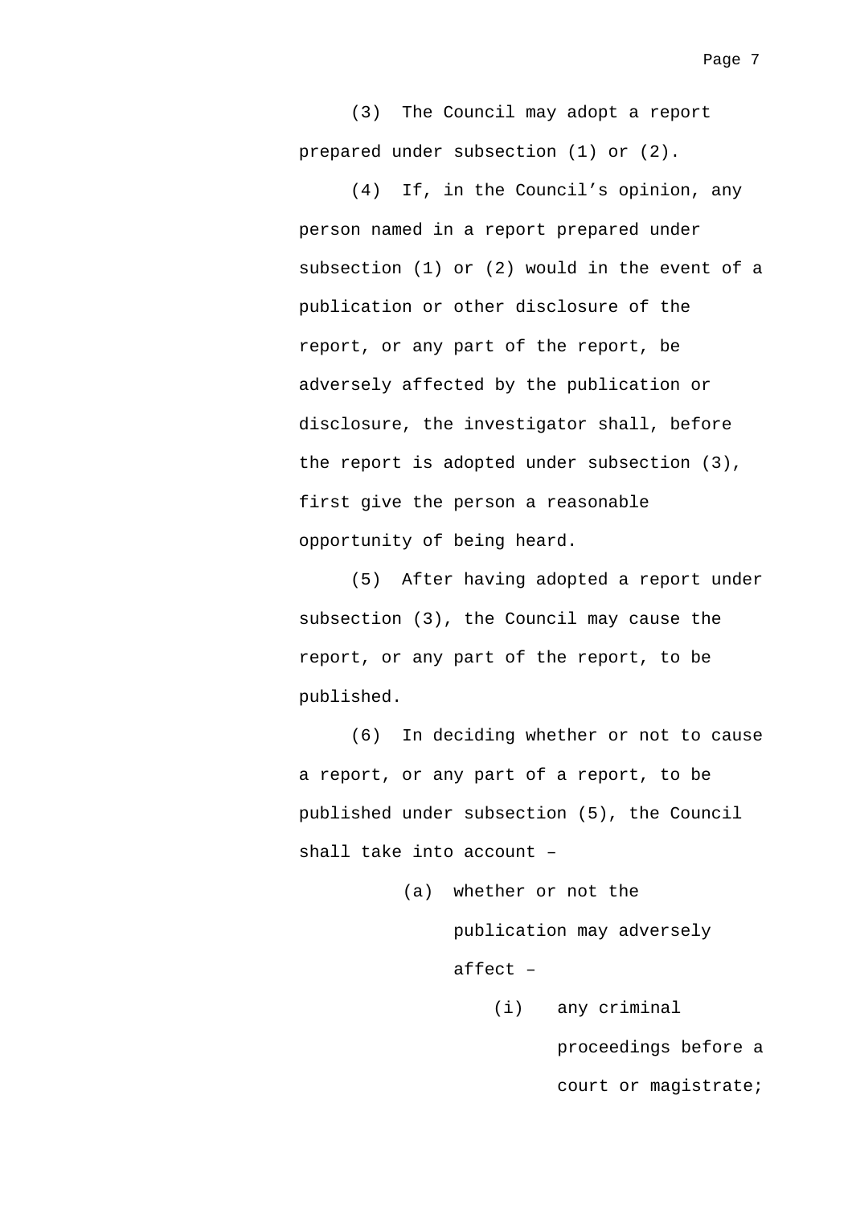(3) The Council may adopt a report prepared under subsection (1) or (2).

(4) If, in the Council’s opinion, any person named in a report prepared under subsection (1) or (2) would in the event of a publication or other disclosure of the report, or any part of the report, be adversely affected by the publication or disclosure, the investigator shall, before the report is adopted under subsection (3), first give the person a reasonable opportunity of being heard.

(5) After having adopted a report under subsection (3), the Council may cause the report, or any part of the report, to be published.

(6) In deciding whether or not to cause a report, or any part of a report, to be published under subsection (5), the Council shall take into account –

- (a) whether or not the publication may adversely affect –
  - (i) any criminal proceedings before a court or magistrate;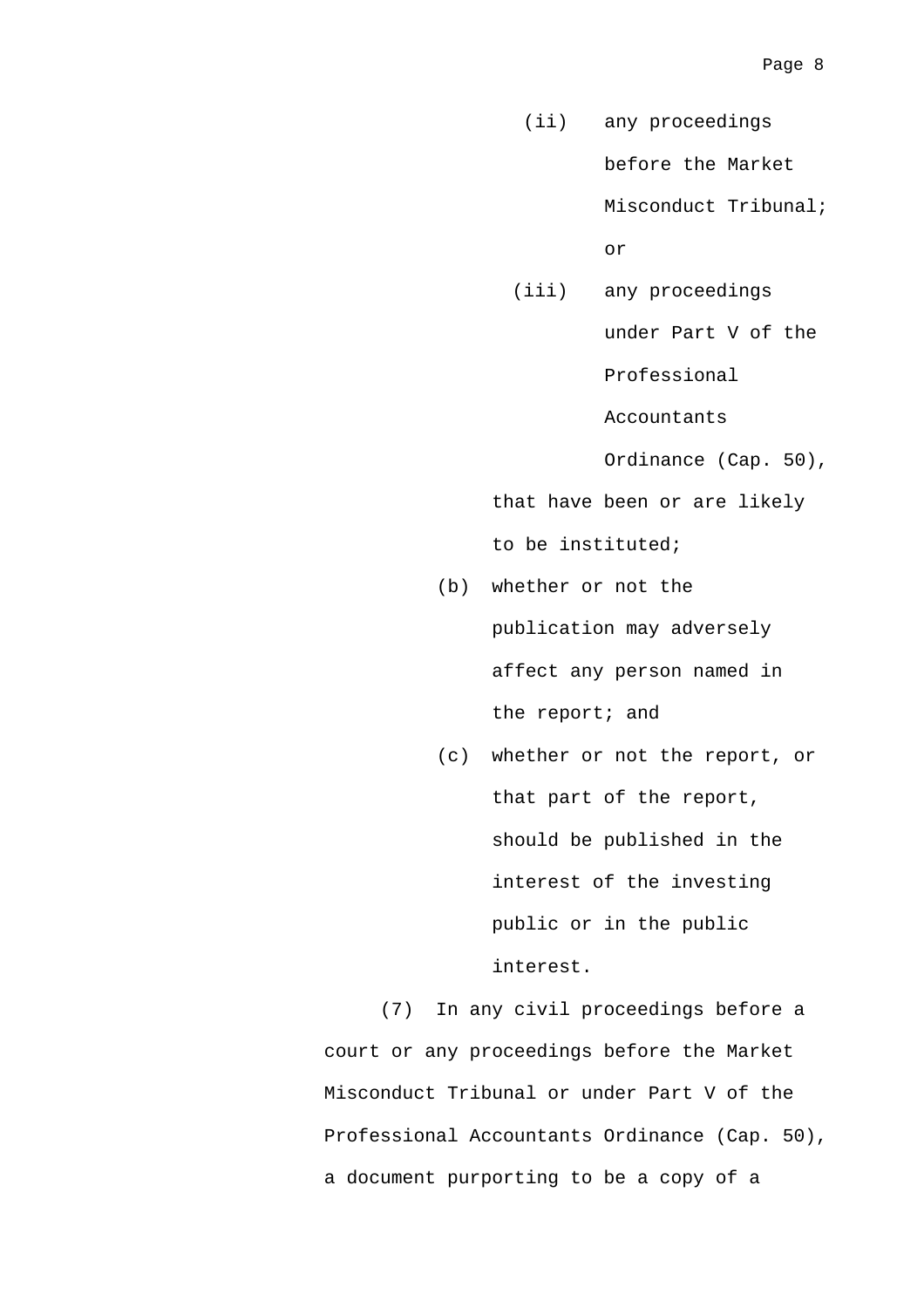(ii) any proceedings before the Market Misconduct Tribunal; or

(iii) any proceedings under Part V of the Professional Accountants Ordinance (Cap. 50),

that have been or are likely to be instituted;

(b) whether or not the publication may adversely affect any person named in the report; and

(c) whether or not the report, or that part of the report, should be published in the interest of the investing public or in the public interest.

(7) In any civil proceedings before a court or any proceedings before the Market Misconduct Tribunal or under Part V of the Professional Accountants Ordinance (Cap. 50), a document purporting to be a copy of a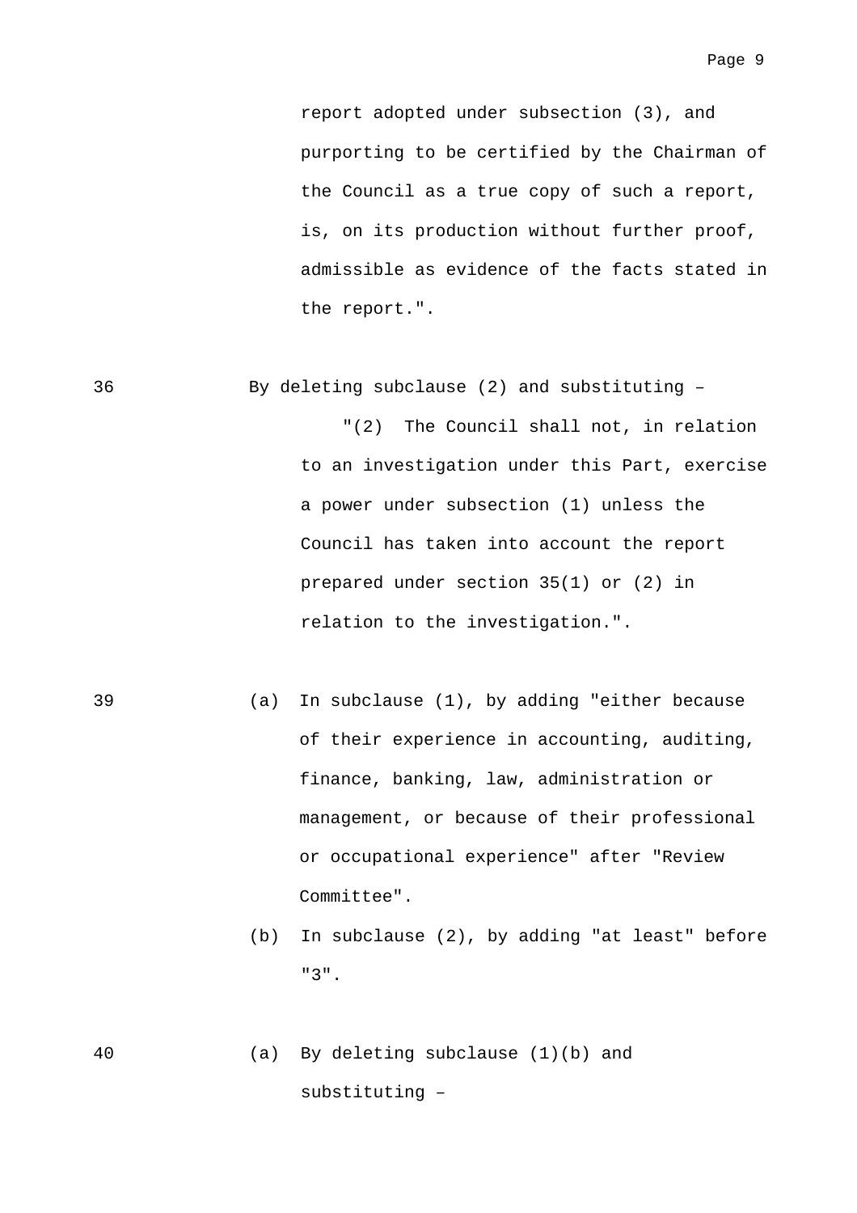report adopted under subsection (3), and purporting to be certified by the Chairman of the Council as a true copy of such a report, is, on its production without further proof, admissible as evidence of the facts stated in the report.".

36 By deleting subclause (2) and substituting –

"(2) The Council shall not, in relation to an investigation under this Part, exercise a power under subsection (1) unless the Council has taken into account the report prepared under section 35(1) or (2) in relation to the investigation.".

39 (a) In subclause (1), by adding "either because of their experience in accounting, auditing, finance, banking, law, administration or management, or because of their professional or occupational experience" after "Review Committee".

(b) In subclause (2), by adding "at least" before "3".

40 (a) By deleting subclause (1)(b) and substituting –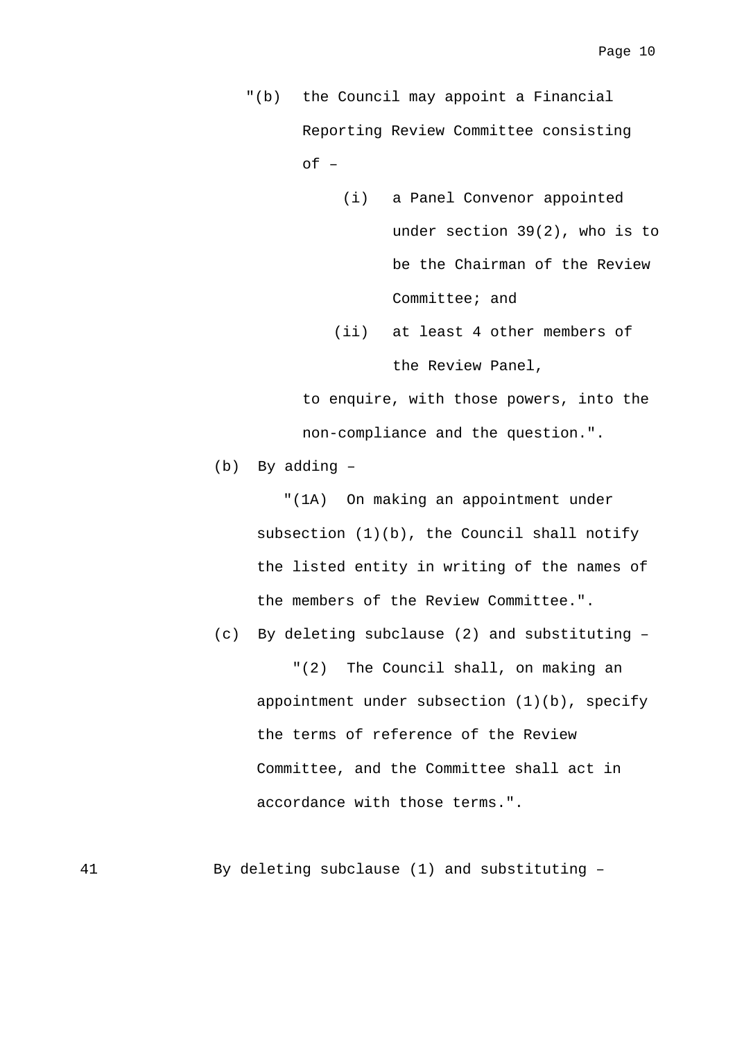"(b) the Council may appoint a Financial Reporting Review Committee consisting of –

   (i) a Panel Convenor appointed under section 39(2), who is to be the Chairman of the Review Committee; and

   (ii) at least 4 other members of the Review Panel,

to enquire, with those powers, into the non-compliance and the question.".

(b) By adding –

"(1A) On making an appointment under subsection (1)(b), the Council shall notify the listed entity in writing of the names of the members of the Review Committee.".

(c) By deleting subclause (2) and substituting –

"(2) The Council shall, on making an appointment under subsection (1)(b), specify the terms of reference of the Review Committee, and the Committee shall act in accordance with those terms.".

41 By deleting subclause (1) and substituting –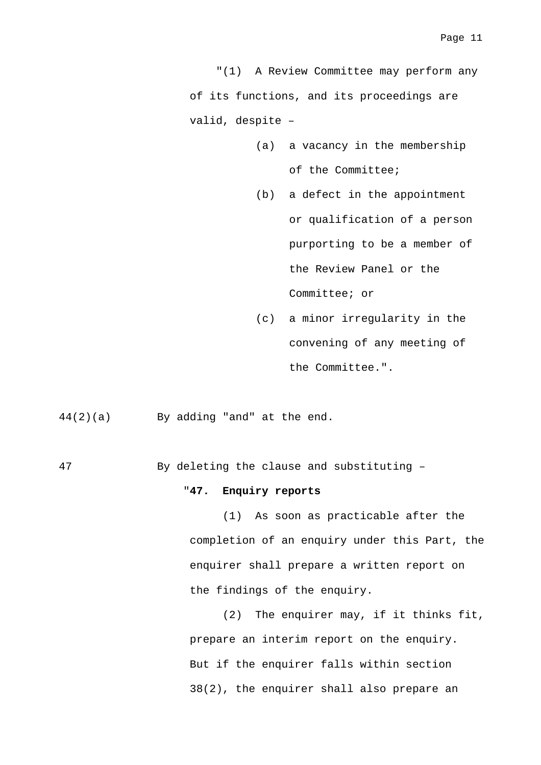"(1) A Review Committee may perform any of its functions, and its proceedings are valid, despite –

(a) a vacancy in the membership of the Committee;

(b) a defect in the appointment or qualification of a person purporting to be a member of the Review Panel or the Committee; or

(c) a minor irregularity in the convening of any meeting of the Committee.".

44(2)(a) By adding "and" at the end.

47 By deleting the clause and substituting –

"**47. Enquiry reports**

(1) As soon as practicable after the completion of an enquiry under this Part, the enquirer shall prepare a written report on the findings of the enquiry.

(2) The enquirer may, if it thinks fit, prepare an interim report on the enquiry. But if the enquirer falls within section 38(2), the enquirer shall also prepare an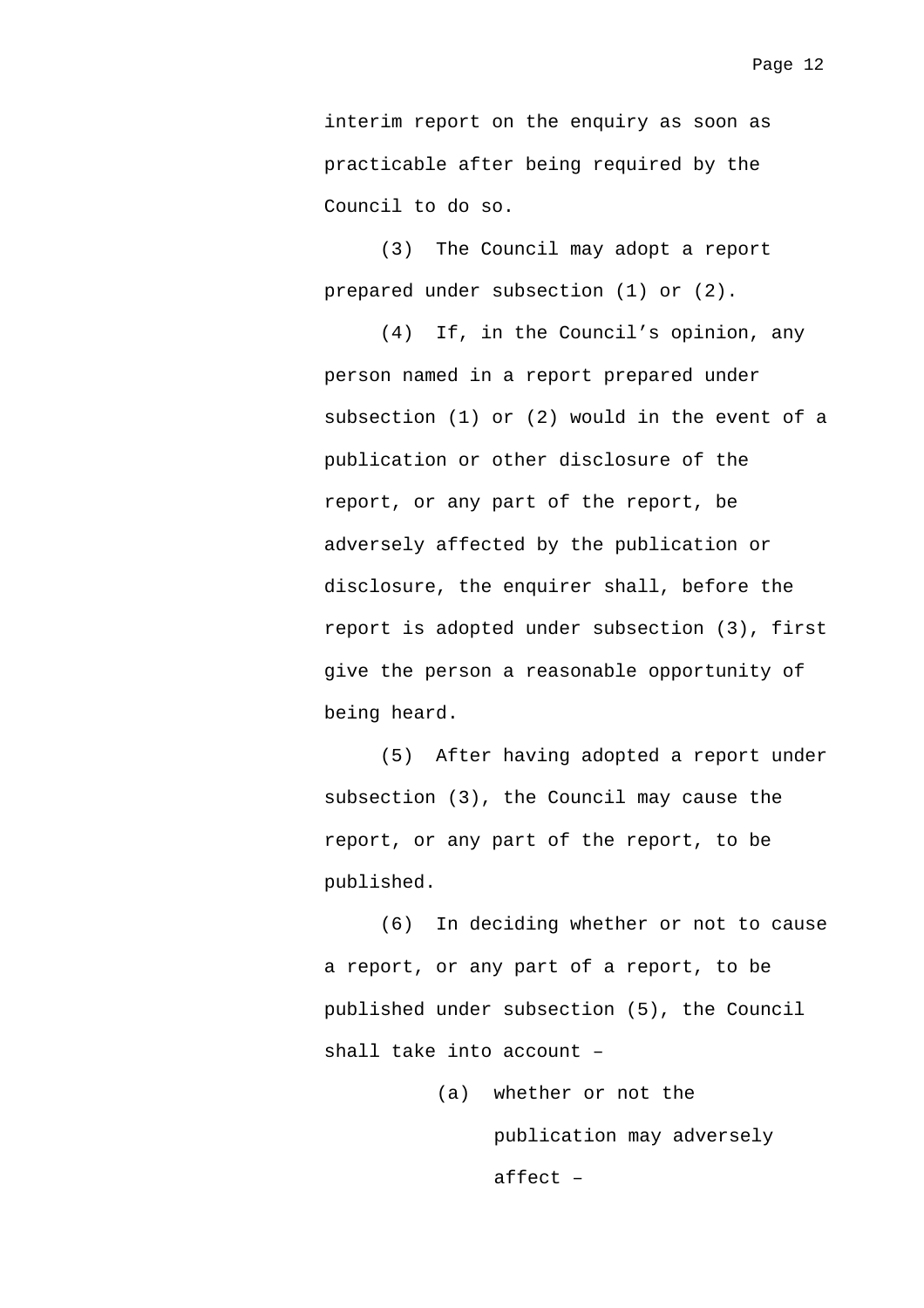interim report on the enquiry as soon as practicable after being required by the Council to do so.

(3) The Council may adopt a report prepared under subsection (1) or (2).

(4) If, in the Council's opinion, any person named in a report prepared under subsection (1) or (2) would in the event of a publication or other disclosure of the report, or any part of the report, be adversely affected by the publication or disclosure, the enquirer shall, before the report is adopted under subsection (3), first give the person a reasonable opportunity of being heard.

(5) After having adopted a report under subsection (3), the Council may cause the report, or any part of the report, to be published.

(6) In deciding whether or not to cause a report, or any part of a report, to be published under subsection (5), the Council shall take into account –

(a) whether or not the publication may adversely affect –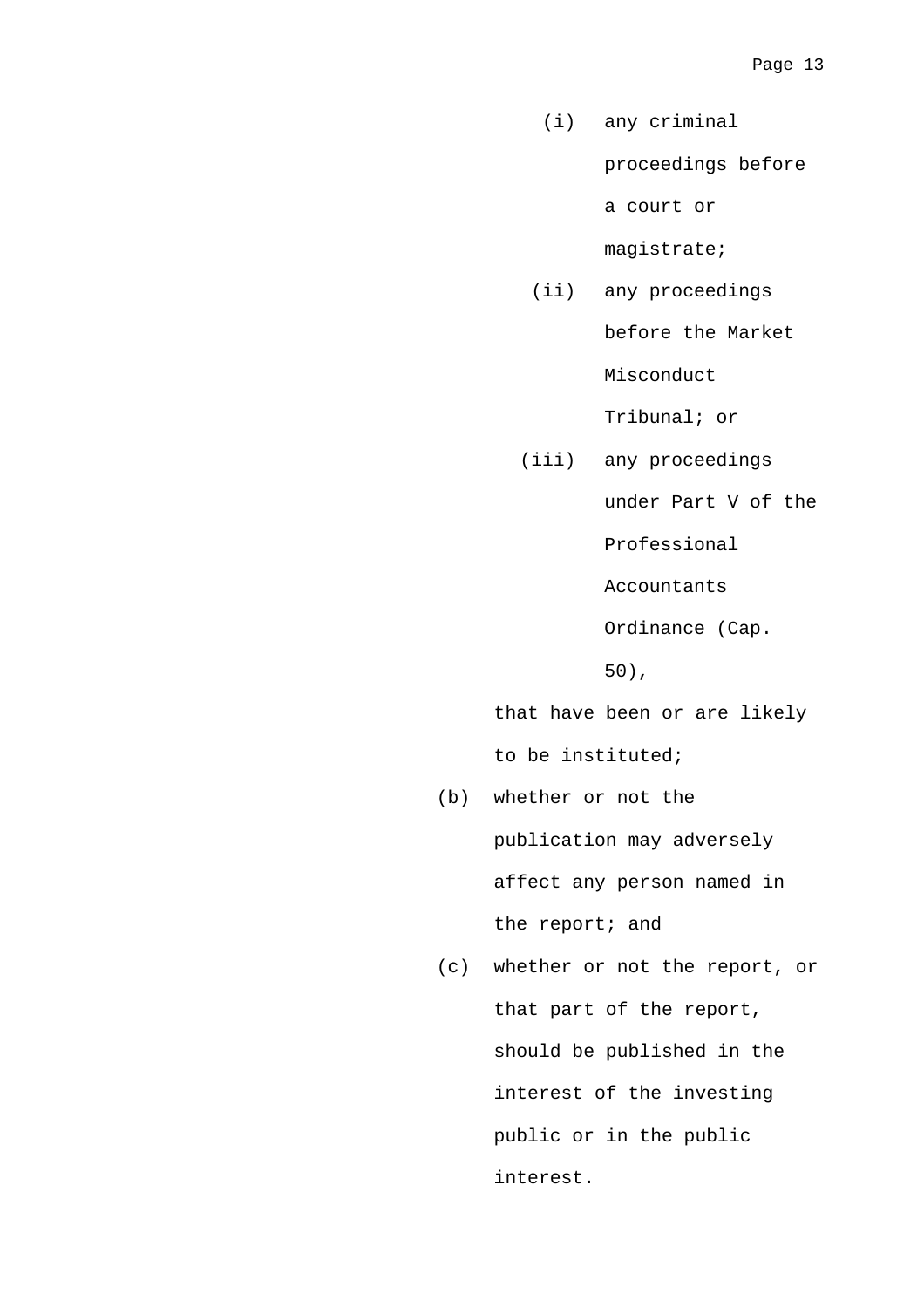(i) any criminal proceedings before a court or magistrate;

(ii) any proceedings before the Market Misconduct Tribunal; or

(iii) any proceedings under Part V of the Professional Accountants Ordinance (Cap. 50),

that have been or are likely to be instituted;

(b) whether or not the publication may adversely affect any person named in the report; and

(c) whether or not the report, or that part of the report, should be published in the interest of the investing public or in the public interest.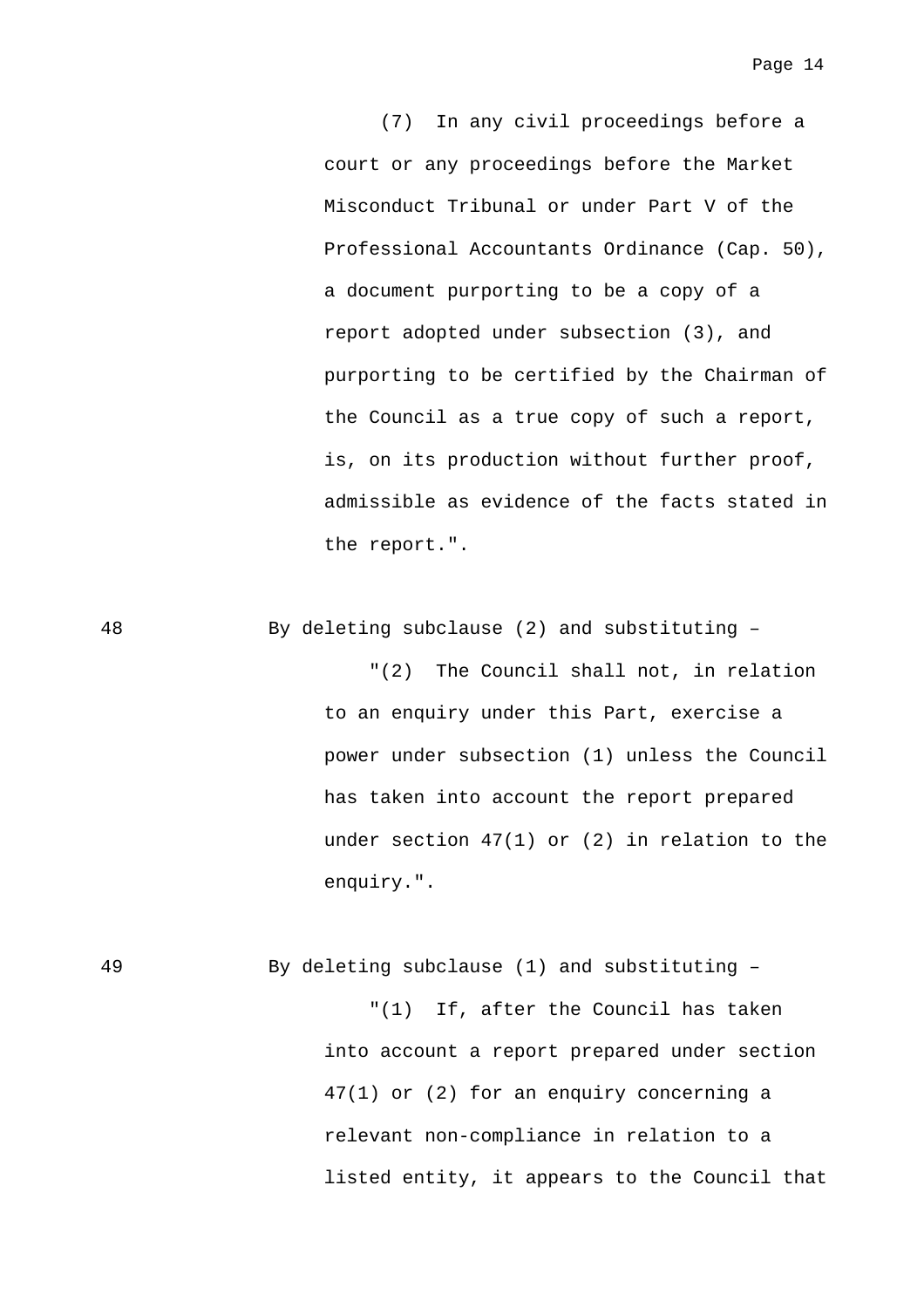(7) In any civil proceedings before a court or any proceedings before the Market Misconduct Tribunal or under Part V of the Professional Accountants Ordinance (Cap. 50), a document purporting to be a copy of a report adopted under subsection (3), and purporting to be certified by the Chairman of the Council as a true copy of such a report, is, on its production without further proof, admissible as evidence of the facts stated in the report.".

48 By deleting subclause (2) and substituting –

"(2) The Council shall not, in relation to an enquiry under this Part, exercise a power under subsection (1) unless the Council has taken into account the report prepared under section 47(1) or (2) in relation to the enquiry.".

49 By deleting subclause (1) and substituting –

"(1) If, after the Council has taken into account a report prepared under section 47(1) or (2) for an enquiry concerning a relevant non-compliance in relation to a listed entity, it appears to the Council that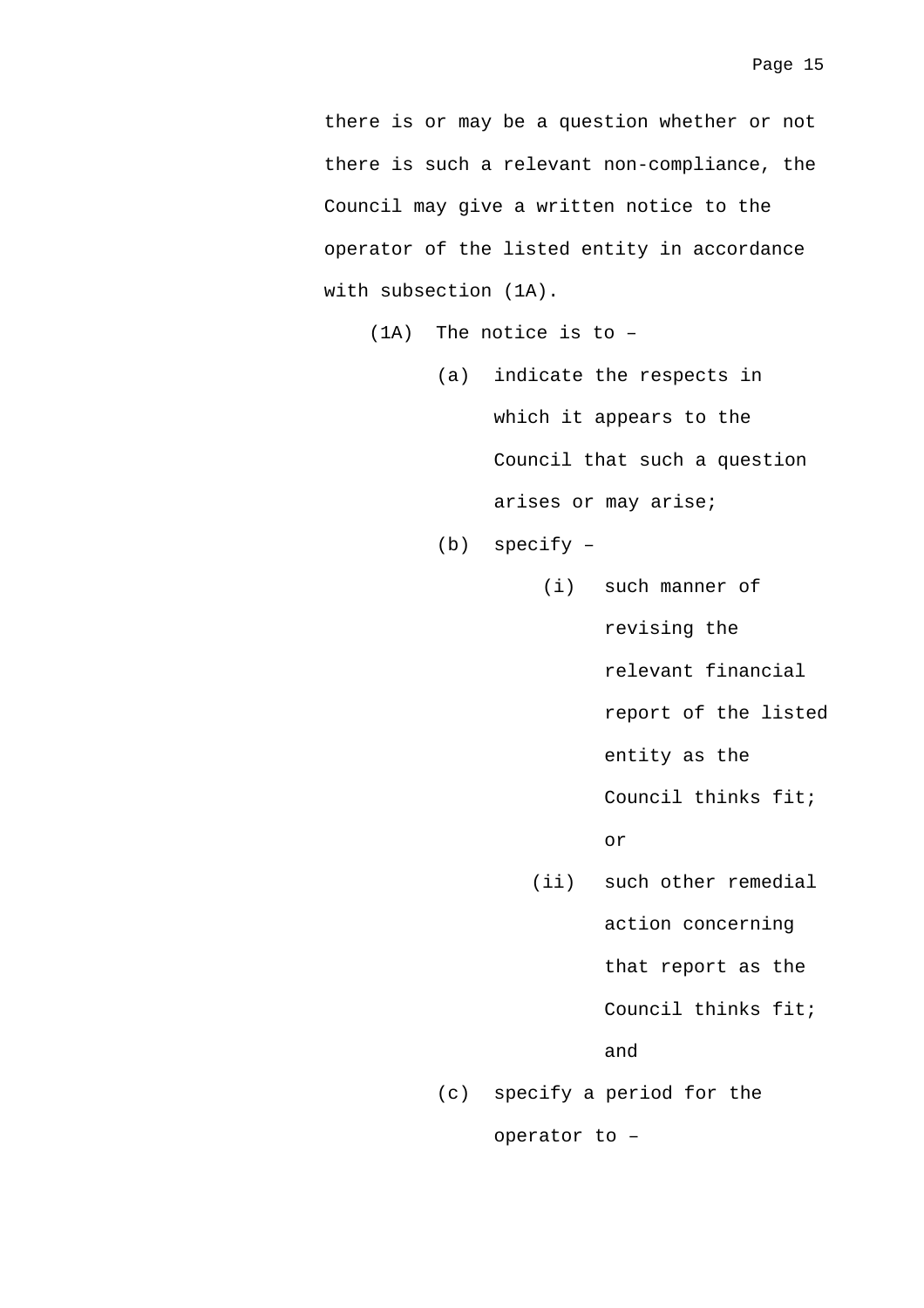there is or may be a question whether or not there is such a relevant non-compliance, the Council may give a written notice to the operator of the listed entity in accordance with subsection (1A).

(1A) The notice is to –

(a) indicate the respects in which it appears to the Council that such a question arises or may arise;

(b) specify –

(i) such manner of revising the relevant financial report of the listed entity as the Council thinks fit; or

(ii) such other remedial action concerning that report as the Council thinks fit; and

(c) specify a period for the operator to –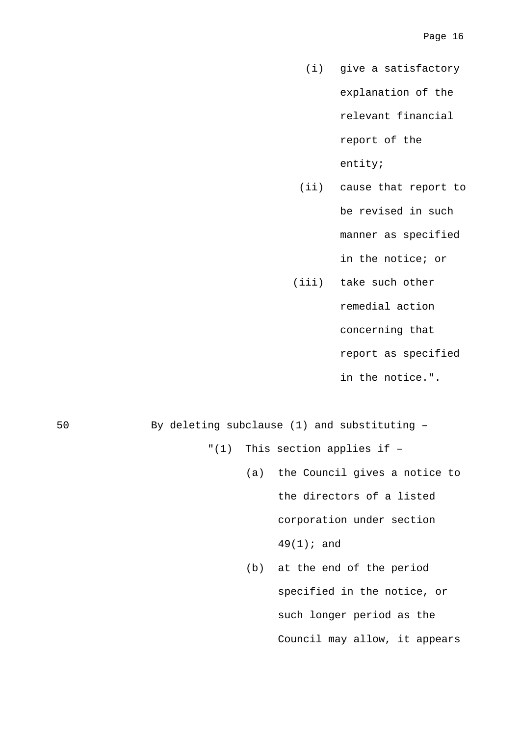(i) give a satisfactory explanation of the relevant financial report of the entity;

(ii) cause that report to be revised in such manner as specified in the notice; or

(iii) take such other remedial action concerning that report as specified in the notice.".

50 By deleting subclause (1) and substituting –

"(1) This section applies if –

(a) the Council gives a notice to the directors of a listed corporation under section 49(1); and

(b) at the end of the period specified in the notice, or such longer period as the Council may allow, it appears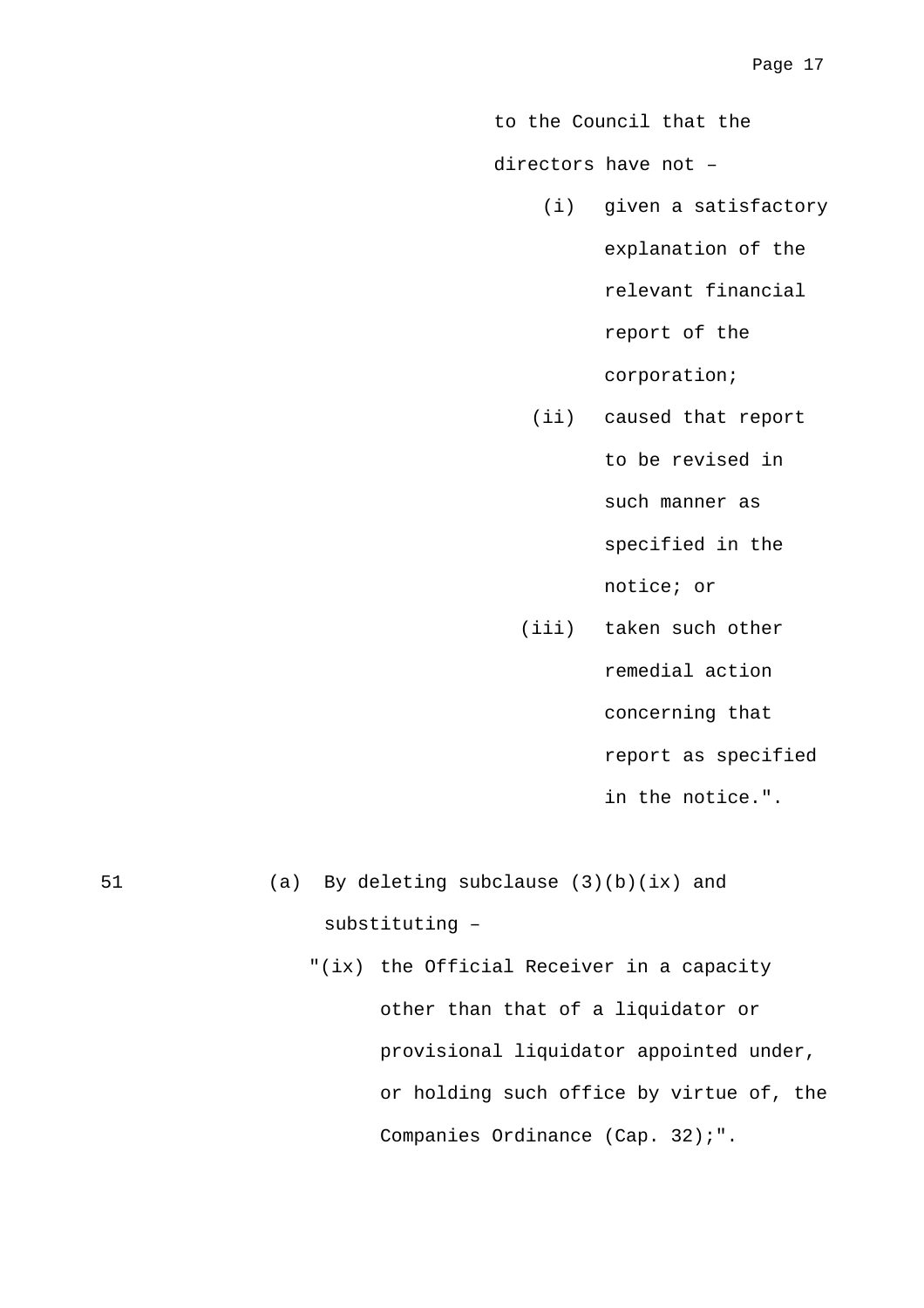to the Council that the directors have not –

(i) given a satisfactory explanation of the relevant financial report of the corporation;

(ii) caused that report to be revised in such manner as specified in the notice; or

(iii) taken such other remedial action concerning that report as specified in the notice.".

51 (a) By deleting subclause (3)(b)(ix) and substituting –

"(ix) the Official Receiver in a capacity other than that of a liquidator or provisional liquidator appointed under, or holding such office by virtue of, the Companies Ordinance (Cap. 32);".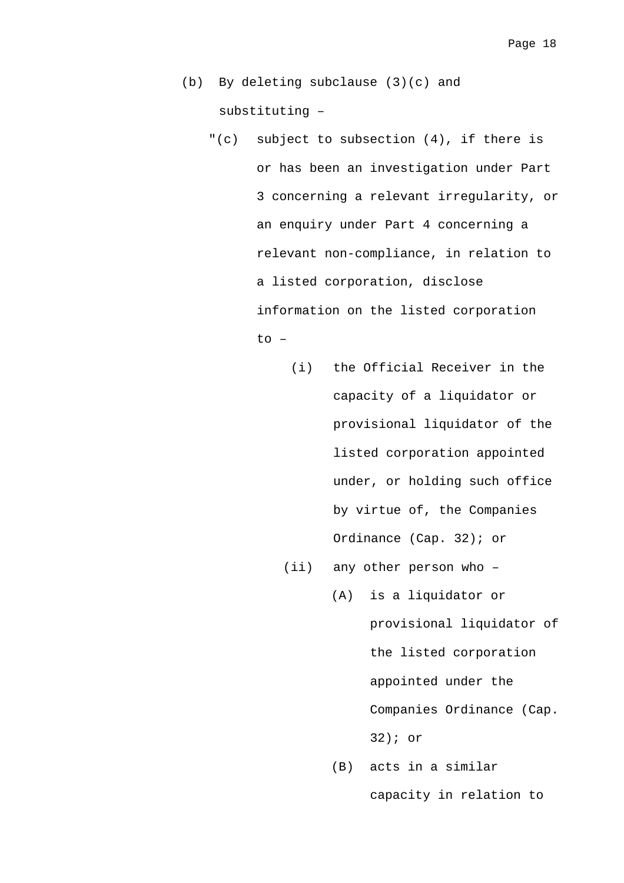(b) By deleting subclause (3)(c) and substituting –

"(c) subject to subsection (4), if there is or has been an investigation under Part 3 concerning a relevant irregularity, or an enquiry under Part 4 concerning a relevant non-compliance, in relation to a listed corporation, disclose information on the listed corporation to –

(i) the Official Receiver in the capacity of a liquidator or provisional liquidator of the listed corporation appointed under, or holding such office by virtue of, the Companies Ordinance (Cap. 32); or

(ii) any other person who –

(A) is a liquidator or provisional liquidator of the listed corporation appointed under the Companies Ordinance (Cap. 32); or

(B) acts in a similar capacity in relation to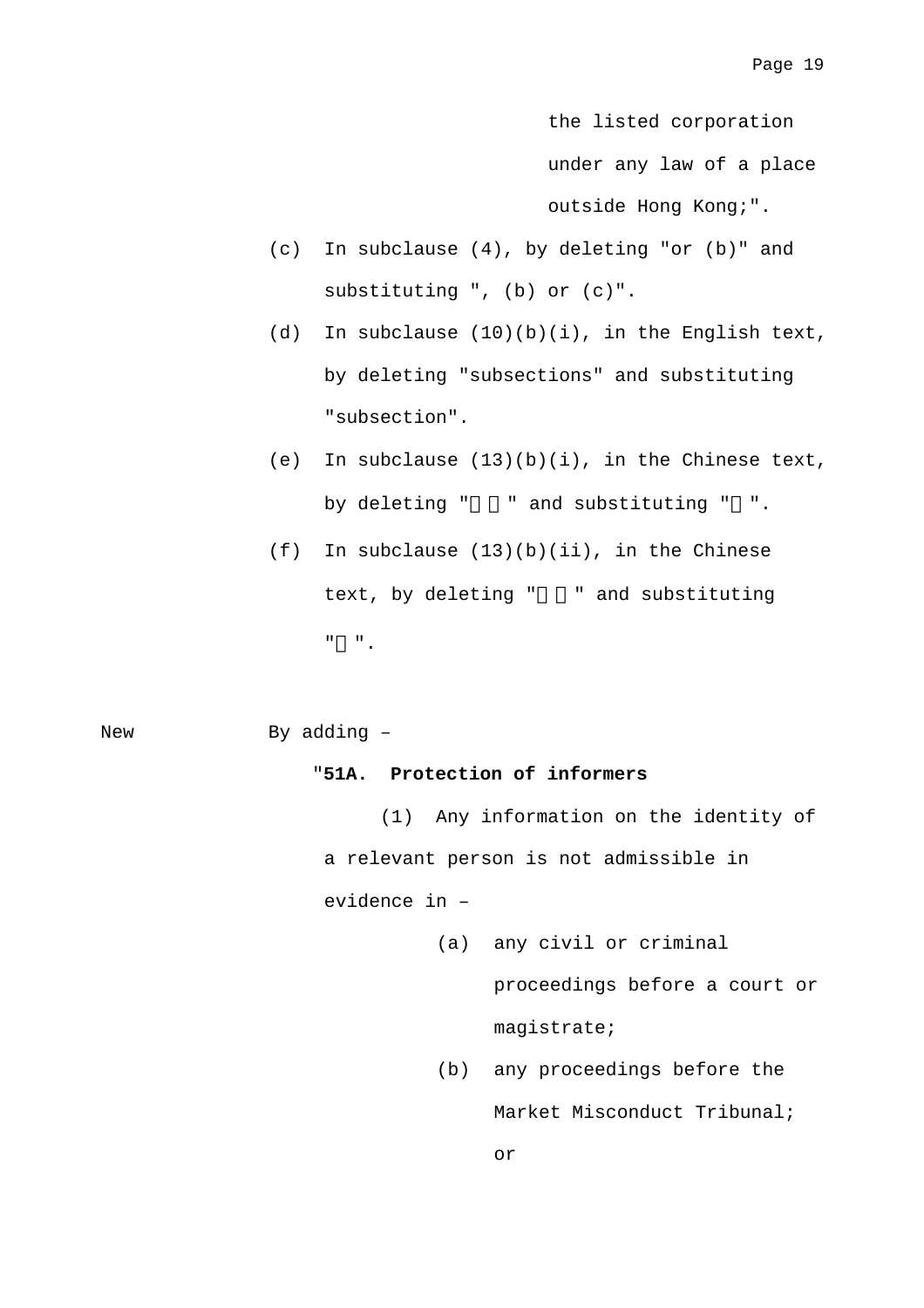the listed corporation under any law of a place outside Hong Kong;".

(c) In subclause (4), by deleting "or (b)" and substituting ", (b) or (c)".

(d) In subclause (10)(b)(i), in the English text, by deleting "subsections" and substituting "subsection".

(e) In subclause (13)(b)(i), in the Chinese text, by deleting "  " and substituting " ".

(f) In subclause (13)(b)(ii), in the Chinese text, by deleting "  " and substituting " ".

New By adding –

"**51A. Protection of informers**

(1) Any information on the identity of a relevant person is not admissible in evidence in –

(a) any civil or criminal proceedings before a court or magistrate;

(b) any proceedings before the Market Misconduct Tribunal; or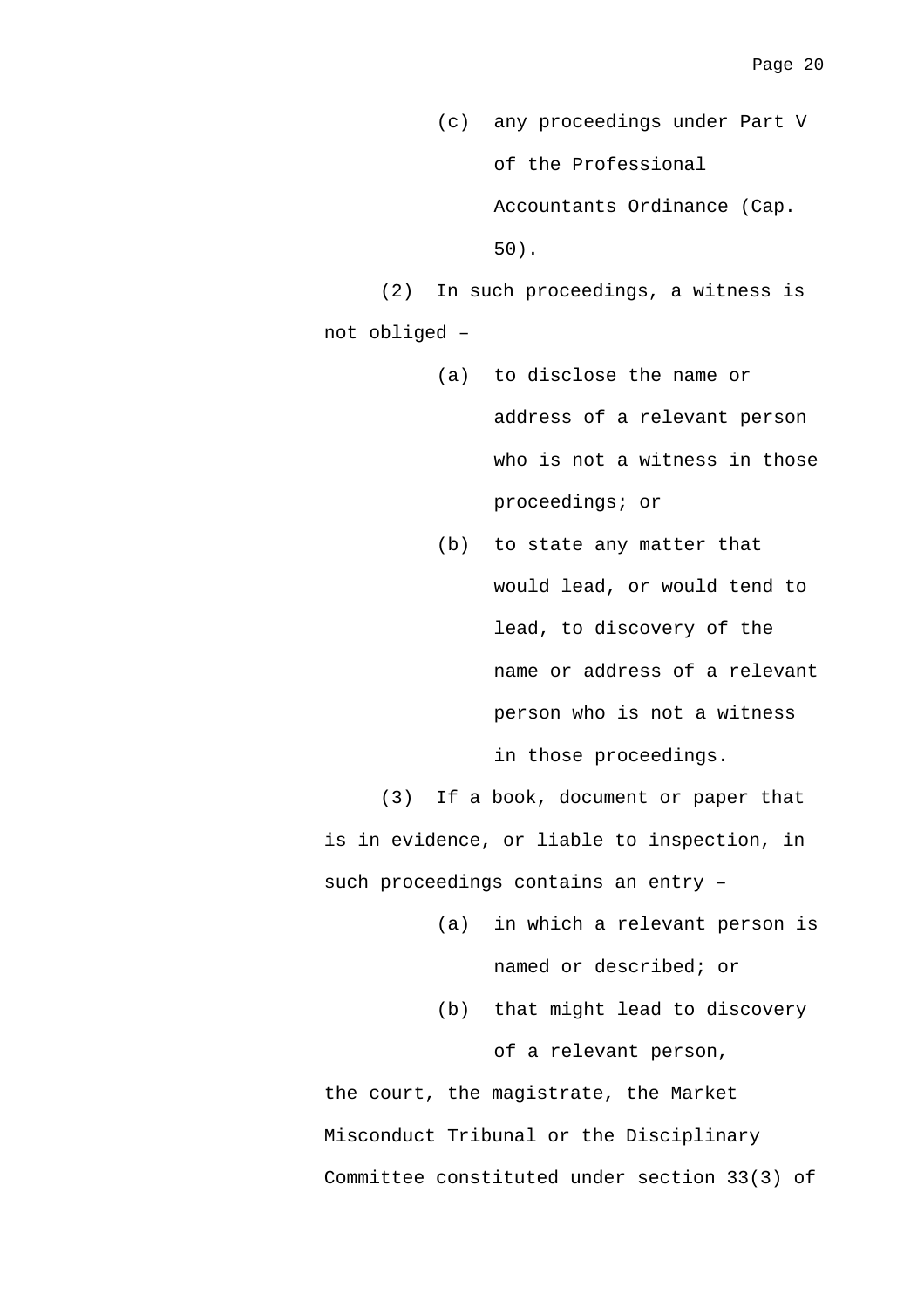(c) any proceedings under Part V of the Professional Accountants Ordinance (Cap. 50).

(2) In such proceedings, a witness is not obliged –

(a) to disclose the name or address of a relevant person who is not a witness in those proceedings; or

(b) to state any matter that would lead, or would tend to lead, to discovery of the name or address of a relevant person who is not a witness in those proceedings.

(3) If a book, document or paper that is in evidence, or liable to inspection, in such proceedings contains an entry –

(a) in which a relevant person is named or described; or

(b) that might lead to discovery of a relevant person,

the court, the magistrate, the Market Misconduct Tribunal or the Disciplinary Committee constituted under section 33(3) of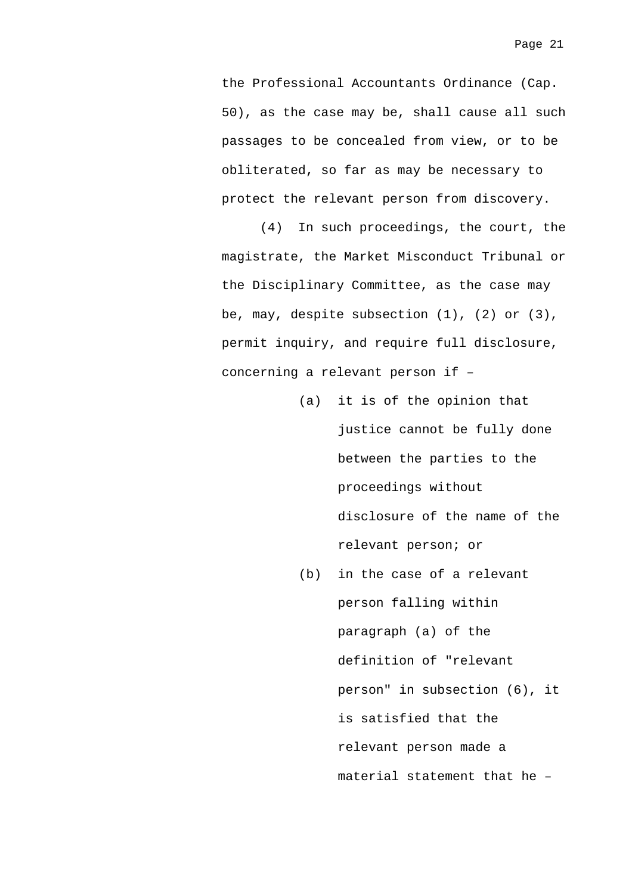the Professional Accountants Ordinance (Cap. 50), as the case may be, shall cause all such passages to be concealed from view, or to be obliterated, so far as may be necessary to protect the relevant person from discovery.

(4) In such proceedings, the court, the magistrate, the Market Misconduct Tribunal or the Disciplinary Committee, as the case may be, may, despite subsection (1), (2) or (3), permit inquiry, and require full disclosure, concerning a relevant person if –

(a) it is of the opinion that justice cannot be fully done between the parties to the proceedings without disclosure of the name of the relevant person; or

(b) in the case of a relevant person falling within paragraph (a) of the definition of "relevant person" in subsection (6), it is satisfied that the relevant person made a material statement that he –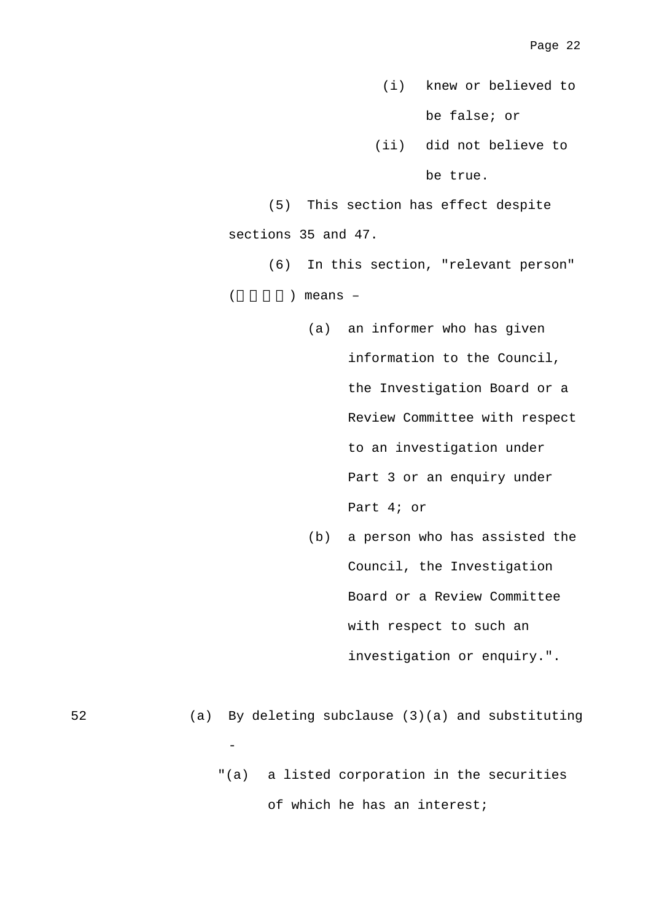(i) knew or believed to be false; or

(ii) did not believe to be true.

(5) This section has effect despite sections 35 and 47.

(6) In this section, "relevant person" (    ) means –

(a) an informer who has given information to the Council, the Investigation Board or a Review Committee with respect to an investigation under Part 3 or an enquiry under Part 4; or

(b) a person who has assisted the Council, the Investigation Board or a Review Committee with respect to such an investigation or enquiry.".

52 (a) By deleting subclause (3)(a) and substituting -

"(a) a listed corporation in the securities of which he has an interest;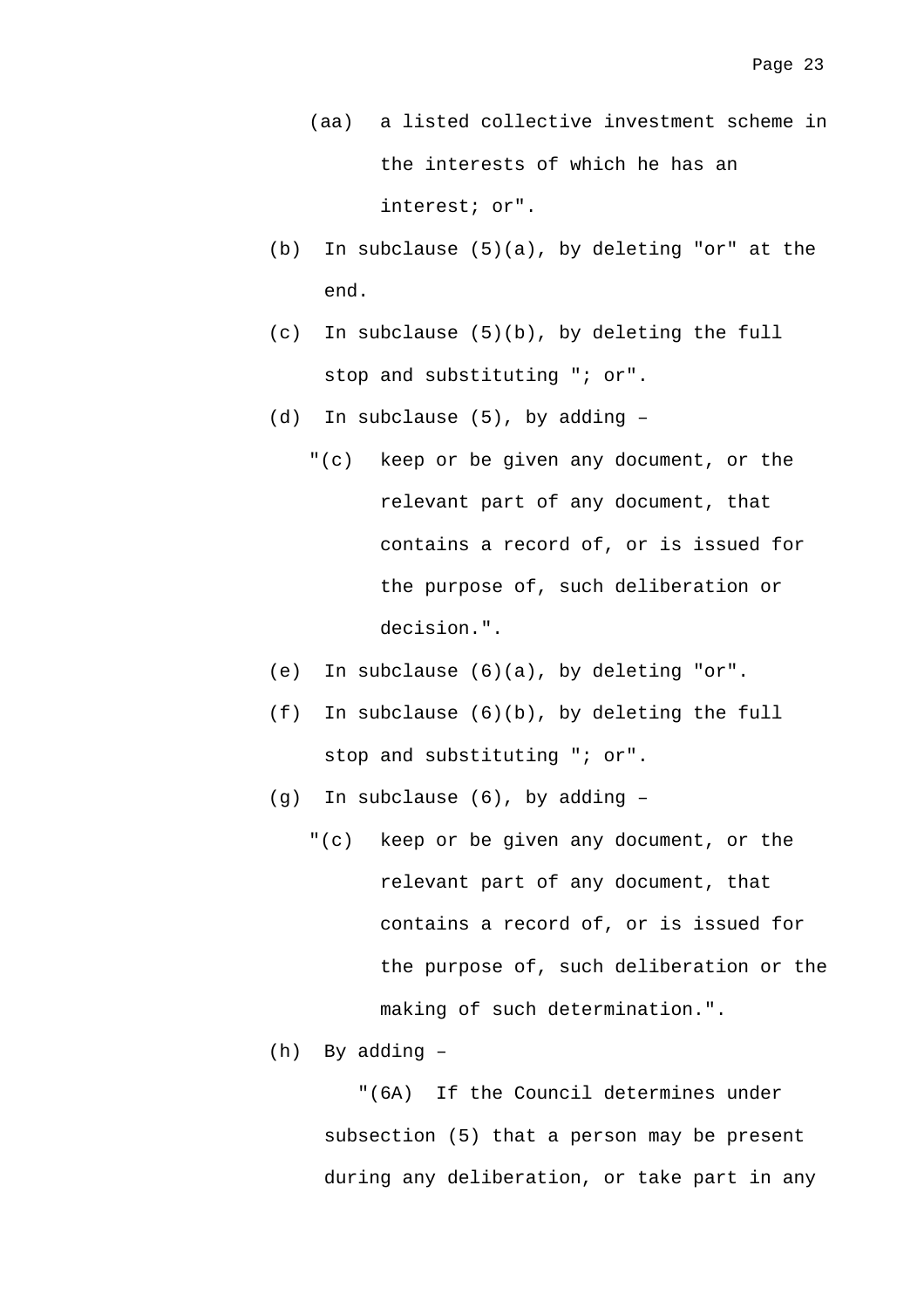(aa) a listed collective investment scheme in the interests of which he has an interest; or".

(b) In subclause (5)(a), by deleting "or" at the end.

(c) In subclause (5)(b), by deleting the full stop and substituting "; or".

(d) In subclause (5), by adding –

"(c) keep or be given any document, or the relevant part of any document, that contains a record of, or is issued for the purpose of, such deliberation or decision.".

(e) In subclause (6)(a), by deleting "or".

(f) In subclause (6)(b), by deleting the full stop and substituting "; or".

(g) In subclause (6), by adding –

"(c) keep or be given any document, or the relevant part of any document, that contains a record of, or is issued for the purpose of, such deliberation or the making of such determination.".

(h) By adding –

"(6A) If the Council determines under subsection (5) that a person may be present during any deliberation, or take part in any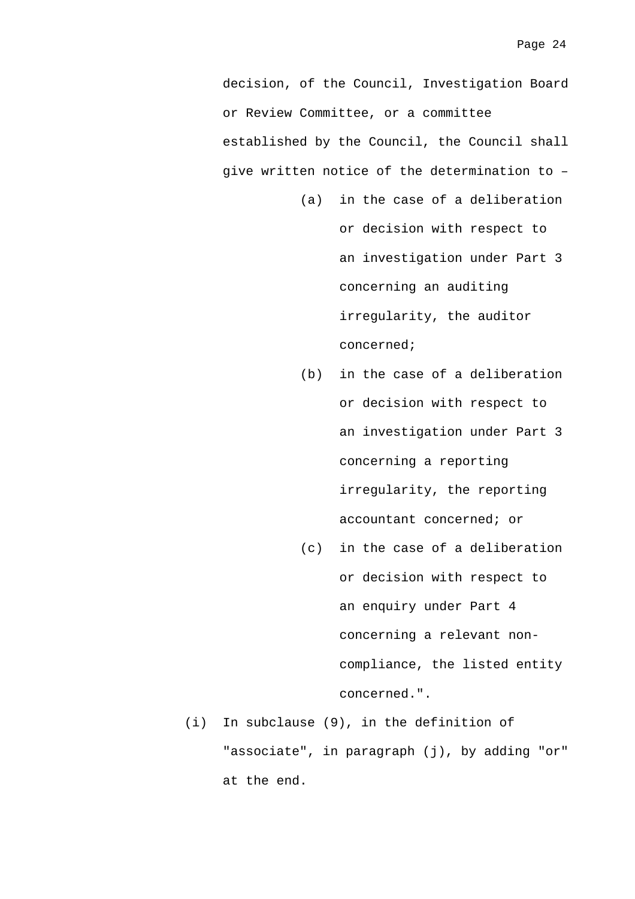decision, of the Council, Investigation Board or Review Committee, or a committee established by the Council, the Council shall give written notice of the determination to –

(a) in the case of a deliberation or decision with respect to an investigation under Part 3 concerning an auditing irregularity, the auditor concerned;

(b) in the case of a deliberation or decision with respect to an investigation under Part 3 concerning a reporting irregularity, the reporting accountant concerned; or

(c) in the case of a deliberation or decision with respect to an enquiry under Part 4 concerning a relevant non-compliance, the listed entity concerned.".

(i) In subclause (9), in the definition of "associate", in paragraph (j), by adding "or" at the end.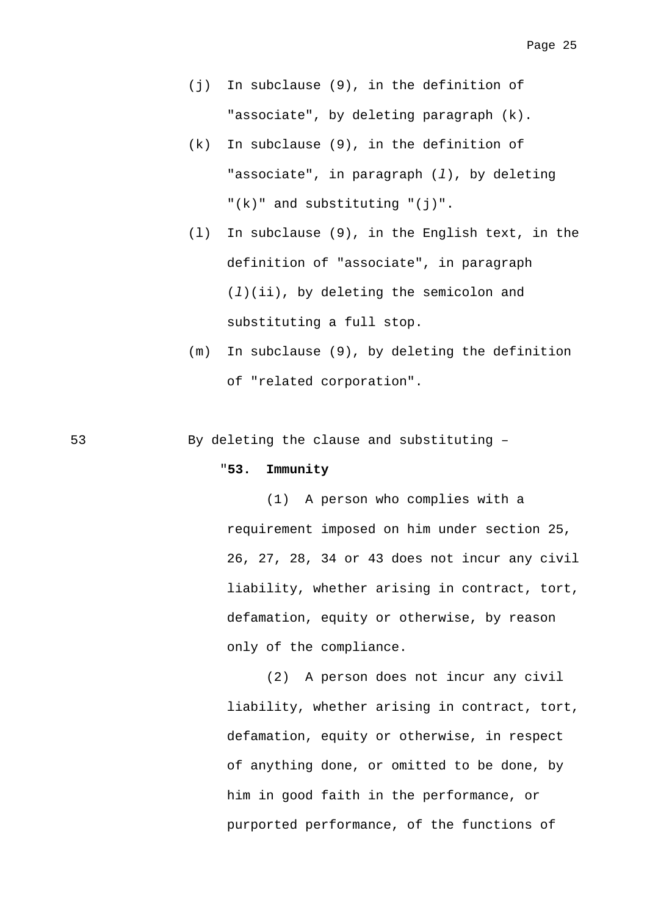(j) In subclause (9), in the definition of "associate", by deleting paragraph (k).

(k) In subclause (9), in the definition of "associate", in paragraph (*l*), by deleting "(k)" and substituting "(j)".

(l) In subclause (9), in the English text, in the definition of "associate", in paragraph (*l*)(ii), by deleting the semicolon and substituting a full stop.

(m) In subclause (9), by deleting the definition of "related corporation".

53 By deleting the clause and substituting –

"**53. Immunity**

(1) A person who complies with a requirement imposed on him under section 25, 26, 27, 28, 34 or 43 does not incur any civil liability, whether arising in contract, tort, defamation, equity or otherwise, by reason only of the compliance.

(2) A person does not incur any civil liability, whether arising in contract, tort, defamation, equity or otherwise, in respect of anything done, or omitted to be done, by him in good faith in the performance, or purported performance, of the functions of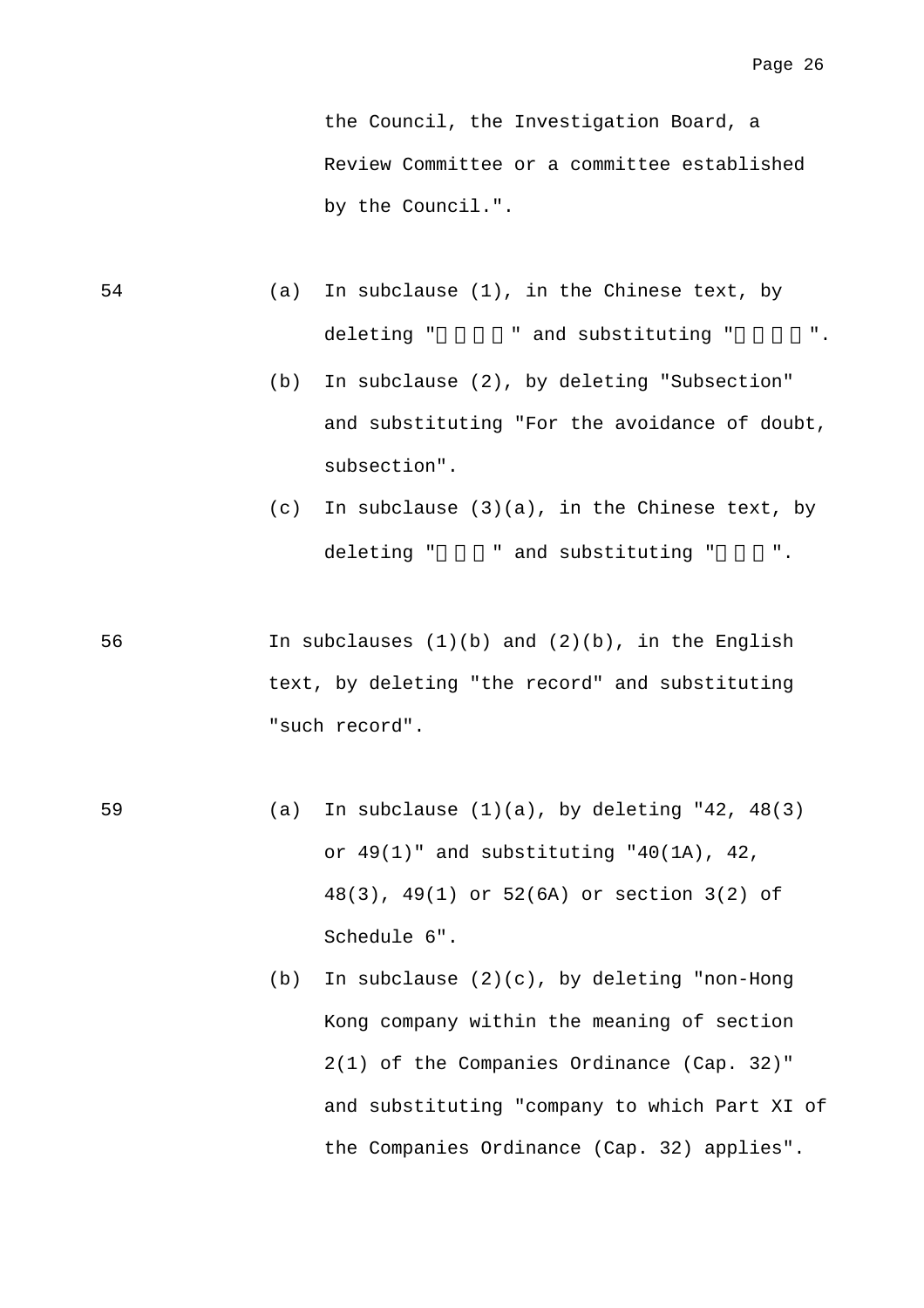the Council, the Investigation Board, a Review Committee or a committee established by the Council.".

**54**

(a) In subclause (1), in the Chinese text, by deleting "    " and substituting "    ".

(b) In subclause (2), by deleting "Subsection" and substituting "For the avoidance of doubt, subsection".

(c) In subclause (3)(a), in the Chinese text, by deleting "   " and substituting "   ".

**56**

In subclauses (1)(b) and (2)(b), in the English text, by deleting "the record" and substituting "such record".

**59**

(a) In subclause (1)(a), by deleting "42, 48(3) or 49(1)" and substituting "40(1A), 42, 48(3), 49(1) or 52(6A) or section 3(2) of Schedule 6".

(b) In subclause (2)(c), by deleting "non-Hong Kong company within the meaning of section 2(1) of the Companies Ordinance (Cap. 32)" and substituting "company to which Part XI of the Companies Ordinance (Cap. 32) applies".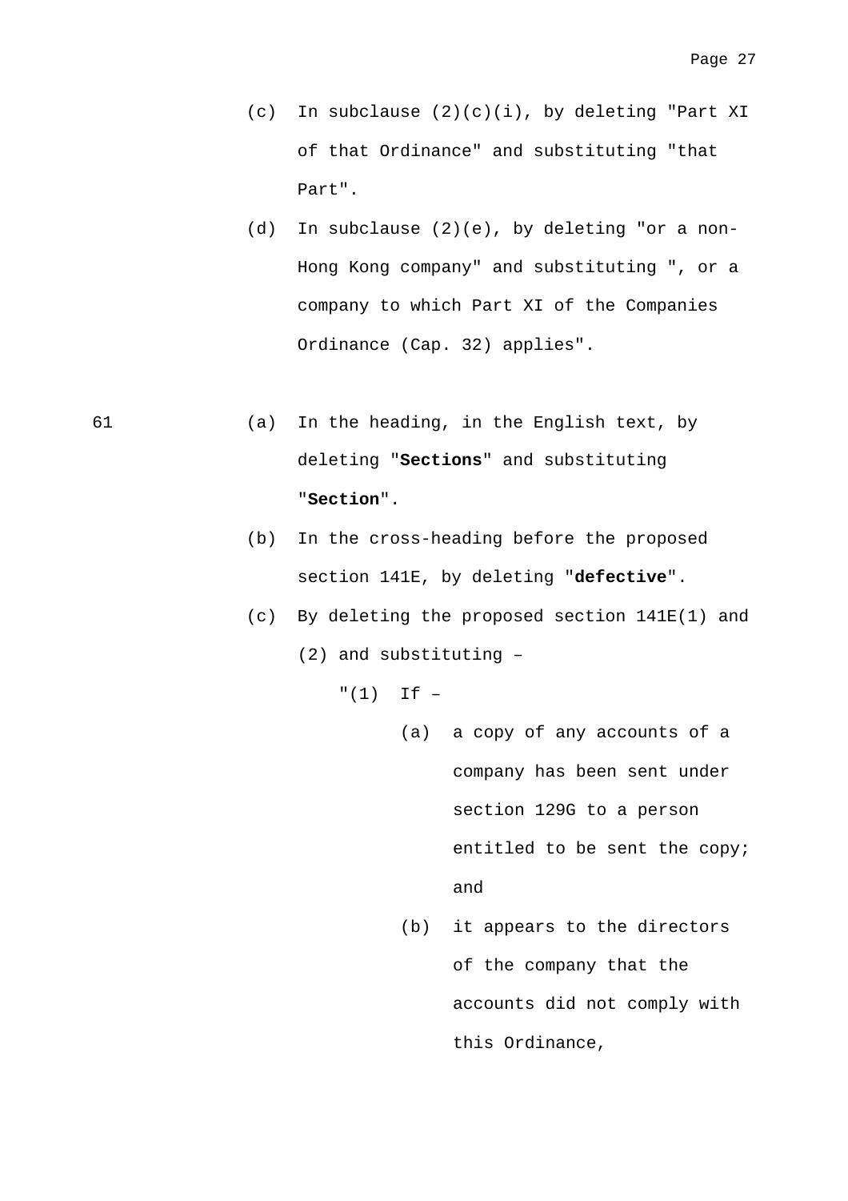(c) In subclause (2)(c)(i), by deleting "Part XI of that Ordinance" and substituting "that Part".

(d) In subclause (2)(e), by deleting "or a non-Hong Kong company" and substituting ", or a company to which Part XI of the Companies Ordinance (Cap. 32) applies".

61 (a) In the heading, in the English text, by deleting "**Sections**" and substituting "**Section**".

(b) In the cross-heading before the proposed section 141E, by deleting "**defective**".

(c) By deleting the proposed section 141E(1) and (2) and substituting –

"(1) If –

(a) a copy of any accounts of a company has been sent under section 129G to a person entitled to be sent the copy; and

(b) it appears to the directors of the company that the accounts did not comply with this Ordinance,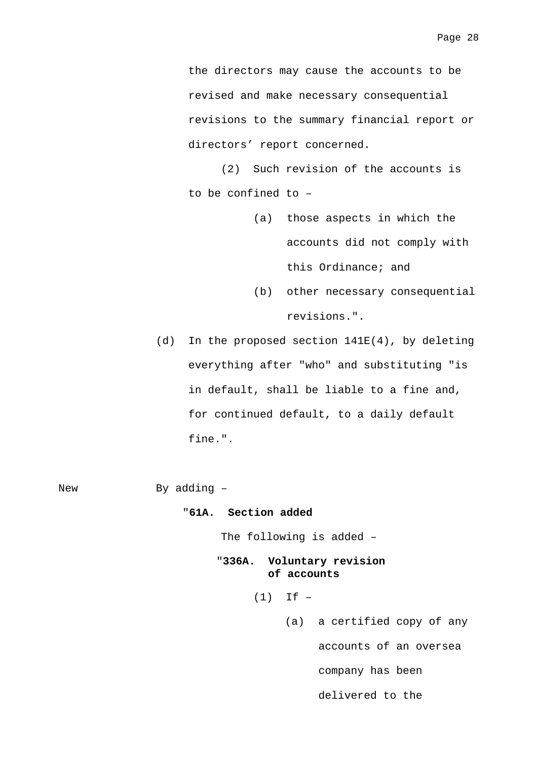the directors may cause the accounts to be revised and make necessary consequential revisions to the summary financial report or directors' report concerned.

(2) Such revision of the accounts is to be confined to –

(a) those aspects in which the accounts did not comply with this Ordinance; and

(b) other necessary consequential revisions.".

(d) In the proposed section 141E(4), by deleting everything after "who" and substituting "is in default, shall be liable to a fine and, for continued default, to a daily default fine.".

New By adding –

"**61A. Section added**

The following is added –

"**336A. Voluntary revision of accounts**

(1) If –

(a) a certified copy of any accounts of an oversea company has been delivered to the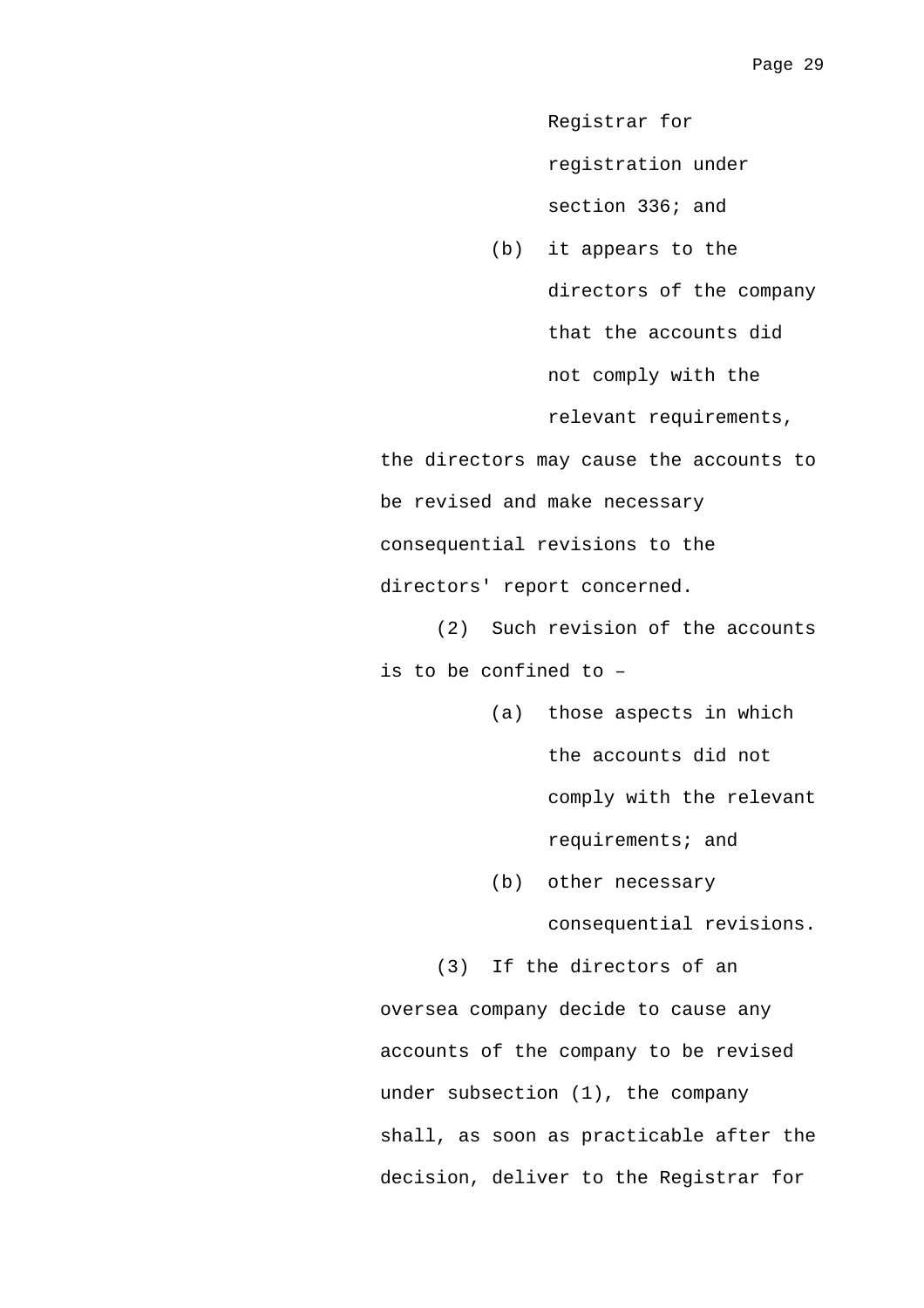Registrar for registration under section 336; and

(b) it appears to the directors of the company that the accounts did not comply with the relevant requirements,

the directors may cause the accounts to be revised and make necessary consequential revisions to the directors' report concerned.

(2) Such revision of the accounts is to be confined to –

(a) those aspects in which the accounts did not comply with the relevant requirements; and

(b) other necessary consequential revisions.

(3) If the directors of an oversea company decide to cause any accounts of the company to be revised under subsection (1), the company shall, as soon as practicable after the decision, deliver to the Registrar for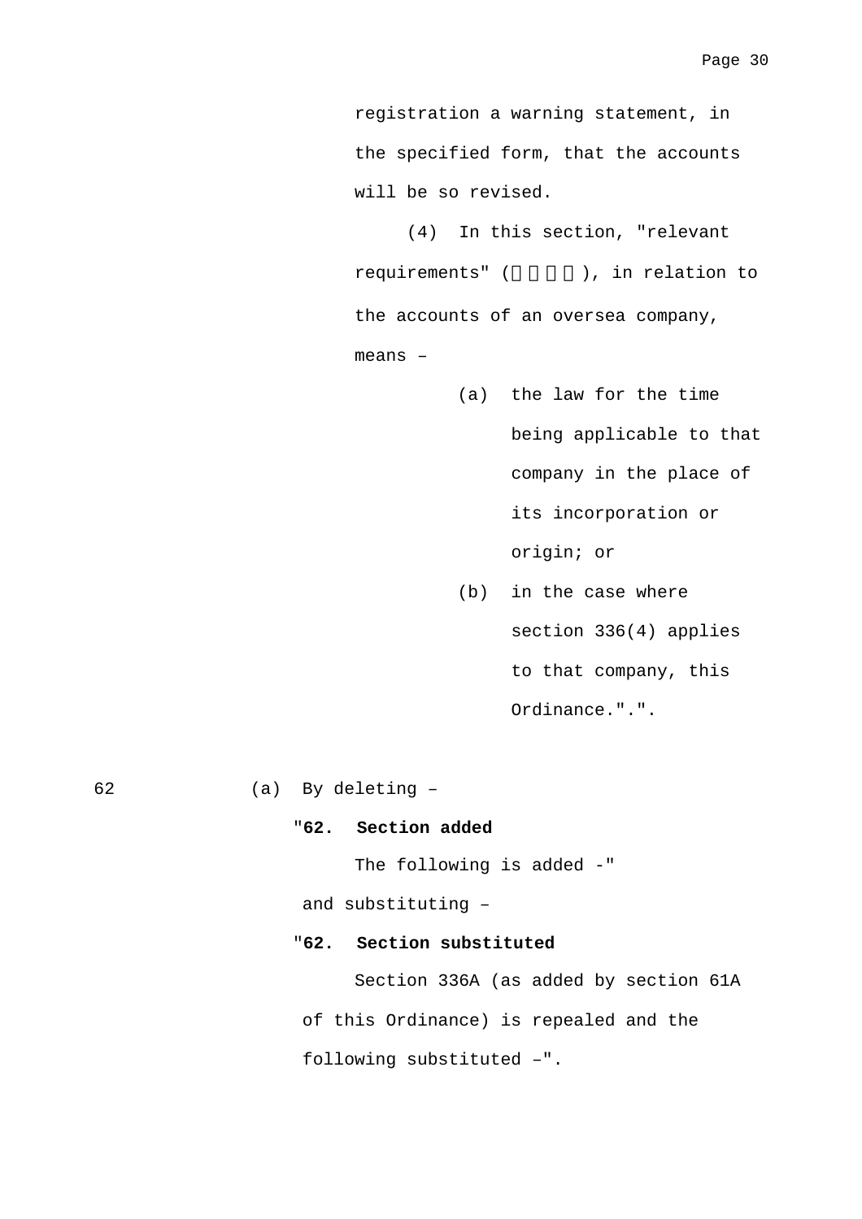registration a warning statement, in the specified form, that the accounts will be so revised.

(4) In this section, "relevant requirements" (有關規定), in relation to the accounts of an oversea company, means –

(a) the law for the time being applicable to that company in the place of its incorporation or origin; or

(b) in the case where section 336(4) applies to that company, this Ordinance.".".

62 (a) By deleting –

"**62. Section added**

The following is added -"

and substituting –

"**62. Section substituted**

Section 336A (as added by section 61A of this Ordinance) is repealed and the following substituted –".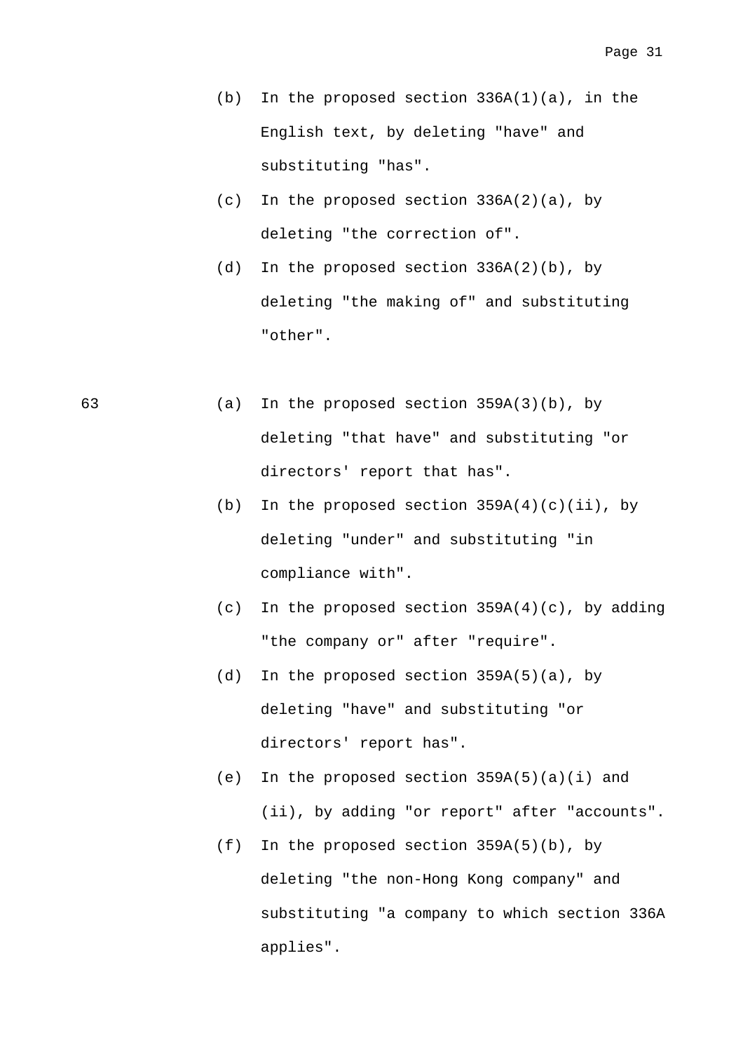(b) In the proposed section 336A(1)(a), in the English text, by deleting "have" and substituting "has".

(c) In the proposed section 336A(2)(a), by deleting "the correction of".

(d) In the proposed section 336A(2)(b), by deleting "the making of" and substituting "other".

63 (a) In the proposed section 359A(3)(b), by deleting "that have" and substituting "or directors' report that has".

(b) In the proposed section 359A(4)(c)(ii), by deleting "under" and substituting "in compliance with".

(c) In the proposed section 359A(4)(c), by adding "the company or" after "require".

(d) In the proposed section 359A(5)(a), by deleting "have" and substituting "or directors' report has".

(e) In the proposed section 359A(5)(a)(i) and (ii), by adding "or report" after "accounts".

(f) In the proposed section 359A(5)(b), by deleting "the non-Hong Kong company" and substituting "a company to which section 336A applies".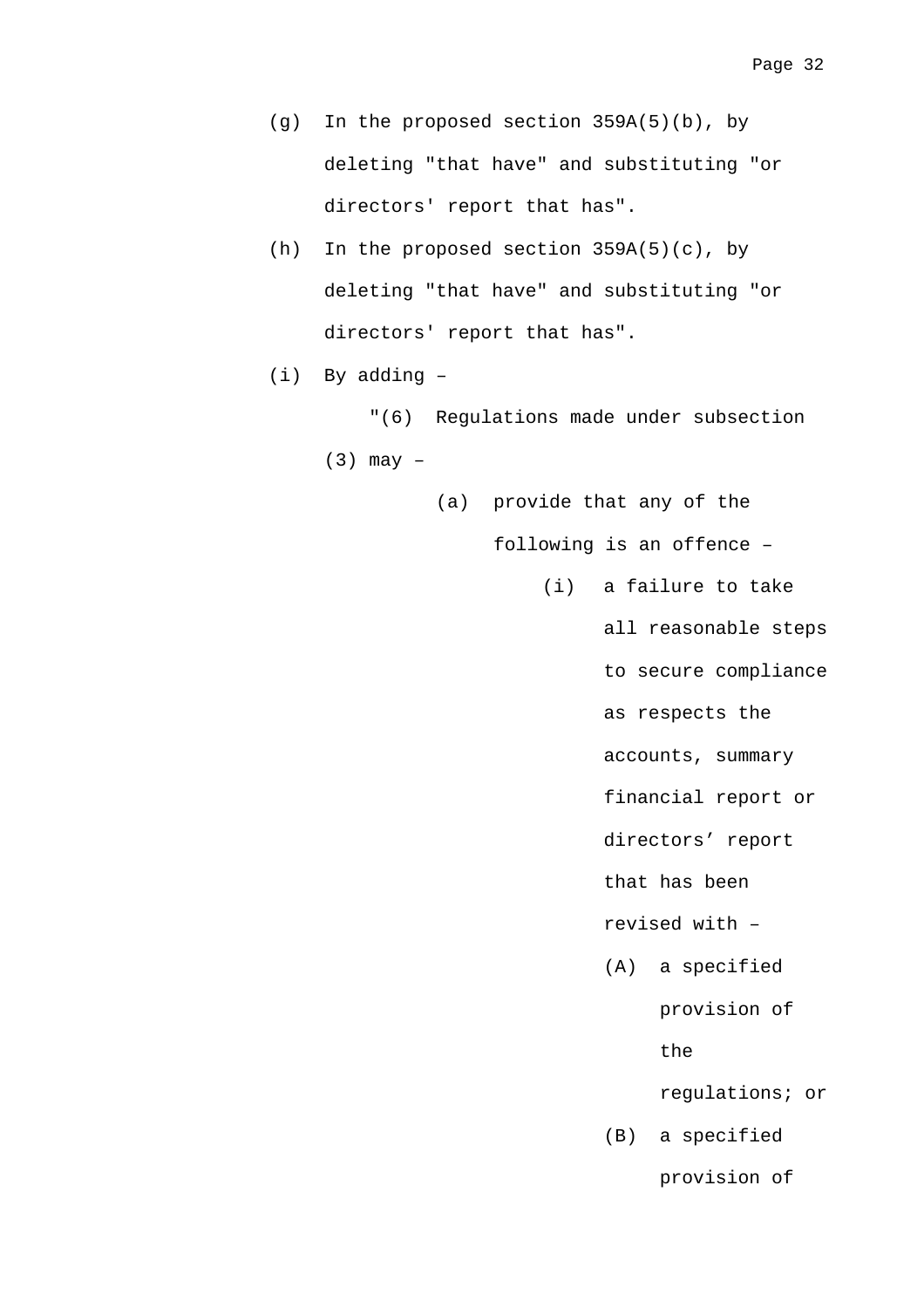(g) In the proposed section 359A(5)(b), by deleting "that have" and substituting "or directors' report that has".

(h) In the proposed section 359A(5)(c), by deleting "that have" and substituting "or directors' report that has".

(i) By adding –

"(6) Regulations made under subsection (3) may –

(a) provide that any of the following is an offence –

(i) a failure to take all reasonable steps to secure compliance as respects the accounts, summary financial report or directors' report that has been revised with –

(A) a specified provision of the regulations; or

(B) a specified provision of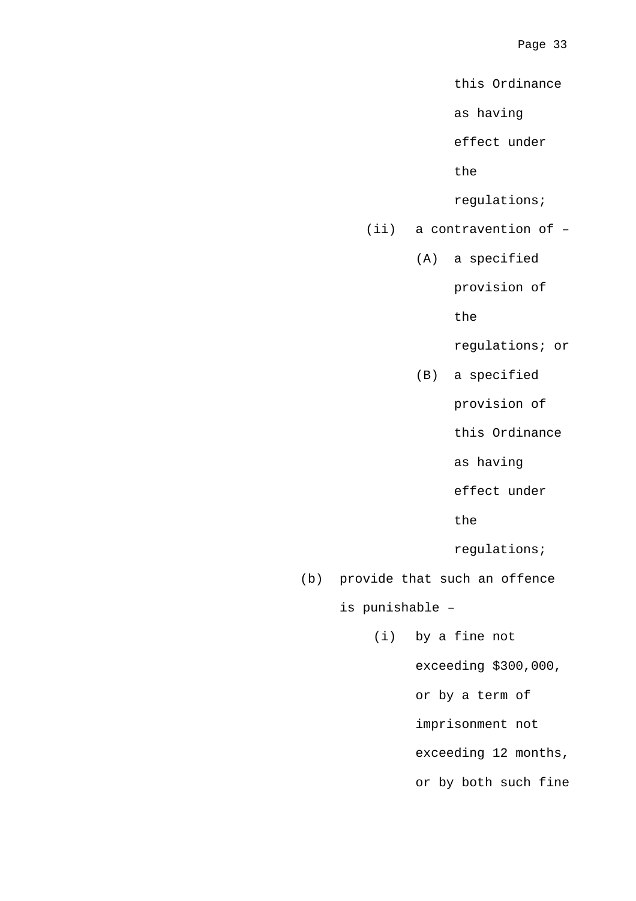this Ordinance as having effect under the regulations;

(ii) a contravention of –

(A) a specified provision of the regulations; or

(B) a specified provision of this Ordinance as having effect under the regulations;

(b) provide that such an offence is punishable –

(i) by a fine not exceeding $300,000, or by a term of imprisonment not exceeding 12 months, or by both such fine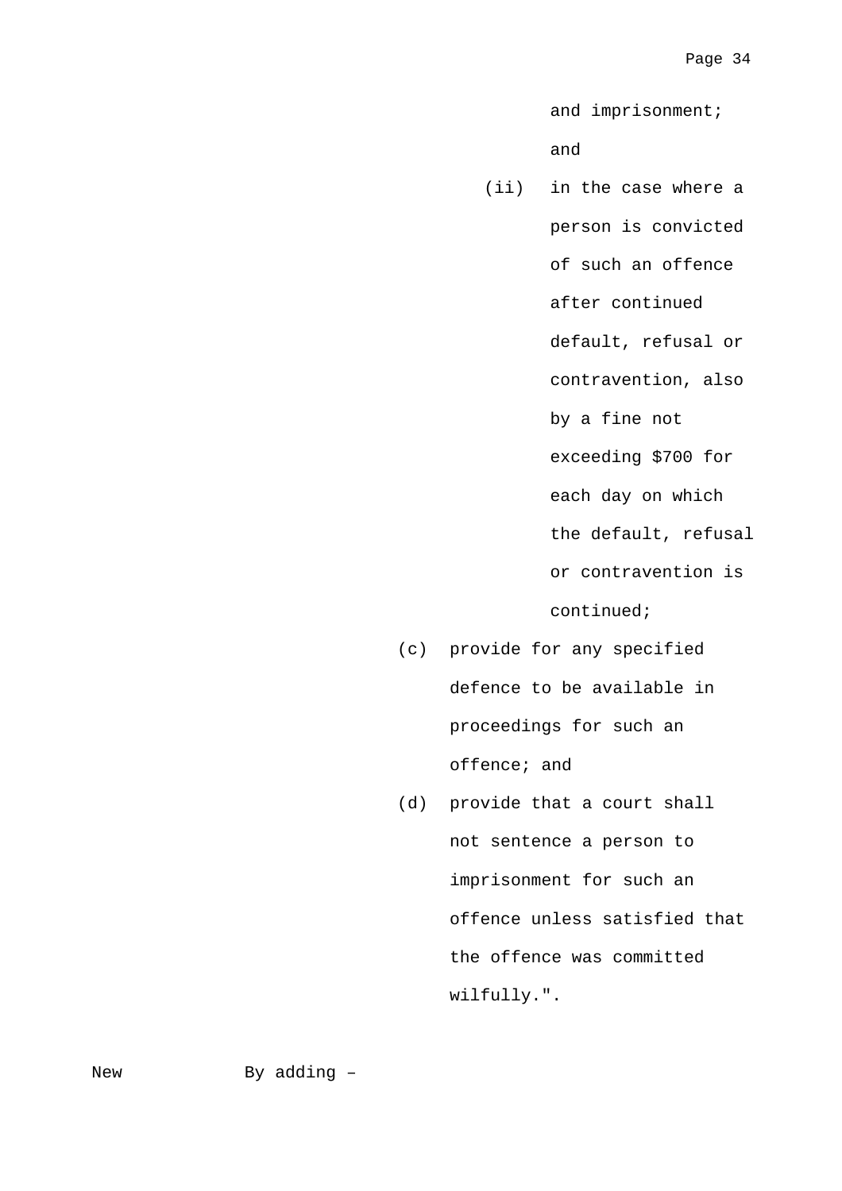and imprisonment; and

(ii) in the case where a person is convicted of such an offence after continued default, refusal or contravention, also by a fine not exceeding $700 for each day on which the default, refusal or contravention is continued;

(c) provide for any specified defence to be available in proceedings for such an offence; and

(d) provide that a court shall not sentence a person to imprisonment for such an offence unless satisfied that the offence was committed wilfully.".

New By adding –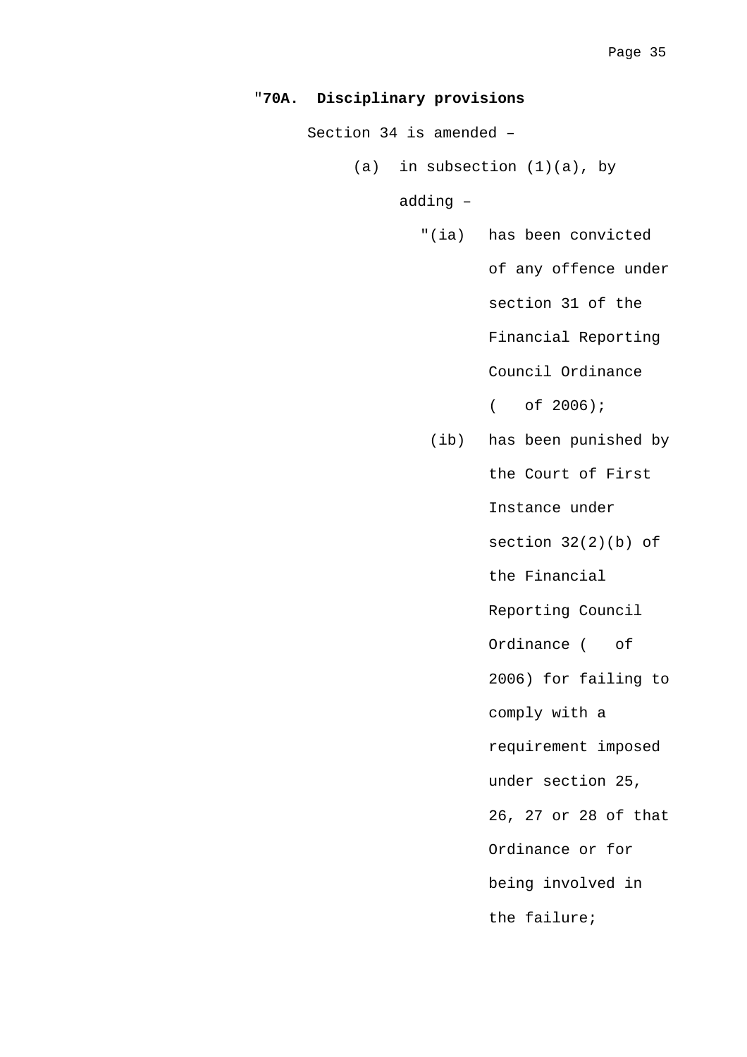"**70A. Disciplinary provisions**

Section 34 is amended –

(a) in subsection (1)(a), by adding –

"(ia) has been convicted of any offence under section 31 of the Financial Reporting Council Ordinance (   of 2006);

(ib) has been punished by the Court of First Instance under section 32(2)(b) of the Financial Reporting Council Ordinance (   of 2006) for failing to comply with a requirement imposed under section 25, 26, 27 or 28 of that Ordinance or for being involved in the failure;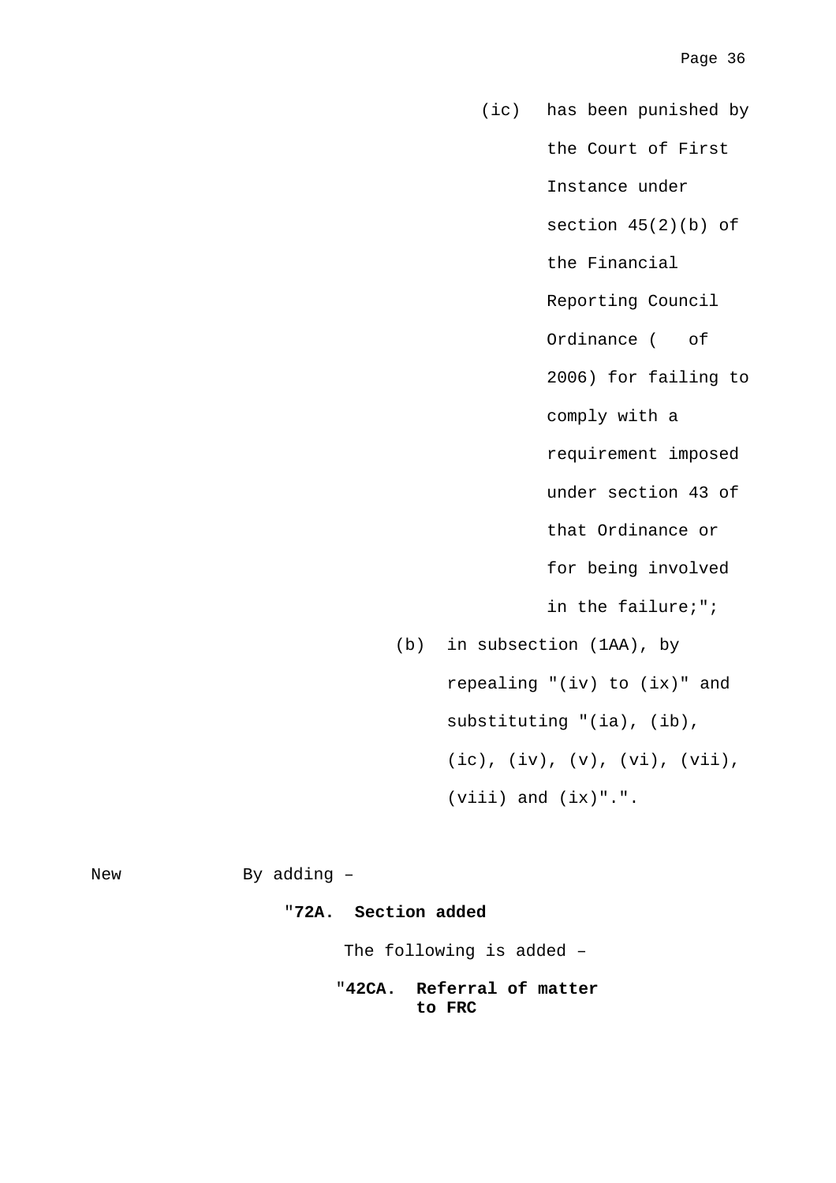(ic) has been punished by the Court of First Instance under section 45(2)(b) of the Financial Reporting Council Ordinance (   of 2006) for failing to comply with a requirement imposed under section 43 of that Ordinance or for being involved in the failure;";

(b) in subsection (1AA), by repealing "(iv) to (ix)" and substituting "(ia), (ib), (ic), (iv), (v), (vi), (vii), (viii) and (ix)".".

New    By adding –

"**72A. Section added**

The following is added –

"**42CA. Referral of matter to FRC**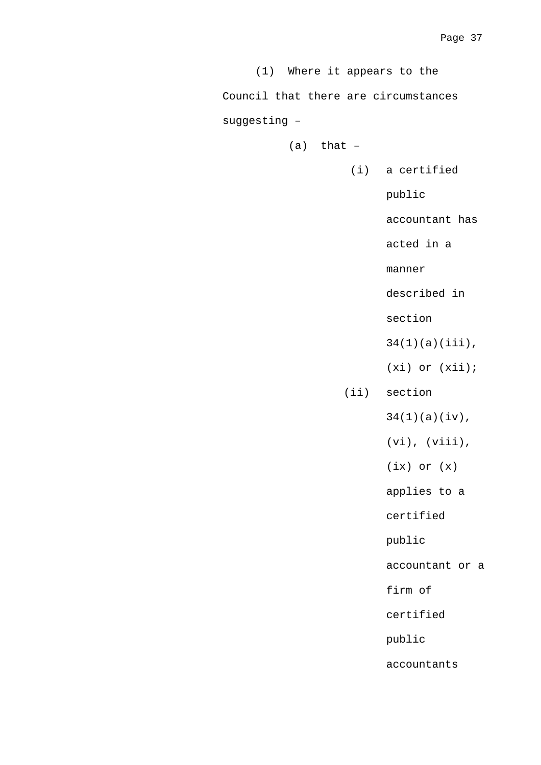(1) Where it appears to the Council that there are circumstances suggesting –

(a) that –

(i) a certified public accountant has acted in a manner described in section 34(1)(a)(iii), (xi) or (xii);

(ii) section 34(1)(a)(iv), (vi), (viii), (ix) or (x) applies to a certified public accountant or a firm of certified public accountants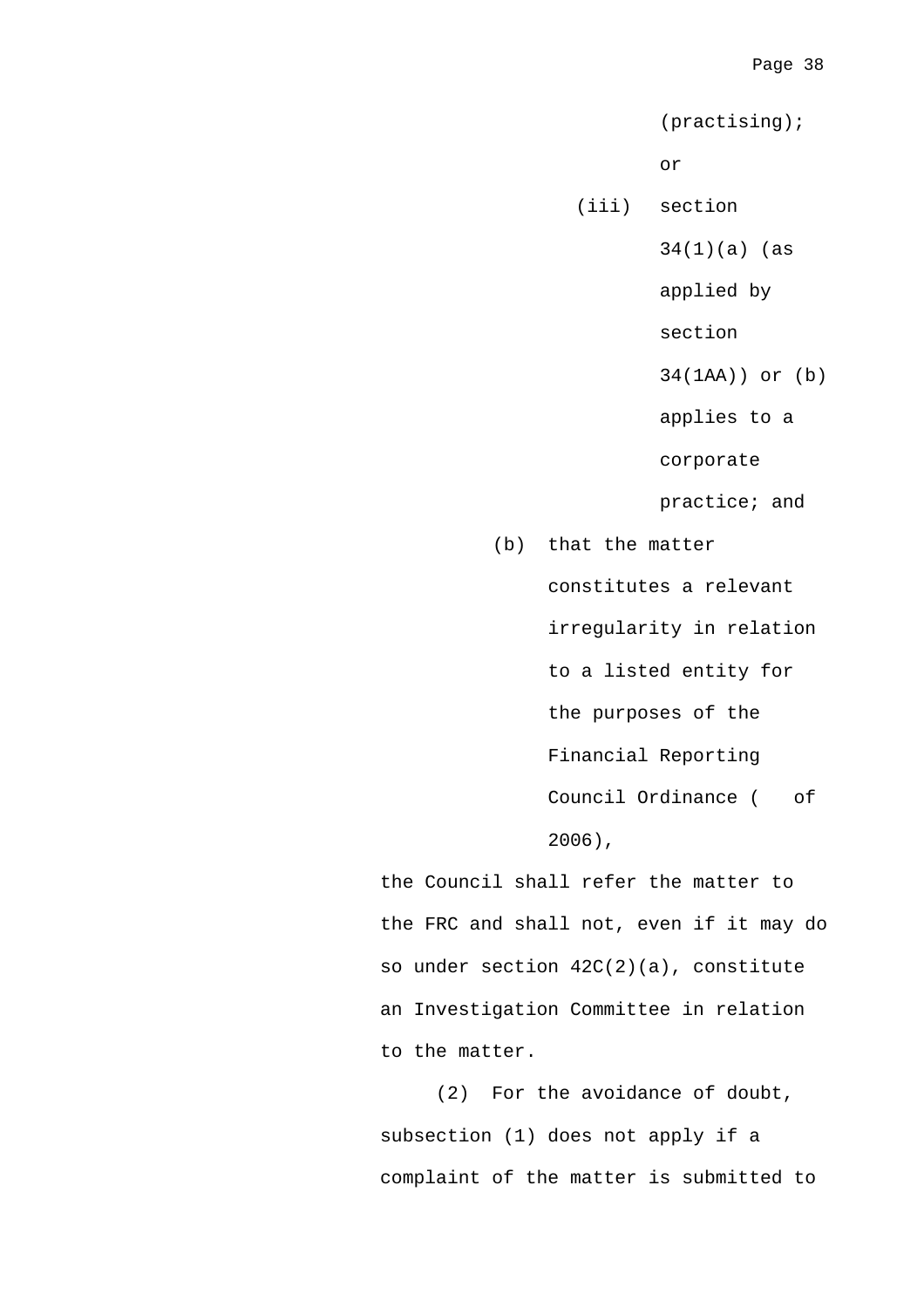(practising); or

(iii) section 34(1)(a) (as applied by section 34(1AA)) or (b) applies to a corporate practice; and

(b) that the matter constitutes a relevant irregularity in relation to a listed entity for the purposes of the Financial Reporting Council Ordinance (   of 2006),

the Council shall refer the matter to the FRC and shall not, even if it may do so under section 42C(2)(a), constitute an Investigation Committee in relation to the matter.

(2) For the avoidance of doubt, subsection (1) does not apply if a complaint of the matter is submitted to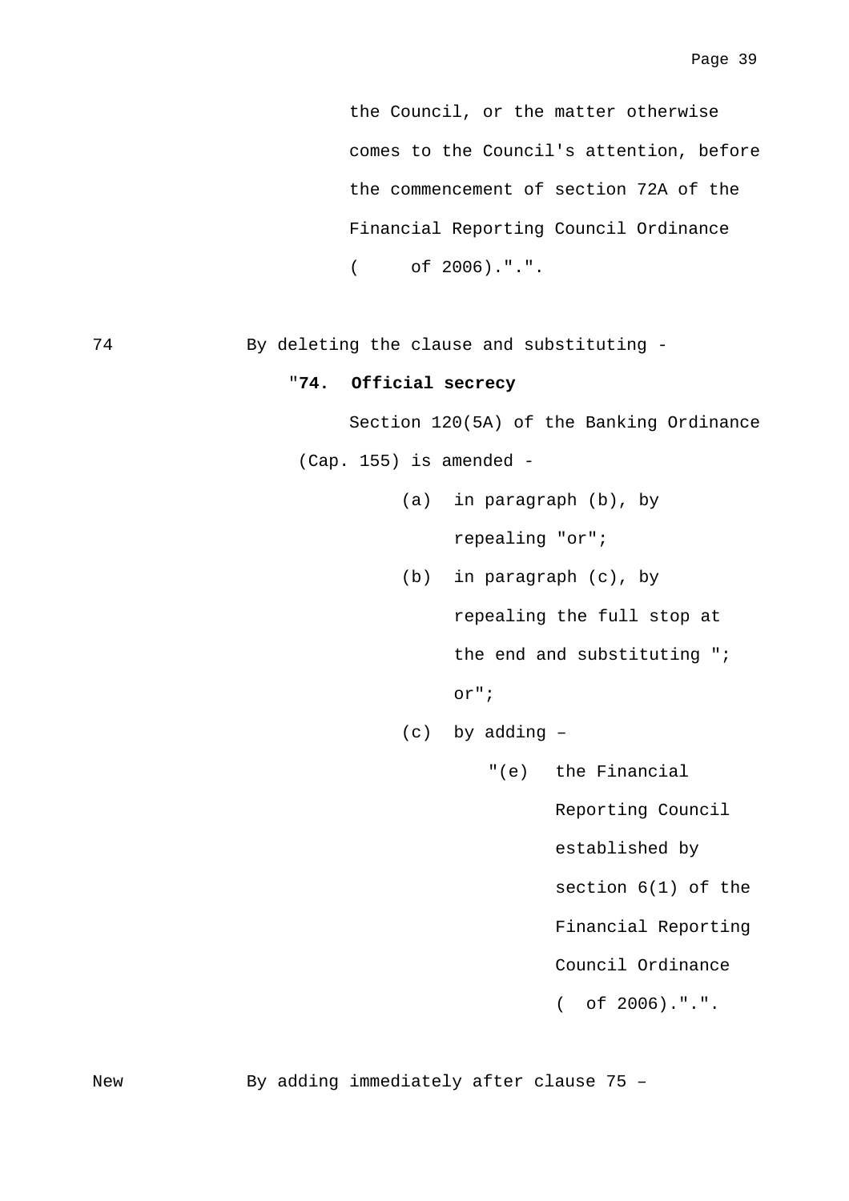the Council, or the matter otherwise comes to the Council's attention, before the commencement of section 72A of the Financial Reporting Council Ordinance (     of 2006).".".

74 By deleting the clause and substituting -

"**74. Official secrecy**

Section 120(5A) of the Banking Ordinance (Cap. 155) is amended -

(a) in paragraph (b), by repealing "or";

(b) in paragraph (c), by repealing the full stop at the end and substituting "; or";

(c) by adding –

"(e) the Financial Reporting Council established by section 6(1) of the Financial Reporting Council Ordinance (  of 2006).".".

New By adding immediately after clause 75 –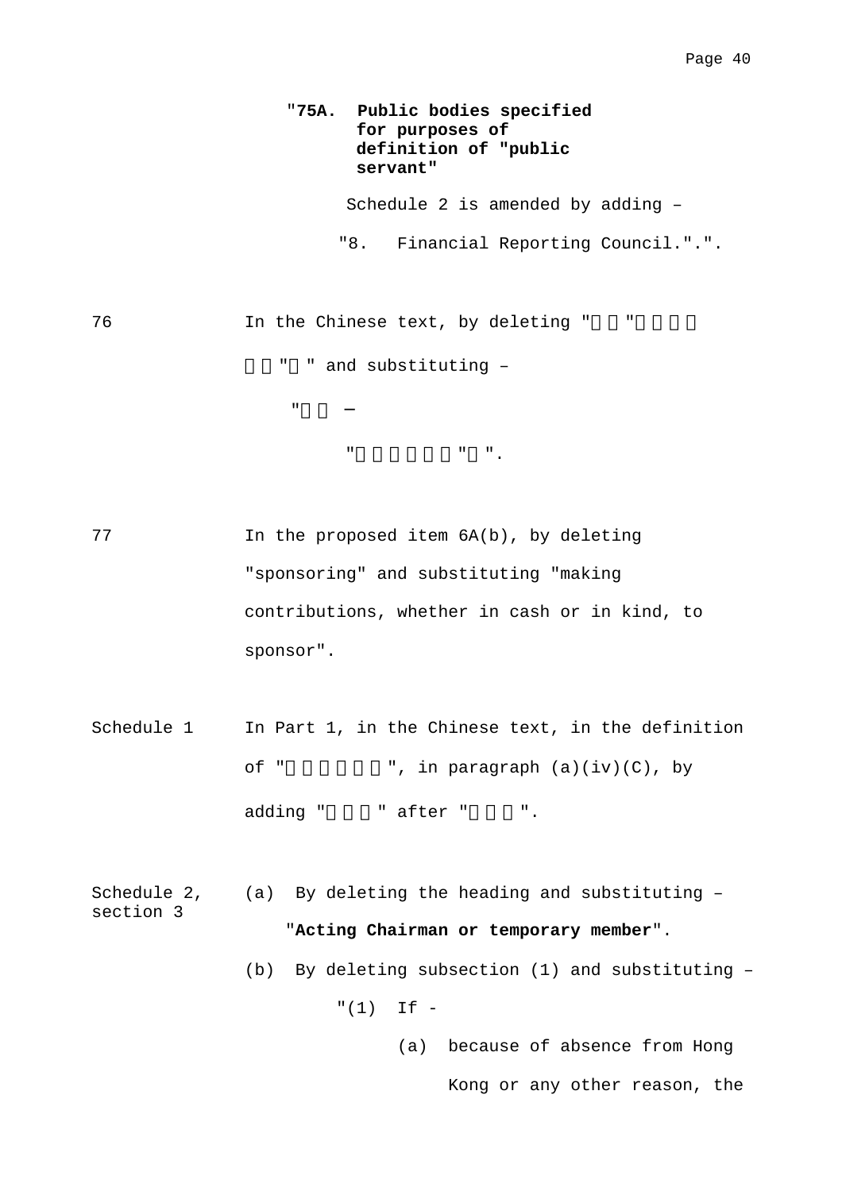"**75A. Public bodies specified for purposes of definition of "public servant"**

Schedule 2 is amended by adding –

"8. Financial Reporting Council."".

76 In the Chinese text, by deleting "  "    "  " and substituting –

"  —

"      "  ".

77 In the proposed item 6A(b), by deleting "sponsoring" and substituting "making contributions, whether in cash or in kind, to sponsor".

Schedule 1 In Part 1, in the Chinese text, in the definition of "      ", in paragraph (a)(iv)(C), by adding "   " after "   ".

Schedule 2, section 3

(a) By deleting the heading and substituting –

"**Acting Chairman or temporary member**".

(b) By deleting subsection (1) and substituting –

"(1) If -

(a) because of absence from Hong Kong or any other reason, the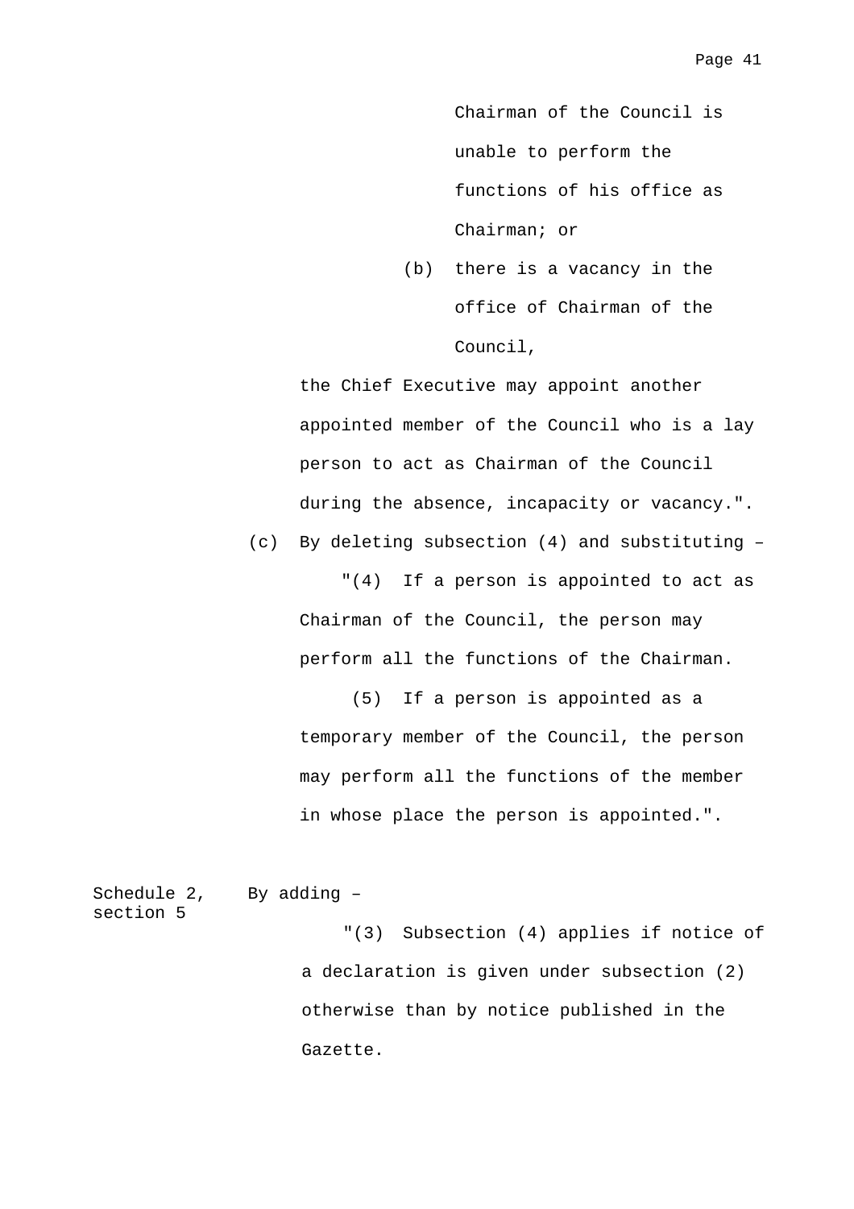Chairman of the Council is unable to perform the functions of his office as Chairman; or

(b) there is a vacancy in the office of Chairman of the Council,

the Chief Executive may appoint another appointed member of the Council who is a lay person to act as Chairman of the Council during the absence, incapacity or vacancy.".

(c) By deleting subsection (4) and substituting –

"(4) If a person is appointed to act as Chairman of the Council, the person may perform all the functions of the Chairman.

(5) If a person is appointed as a temporary member of the Council, the person may perform all the functions of the member in whose place the person is appointed.".

Schedule 2, section 5 — By adding –

"(3) Subsection (4) applies if notice of a declaration is given under subsection (2) otherwise than by notice published in the Gazette.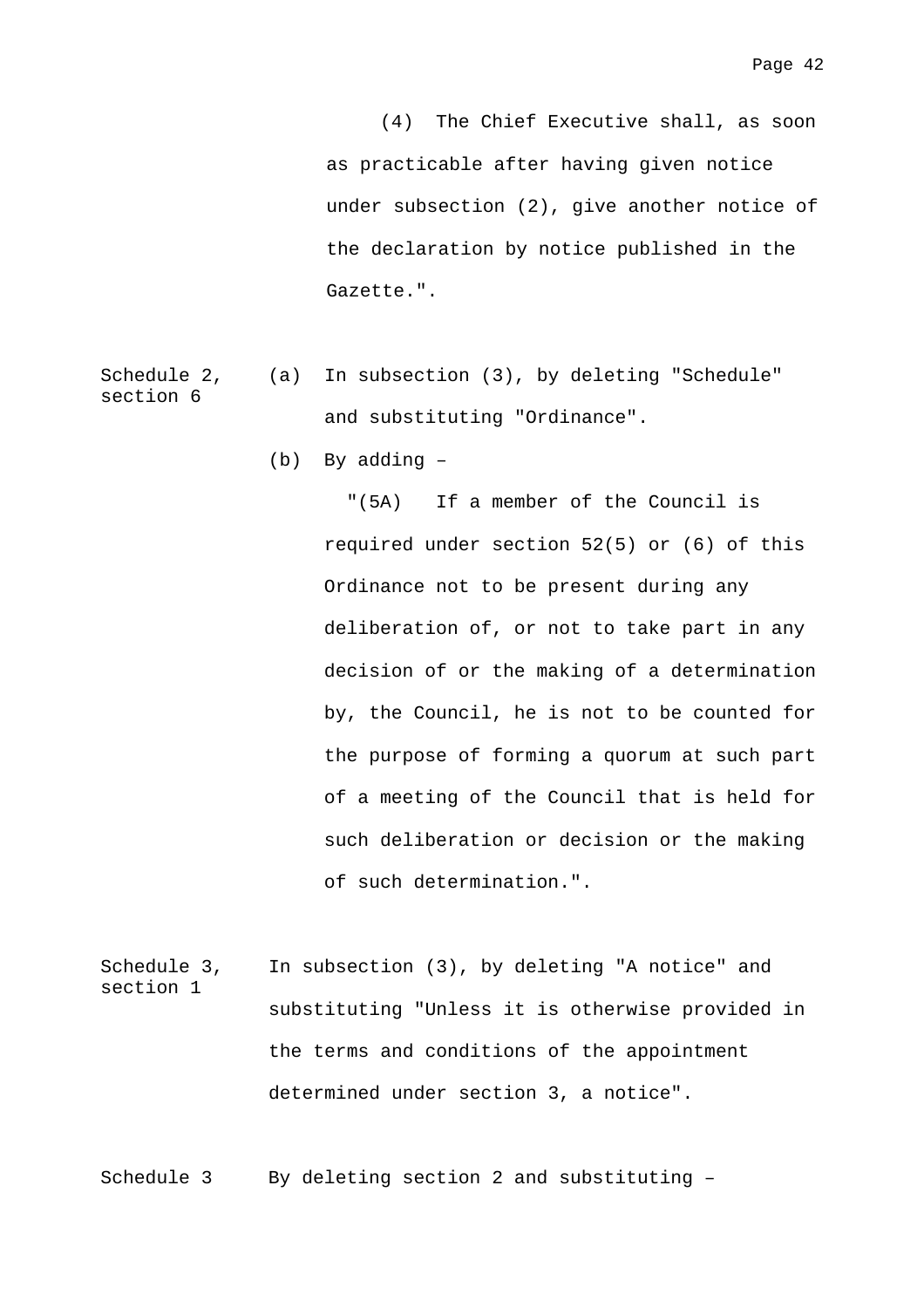(4) The Chief Executive shall, as soon as practicable after having given notice under subsection (2), give another notice of the declaration by notice published in the Gazette.".

Schedule 2, section 6

(a) In subsection (3), by deleting "Schedule" and substituting "Ordinance".

(b) By adding –

"(5A) If a member of the Council is required under section 52(5) or (6) of this Ordinance not to be present during any deliberation of, or not to take part in any decision of or the making of a determination by, the Council, he is not to be counted for the purpose of forming a quorum at such part of a meeting of the Council that is held for such deliberation or decision or the making of such determination.".

Schedule 3, section 1

In subsection (3), by deleting "A notice" and substituting "Unless it is otherwise provided in the terms and conditions of the appointment determined under section 3, a notice".

Schedule 3

By deleting section 2 and substituting –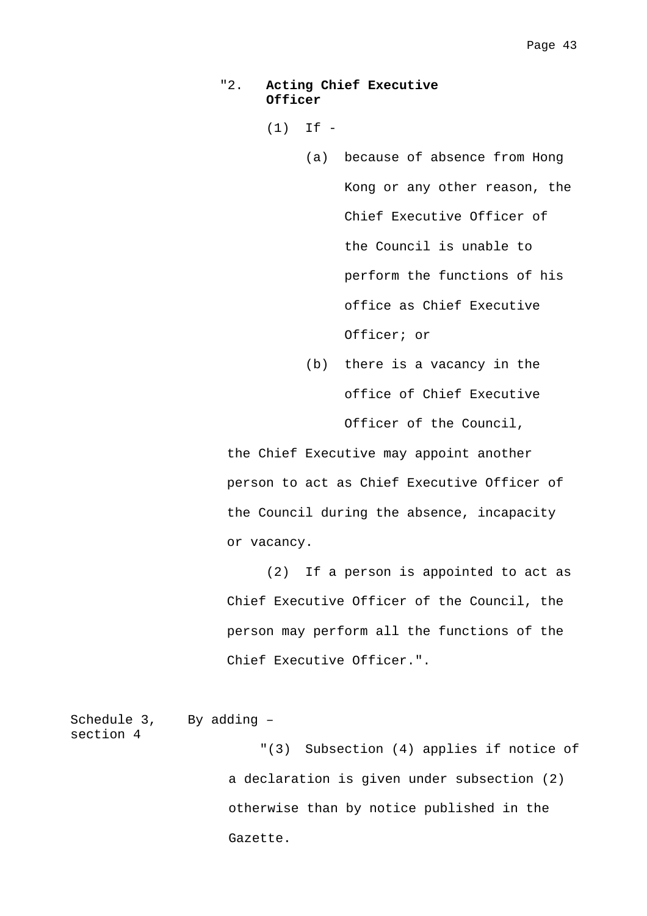"2. **Acting Chief Executive Officer**

(1) If -

(a) because of absence from Hong Kong or any other reason, the Chief Executive Officer of the Council is unable to perform the functions of his office as Chief Executive Officer; or

(b) there is a vacancy in the office of Chief Executive Officer of the Council,

the Chief Executive may appoint another person to act as Chief Executive Officer of the Council during the absence, incapacity or vacancy.

(2) If a person is appointed to act as Chief Executive Officer of the Council, the person may perform all the functions of the Chief Executive Officer.".

Schedule 3, section 4 — By adding –

"(3) Subsection (4) applies if notice of a declaration is given under subsection (2) otherwise than by notice published in the Gazette.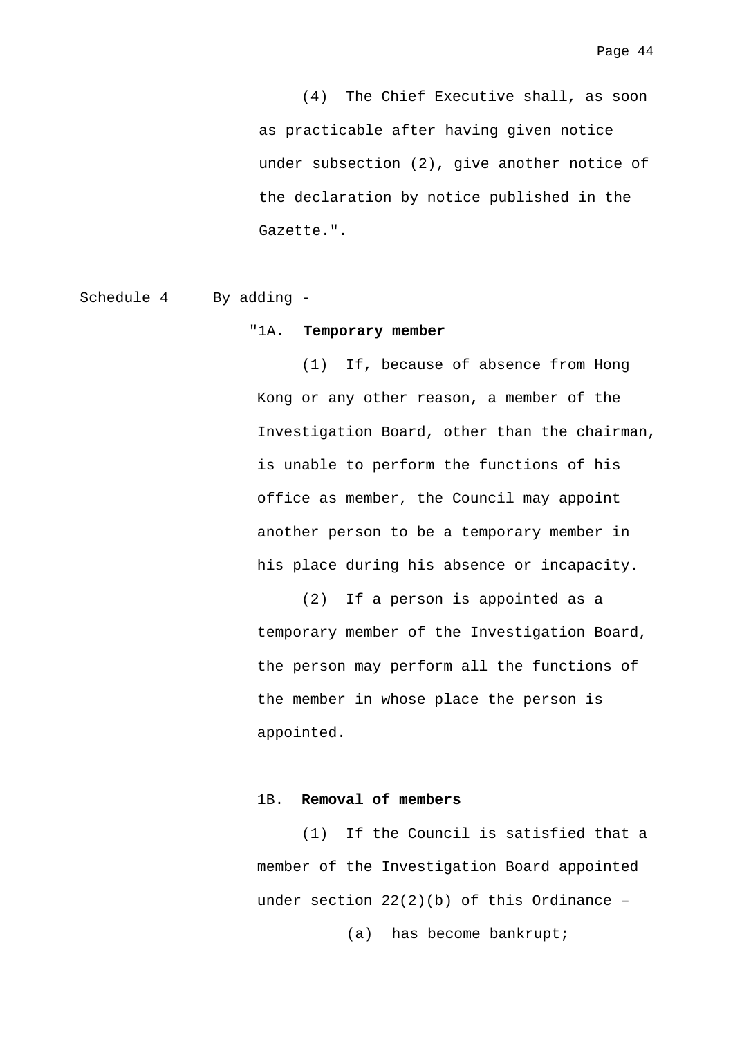(4) The Chief Executive shall, as soon as practicable after having given notice under subsection (2), give another notice of the declaration by notice published in the Gazette.".

Schedule 4 By adding -

"1A. **Temporary member**

(1) If, because of absence from Hong Kong or any other reason, a member of the Investigation Board, other than the chairman, is unable to perform the functions of his office as member, the Council may appoint another person to be a temporary member in his place during his absence or incapacity.

(2) If a person is appointed as a temporary member of the Investigation Board, the person may perform all the functions of the member in whose place the person is appointed.

1B. **Removal of members**

(1) If the Council is satisfied that a member of the Investigation Board appointed under section 22(2)(b) of this Ordinance –

(a) has become bankrupt;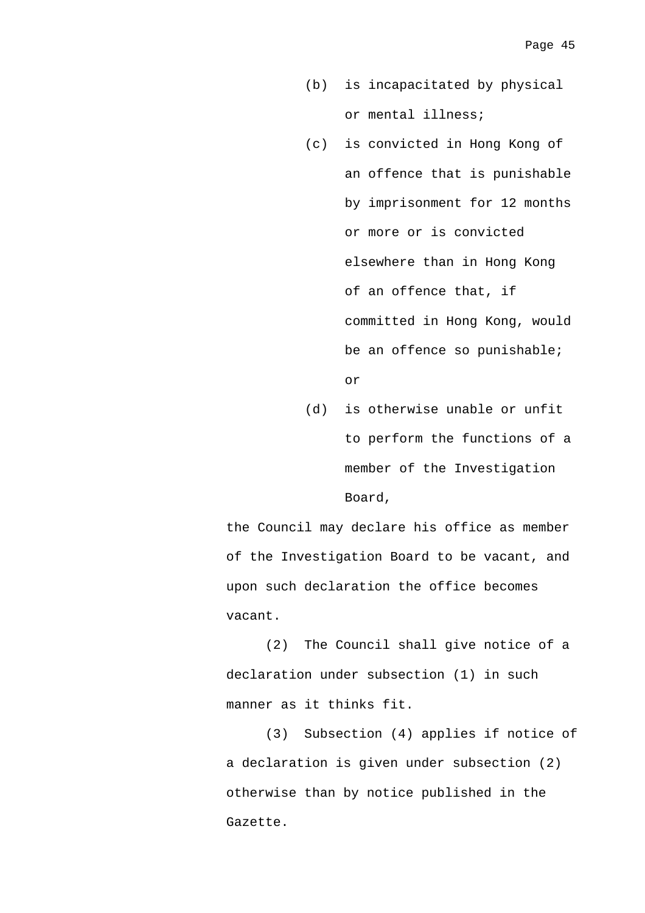(b) is incapacitated by physical or mental illness;

(c) is convicted in Hong Kong of an offence that is punishable by imprisonment for 12 months or more or is convicted elsewhere than in Hong Kong of an offence that, if committed in Hong Kong, would be an offence so punishable; or

(d) is otherwise unable or unfit to perform the functions of a member of the Investigation Board,

the Council may declare his office as member of the Investigation Board to be vacant, and upon such declaration the office becomes vacant.

(2) The Council shall give notice of a declaration under subsection (1) in such manner as it thinks fit.

(3) Subsection (4) applies if notice of a declaration is given under subsection (2) otherwise than by notice published in the Gazette.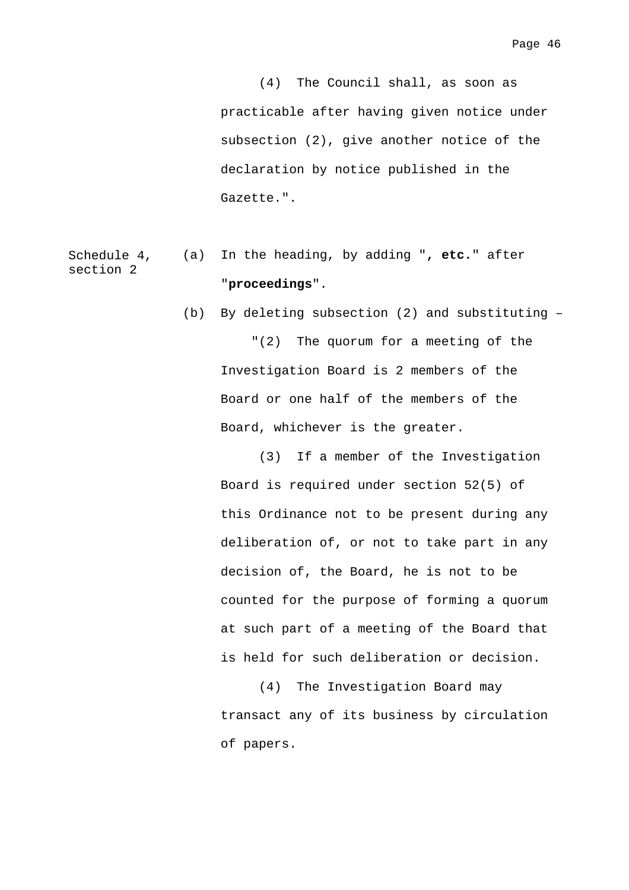(4) The Council shall, as soon as practicable after having given notice under subsection (2), give another notice of the declaration by notice published in the Gazette.".

Schedule 4, section 2

(a) In the heading, by adding "**, etc.**" after "**proceedings**".

(b) By deleting subsection (2) and substituting –

"(2) The quorum for a meeting of the Investigation Board is 2 members of the Board or one half of the members of the Board, whichever is the greater.

(3) If a member of the Investigation Board is required under section 52(5) of this Ordinance not to be present during any deliberation of, or not to take part in any decision of, the Board, he is not to be counted for the purpose of forming a quorum at such part of a meeting of the Board that is held for such deliberation or decision.

(4) The Investigation Board may transact any of its business by circulation of papers.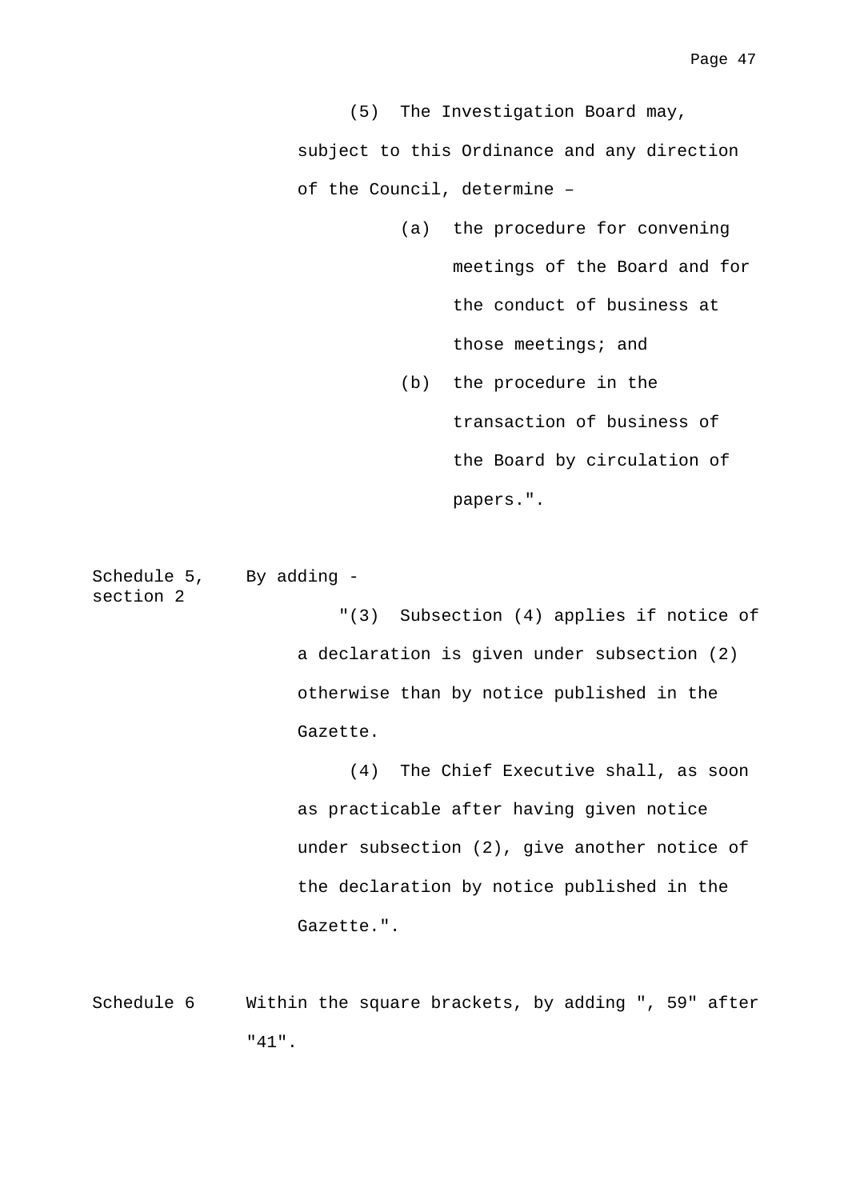(5) The Investigation Board may, subject to this Ordinance and any direction of the Council, determine –

(a) the procedure for convening meetings of the Board and for the conduct of business at those meetings; and

(b) the procedure in the transaction of business of the Board by circulation of papers.".

Schedule 5, section 2 — By adding -

"(3) Subsection (4) applies if notice of a declaration is given under subsection (2) otherwise than by notice published in the Gazette.

(4) The Chief Executive shall, as soon as practicable after having given notice under subsection (2), give another notice of the declaration by notice published in the Gazette.".

Schedule 6 — Within the square brackets, by adding ", 59" after "41".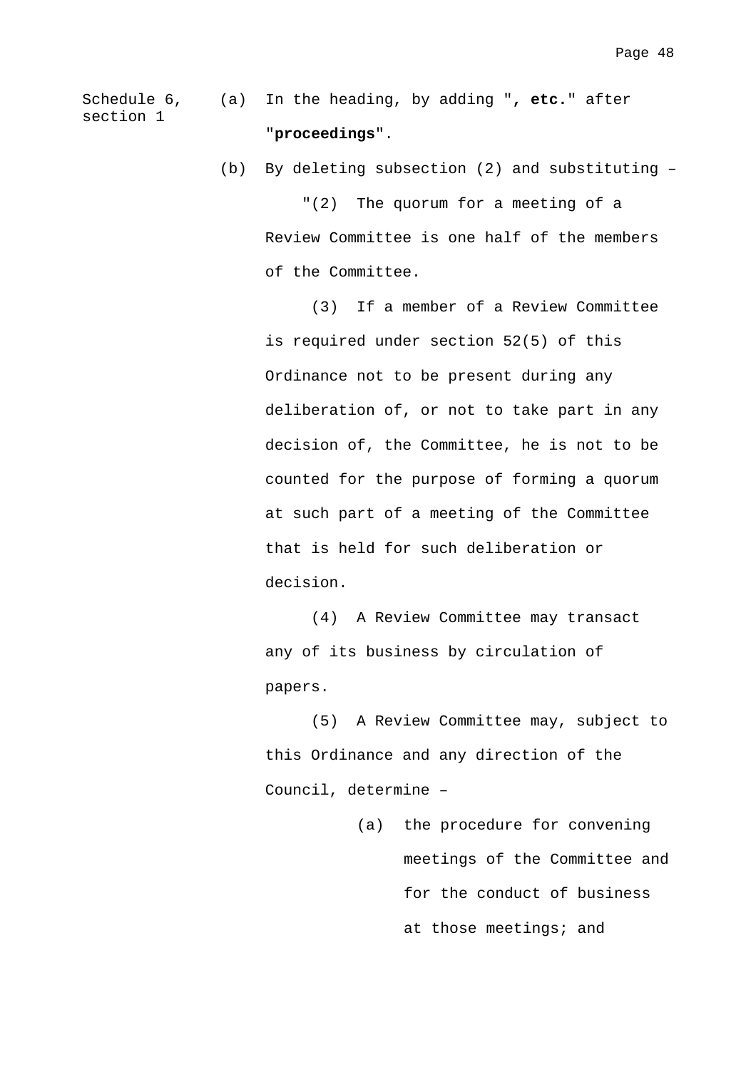Schedule 6, section 1

(a) In the heading, by adding "**, etc.**" after "**proceedings**".

(b) By deleting subsection (2) and substituting –

"(2) The quorum for a meeting of a Review Committee is one half of the members of the Committee.

(3) If a member of a Review Committee is required under section 52(5) of this Ordinance not to be present during any deliberation of, or not to take part in any decision of, the Committee, he is not to be counted for the purpose of forming a quorum at such part of a meeting of the Committee that is held for such deliberation or decision.

(4) A Review Committee may transact any of its business by circulation of papers.

(5) A Review Committee may, subject to this Ordinance and any direction of the Council, determine –

(a) the procedure for convening meetings of the Committee and for the conduct of business at those meetings; and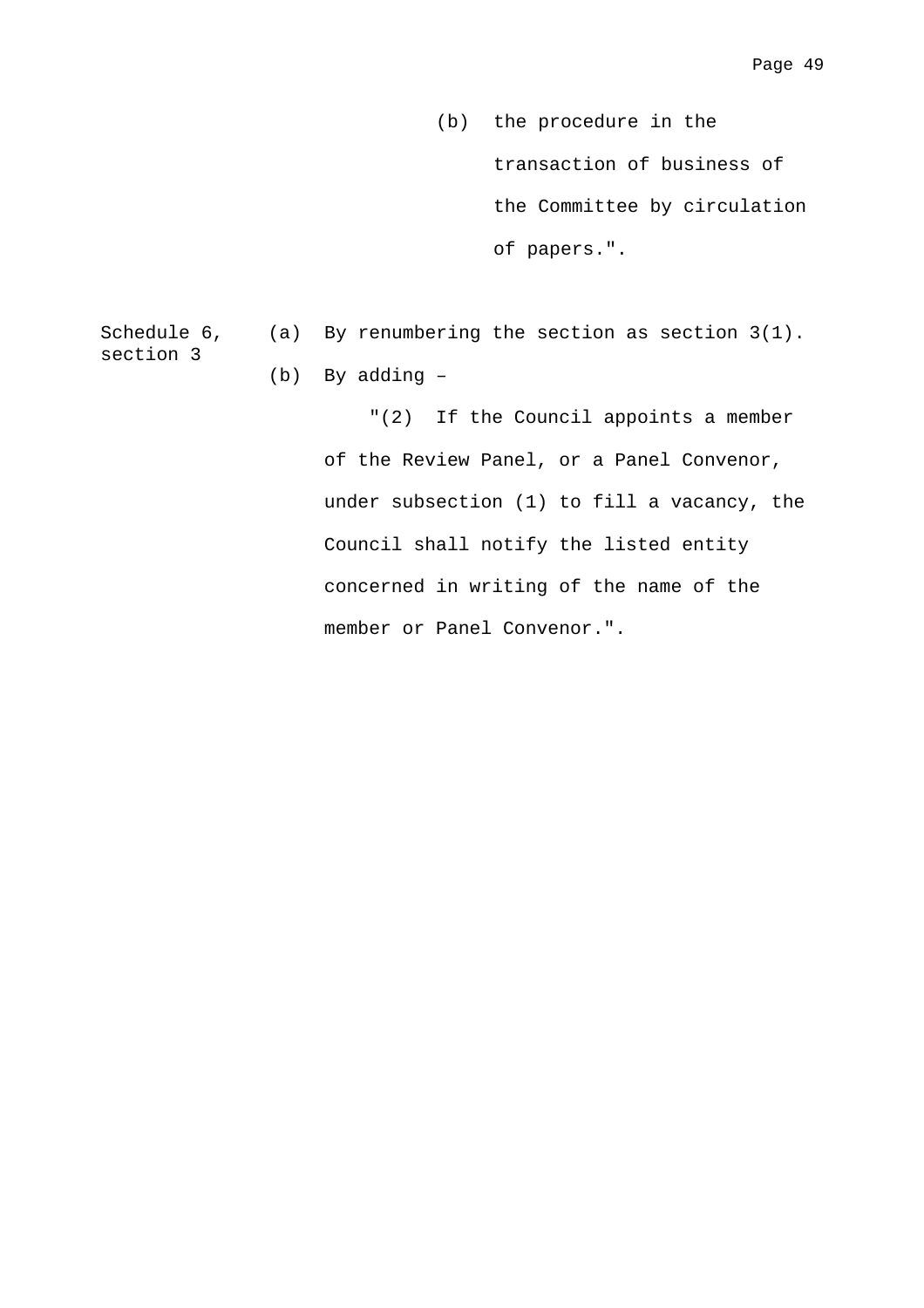(b) the procedure in the transaction of business of the Committee by circulation of papers.".

| | | |
|---|---|---|
| Schedule 6, section 3 | (a) | By renumbering the section as section 3(1). |
| | (b) | By adding – |
| | | "(2) If the Council appoints a member of the Review Panel, or a Panel Convenor, under subsection (1) to fill a vacancy, the Council shall notify the listed entity concerned in writing of the name of the member or Panel Convenor.". |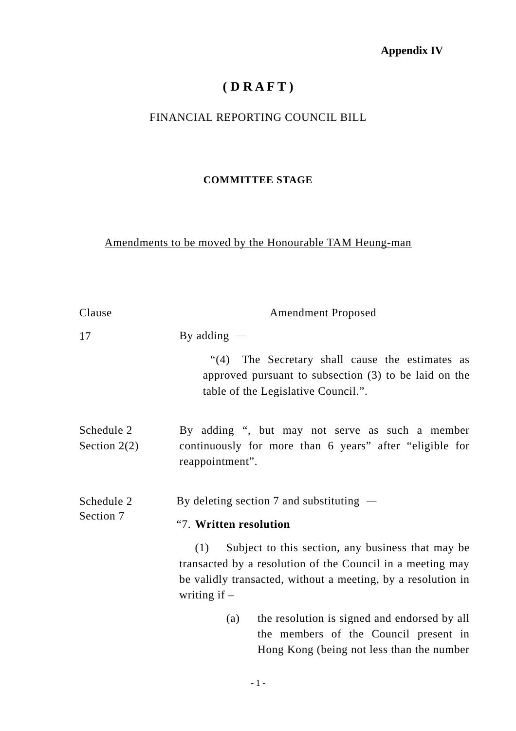**Appendix IV**

# ( D R A F T )

FINANCIAL REPORTING COUNCIL BILL

**COMMITTEE STAGE**

Amendments to be moved by the Honourable TAM Heung-man

| Clause | Amendment Proposed |
|---|---|
| 17 | By adding — <br><br> "(4) The Secretary shall cause the estimates as approved pursuant to subsection (3) to be laid on the table of the Legislative Council.". |
| Schedule 2 Section 2(2) | By adding ", but may not serve as such a member continuously for more than 6 years" after "eligible for reappointment". |
| Schedule 2 Section 7 | By deleting section 7 and substituting — <br><br> "7. **Written resolution** <br><br> (1) Subject to this section, any business that may be transacted by a resolution of the Council in a meeting may be validly transacted, without a meeting, by a resolution in writing if – <br><br> (a) the resolution is signed and endorsed by all the members of the Council present in Hong Kong (being not less than the number |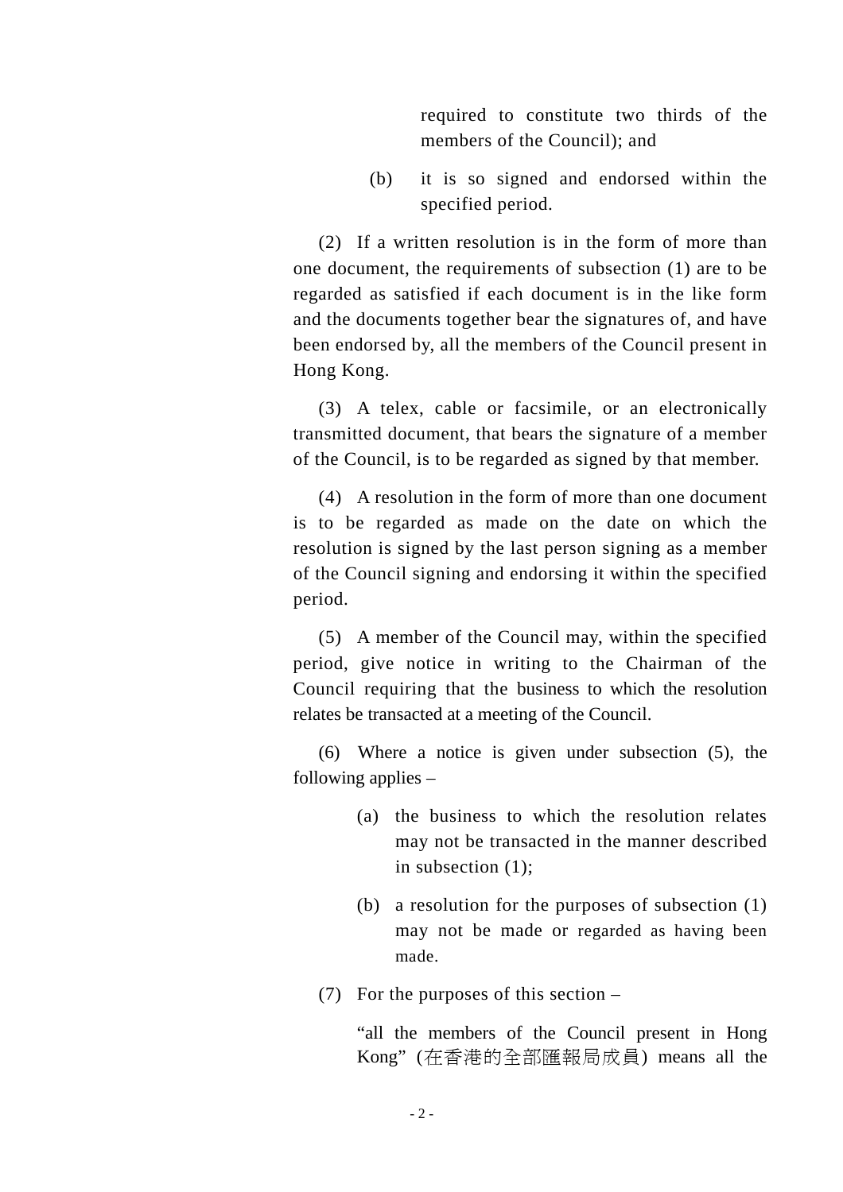required to constitute two thirds of the members of the Council); and

(b) it is so signed and endorsed within the specified period.

(2) If a written resolution is in the form of more than one document, the requirements of subsection (1) are to be regarded as satisfied if each document is in the like form and the documents together bear the signatures of, and have been endorsed by, all the members of the Council present in Hong Kong.

(3) A telex, cable or facsimile, or an electronically transmitted document, that bears the signature of a member of the Council, is to be regarded as signed by that member.

(4) A resolution in the form of more than one document is to be regarded as made on the date on which the resolution is signed by the last person signing as a member of the Council signing and endorsing it within the specified period.

(5) A member of the Council may, within the specified period, give notice in writing to the Chairman of the Council requiring that the business to which the resolution relates be transacted at a meeting of the Council.

(6) Where a notice is given under subsection (5), the following applies –

(a) the business to which the resolution relates may not be transacted in the manner described in subsection (1);

(b) a resolution for the purposes of subsection (1) may not be made or regarded as having been made.

(7) For the purposes of this section –

"all the members of the Council present in Hong Kong" (在香港的全部匯報局成員) means all the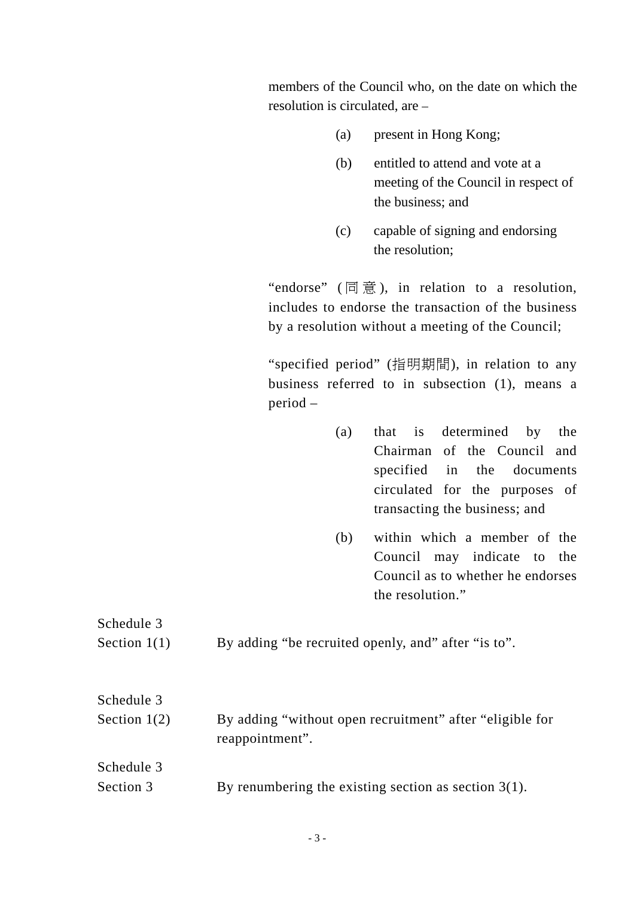members of the Council who, on the date on which the resolution is circulated, are –

(a) present in Hong Kong;

(b) entitled to attend and vote at a meeting of the Council in respect of the business; and

(c) capable of signing and endorsing the resolution;

"endorse" (同意), in relation to a resolution, includes to endorse the transaction of the business by a resolution without a meeting of the Council;

"specified period" (指明期間), in relation to any business referred to in subsection (1), means a period –

(a) that is determined by the Chairman of the Council and specified in the documents circulated for the purposes of transacting the business; and

(b) within which a member of the Council may indicate to the Council as to whether he endorses the resolution."

| | |
|---|---|
| Schedule 3 Section 1(1) | By adding "be recruited openly, and" after "is to". |
| Schedule 3 Section 1(2) | By adding "without open recruitment" after "eligible for reappointment". |
| Schedule 3 Section 3 | By renumbering the existing section as section 3(1). |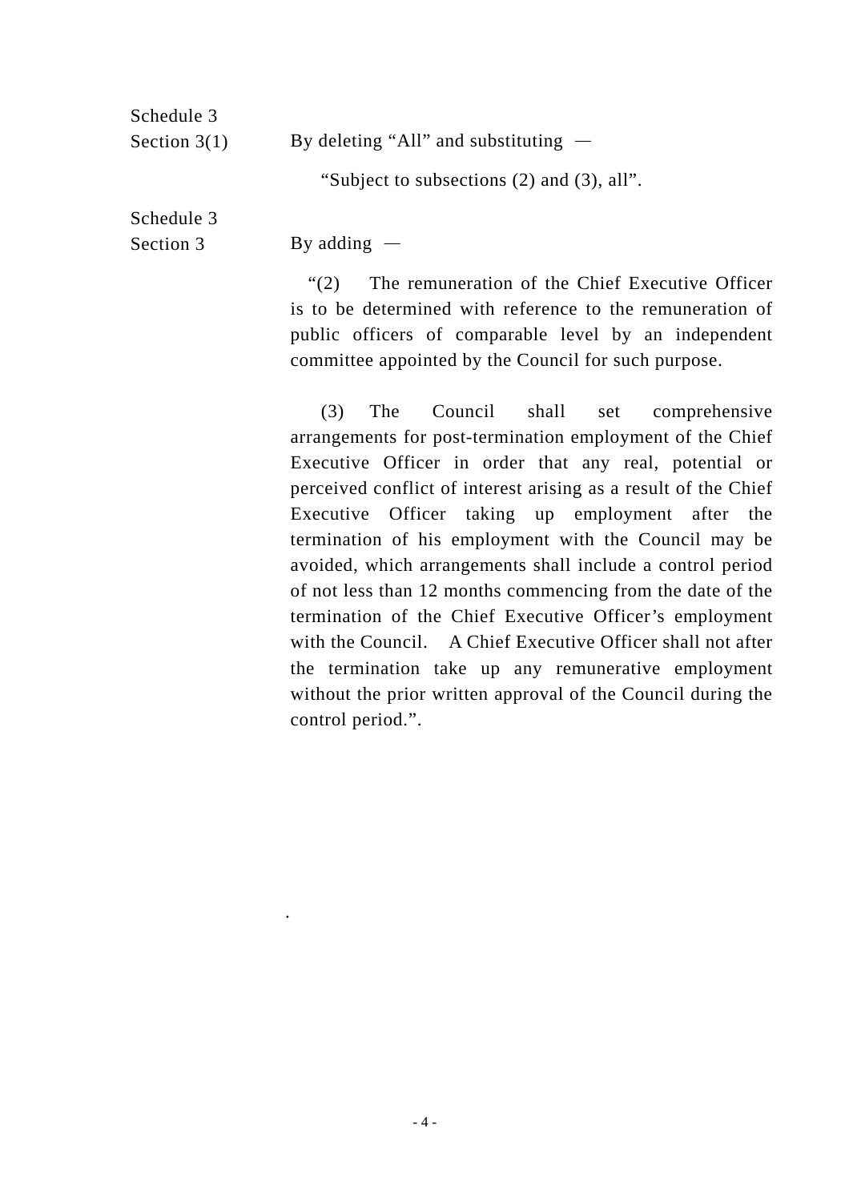Schedule 3
Section 3(1) By deleting "All" and substituting —

"Subject to subsections (2) and (3), all".

Schedule 3
Section 3 By adding —

"(2) The remuneration of the Chief Executive Officer is to be determined with reference to the remuneration of public officers of comparable level by an independent committee appointed by the Council for such purpose.

(3) The Council shall set comprehensive arrangements for post-termination employment of the Chief Executive Officer in order that any real, potential or perceived conflict of interest arising as a result of the Chief Executive Officer taking up employment after the termination of his employment with the Council may be avoided, which arrangements shall include a control period of not less than 12 months commencing from the date of the termination of the Chief Executive Officer's employment with the Council. A Chief Executive Officer shall not after the termination take up any remunerative employment without the prior written approval of the Council during the control period.".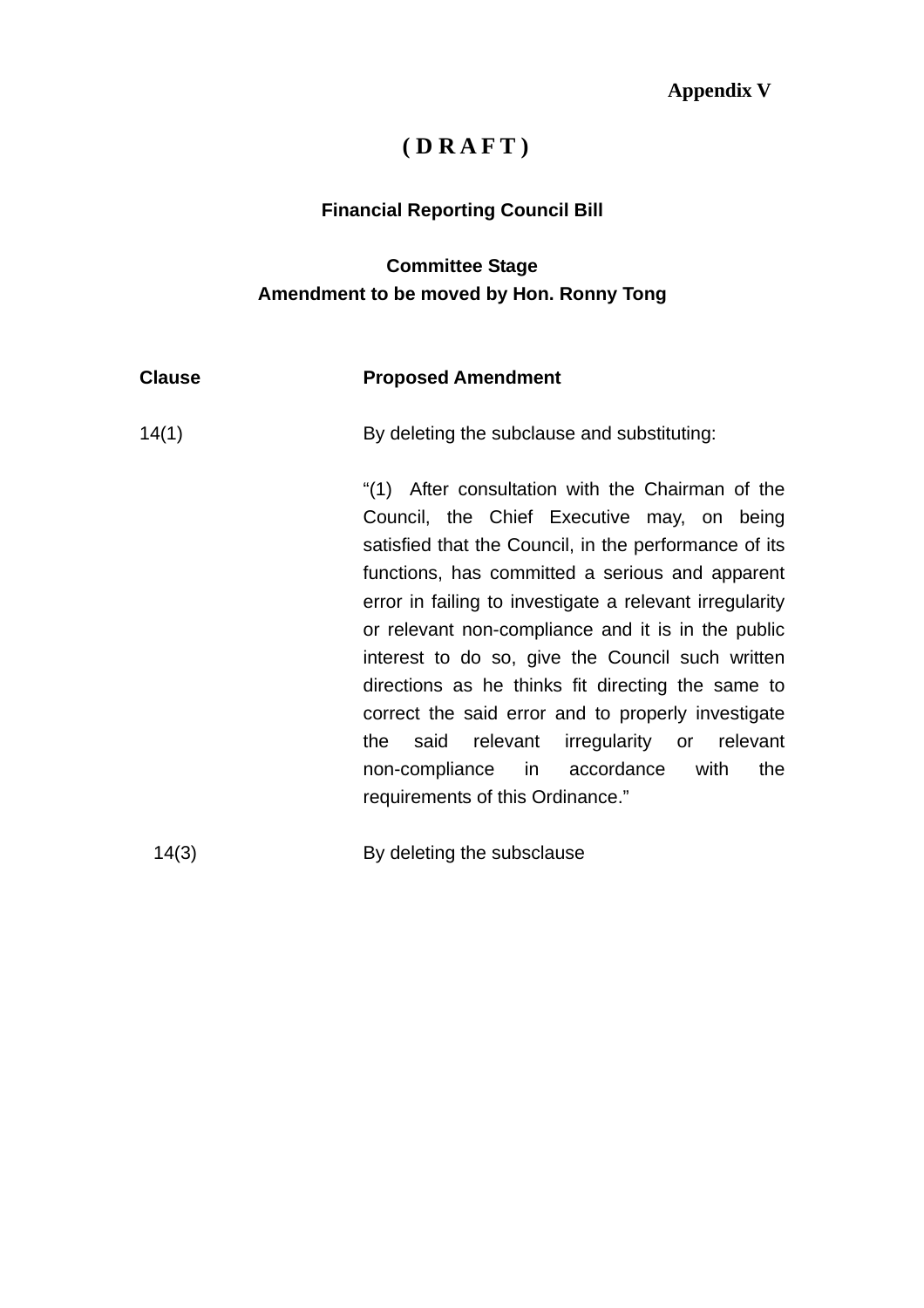**Appendix V**

# ( D R A F T )

## Financial Reporting Council Bill

**Committee Stage**
**Amendment to be moved by Hon. Ronny Tong**

| Clause | Proposed Amendment |
| --- | --- |
| 14(1) | By deleting the subclause and substituting:<br><br>"(1) After consultation with the Chairman of the Council, the Chief Executive may, on being satisfied that the Council, in the performance of its functions, has committed a serious and apparent error in failing to investigate a relevant irregularity or relevant non-compliance and it is in the public interest to do so, give the Council such written directions as he thinks fit directing the same to correct the said error and to properly investigate the said relevant irregularity or relevant non-compliance in accordance with the requirements of this Ordinance." |
| 14(3) | By deleting the subsclause |